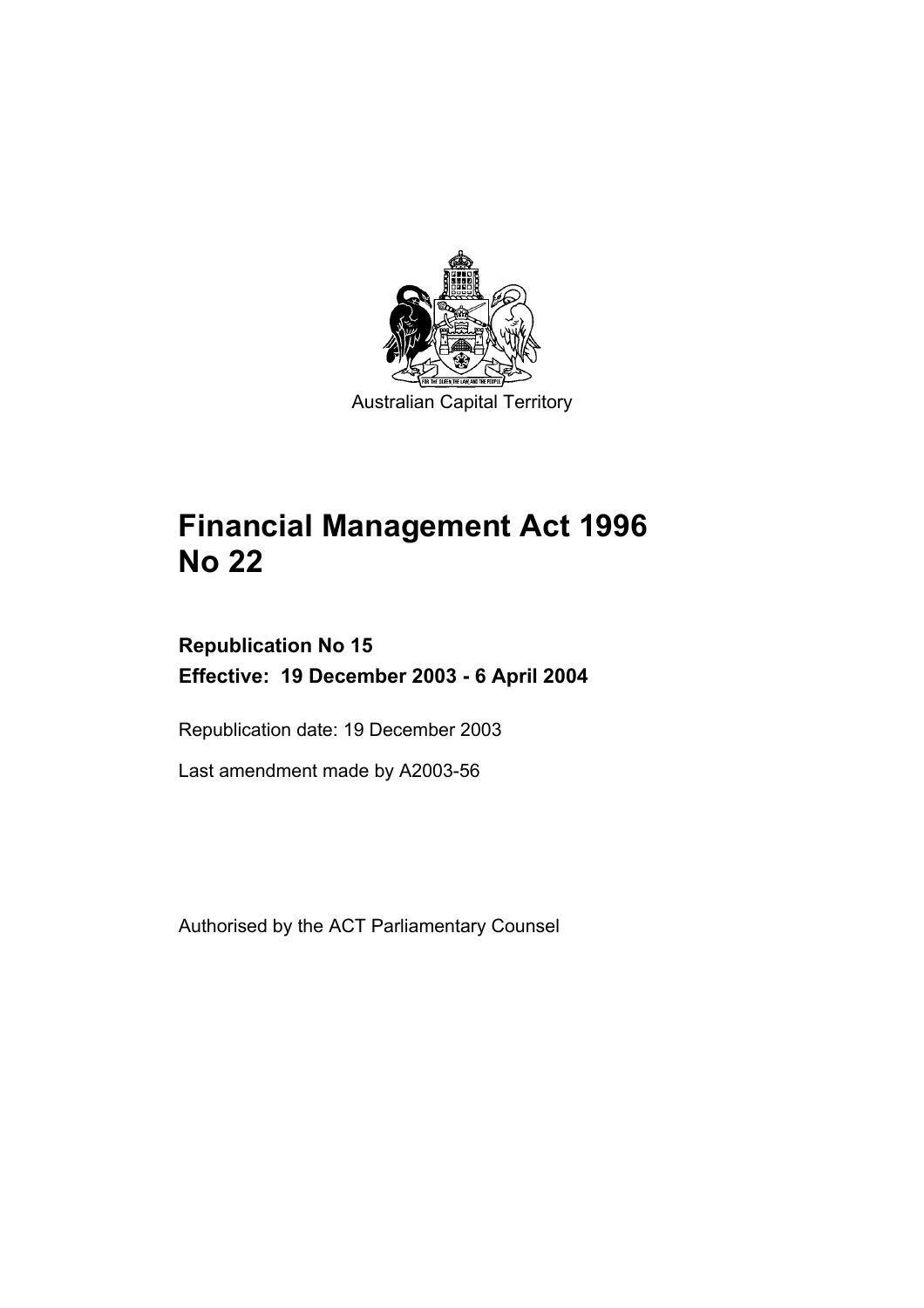Australian Capital Territory

# Financial Management Act 1996 No 22

**Republication No 15**

**Effective: 19 December 2003 - 6 April 2004**

Republication date: 19 December 2003

Last amendment made by A2003-56

Authorised by the ACT Parliamentary Counsel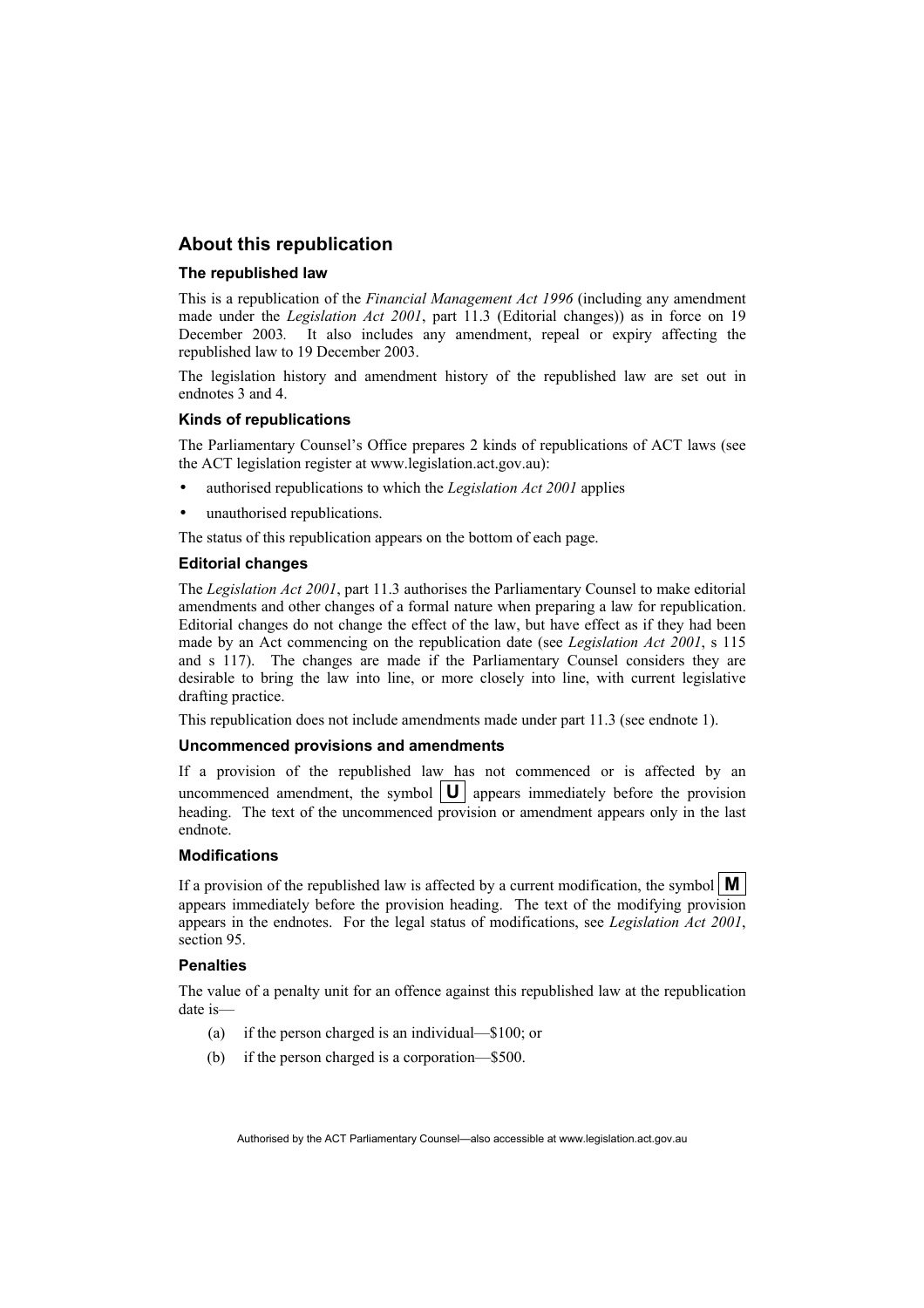## About this republication

### The republished law

This is a republication of the *Financial Management Act 1996* (including any amendment made under the *Legislation Act 2001*, part 11.3 (Editorial changes)) as in force on 19 December 2003*.* It also includes any amendment, repeal or expiry affecting the republished law to 19 December 2003.

The legislation history and amendment history of the republished law are set out in endnotes 3 and 4.

### Kinds of republications

The Parliamentary Counsel's Office prepares 2 kinds of republications of ACT laws (see the ACT legislation register at www.legislation.act.gov.au):

- authorised republications to which the *Legislation Act 2001* applies
- unauthorised republications.

The status of this republication appears on the bottom of each page.

### Editorial changes

The *Legislation Act 2001*, part 11.3 authorises the Parliamentary Counsel to make editorial amendments and other changes of a formal nature when preparing a law for republication. Editorial changes do not change the effect of the law, but have effect as if they had been made by an Act commencing on the republication date (see *Legislation Act 2001*, s 115 and s 117). The changes are made if the Parliamentary Counsel considers they are desirable to bring the law into line, or more closely into line, with current legislative drafting practice.

This republication does not include amendments made under part 11.3 (see endnote 1).

### Uncommenced provisions and amendments

If a provision of the republished law has not commenced or is affected by an uncommenced amendment, the symbol **U** appears immediately before the provision heading. The text of the uncommenced provision or amendment appears only in the last endnote.

### Modifications

If a provision of the republished law is affected by a current modification, the symbol **M** appears immediately before the provision heading. The text of the modifying provision appears in the endnotes. For the legal status of modifications, see *Legislation Act 2001*, section 95.

### Penalties

The value of a penalty unit for an offence against this republished law at the republication date is—

(a) if the person charged is an individual—$100; or

(b) if the person charged is a corporation—$500.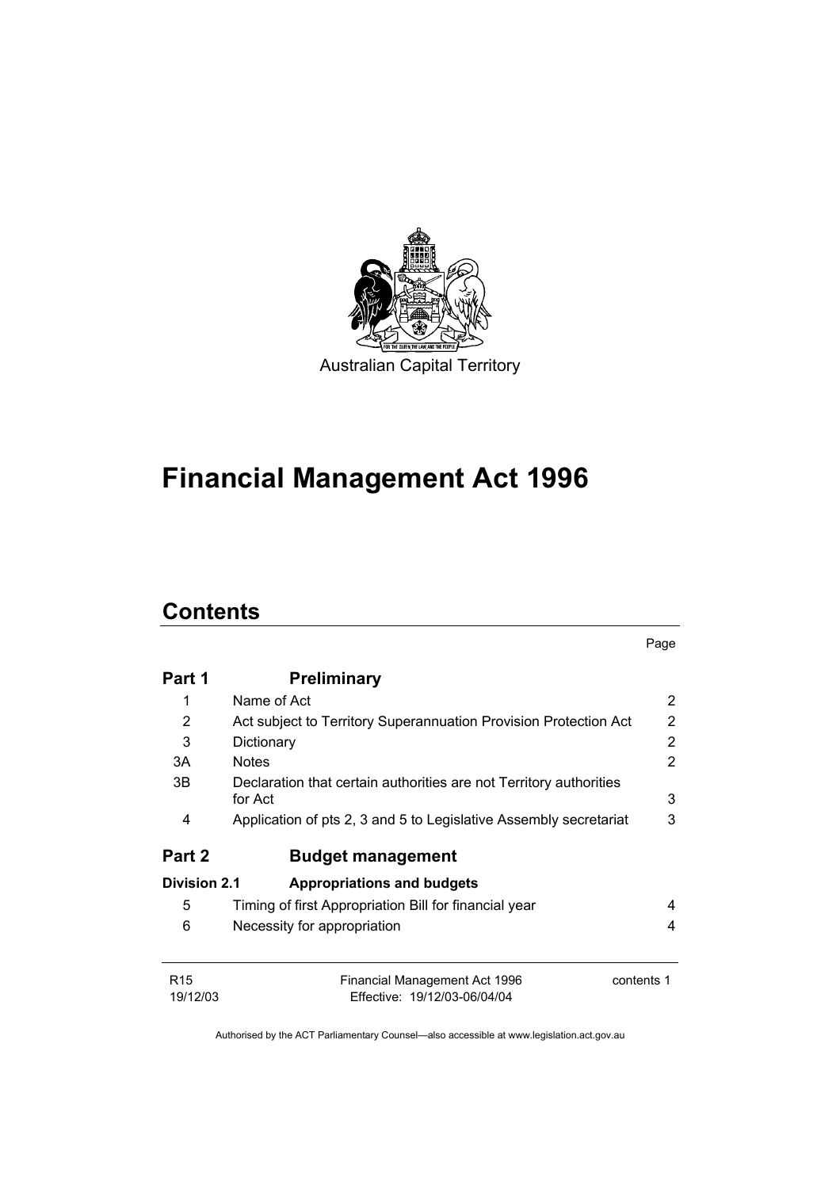Australian Capital Territory

# Financial Management Act 1996

## Contents

| | | Page |
|---|---|---|
| **Part 1** | **Preliminary** | |
| 1 | Name of Act | 2 |
| 2 | Act subject to Territory Superannuation Provision Protection Act | 2 |
| 3 | Dictionary | 2 |
| 3A | Notes | 2 |
| 3B | Declaration that certain authorities are not Territory authorities for Act | 3 |
| 4 | Application of pts 2, 3 and 5 to Legislative Assembly secretariat | 3 |
| **Part 2** | **Budget management** | |
| **Division 2.1** | **Appropriations and budgets** | |
| 5 | Timing of first Appropriation Bill for financial year | 4 |
| 6 | Necessity for appropriation | 4 |

Authorised by the ACT Parliamentary Counsel—also accessible at www.legislation.act.gov.au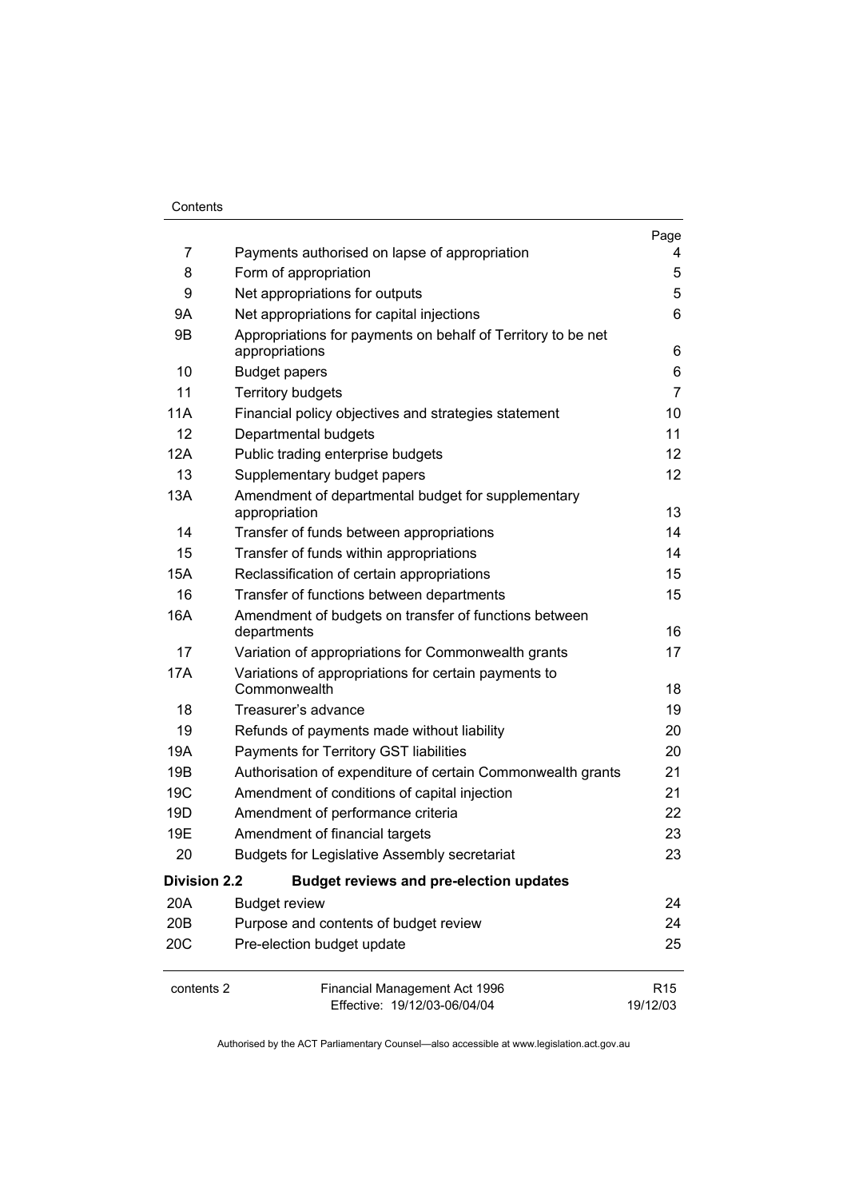| | | Page |
|---|---|---|
| 7 | Payments authorised on lapse of appropriation | 4 |
| 8 | Form of appropriation | 5 |
| 9 | Net appropriations for outputs | 5 |
| 9A | Net appropriations for capital injections | 6 |
| 9B | Appropriations for payments on behalf of Territory to be net appropriations | 6 |
| 10 | Budget papers | 6 |
| 11 | Territory budgets | 7 |
| 11A | Financial policy objectives and strategies statement | 10 |
| 12 | Departmental budgets | 11 |
| 12A | Public trading enterprise budgets | 12 |
| 13 | Supplementary budget papers | 12 |
| 13A | Amendment of departmental budget for supplementary appropriation | 13 |
| 14 | Transfer of funds between appropriations | 14 |
| 15 | Transfer of funds within appropriations | 14 |
| 15A | Reclassification of certain appropriations | 15 |
| 16 | Transfer of functions between departments | 15 |
| 16A | Amendment of budgets on transfer of functions between departments | 16 |
| 17 | Variation of appropriations for Commonwealth grants | 17 |
| 17A | Variations of appropriations for certain payments to Commonwealth | 18 |
| 18 | Treasurer's advance | 19 |
| 19 | Refunds of payments made without liability | 20 |
| 19A | Payments for Territory GST liabilities | 20 |
| 19B | Authorisation of expenditure of certain Commonwealth grants | 21 |
| 19C | Amendment of conditions of capital injection | 21 |
| 19D | Amendment of performance criteria | 22 |
| 19E | Amendment of financial targets | 23 |
| 20 | Budgets for Legislative Assembly secretariat | 23 |
| **Division 2.2** | **Budget reviews and pre-election updates** | |
| 20A | Budget review | 24 |
| 20B | Purpose and contents of budget review | 24 |
| 20C | Pre-election budget update | 25 |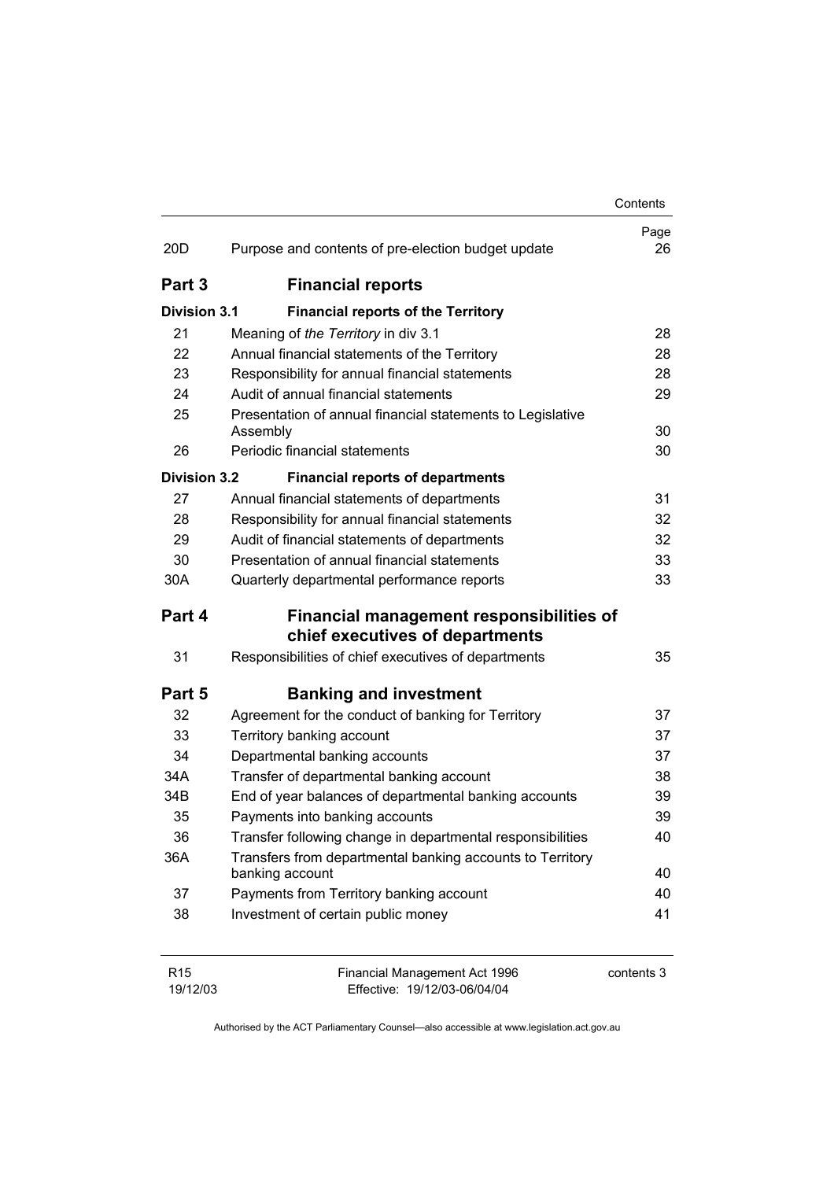| | | Page |
|---|---|---|
| 20D | Purpose and contents of pre-election budget update | 26 |
| **Part 3** | **Financial reports** | |
| **Division 3.1** | **Financial reports of the Territory** | |
| 21 | Meaning of *the Territory* in div 3.1 | 28 |
| 22 | Annual financial statements of the Territory | 28 |
| 23 | Responsibility for annual financial statements | 28 |
| 24 | Audit of annual financial statements | 29 |
| 25 | Presentation of annual financial statements to Legislative Assembly | 30 |
| 26 | Periodic financial statements | 30 |
| **Division 3.2** | **Financial reports of departments** | |
| 27 | Annual financial statements of departments | 31 |
| 28 | Responsibility for annual financial statements | 32 |
| 29 | Audit of financial statements of departments | 32 |
| 30 | Presentation of annual financial statements | 33 |
| 30A | Quarterly departmental performance reports | 33 |
| **Part 4** | **Financial management responsibilities of chief executives of departments** | |
| 31 | Responsibilities of chief executives of departments | 35 |
| **Part 5** | **Banking and investment** | |
| 32 | Agreement for the conduct of banking for Territory | 37 |
| 33 | Territory banking account | 37 |
| 34 | Departmental banking accounts | 37 |
| 34A | Transfer of departmental banking account | 38 |
| 34B | End of year balances of departmental banking accounts | 39 |
| 35 | Payments into banking accounts | 39 |
| 36 | Transfer following change in departmental responsibilities | 40 |
| 36A | Transfers from departmental banking accounts to Territory banking account | 40 |
| 37 | Payments from Territory banking account | 40 |
| 38 | Investment of certain public money | 41 |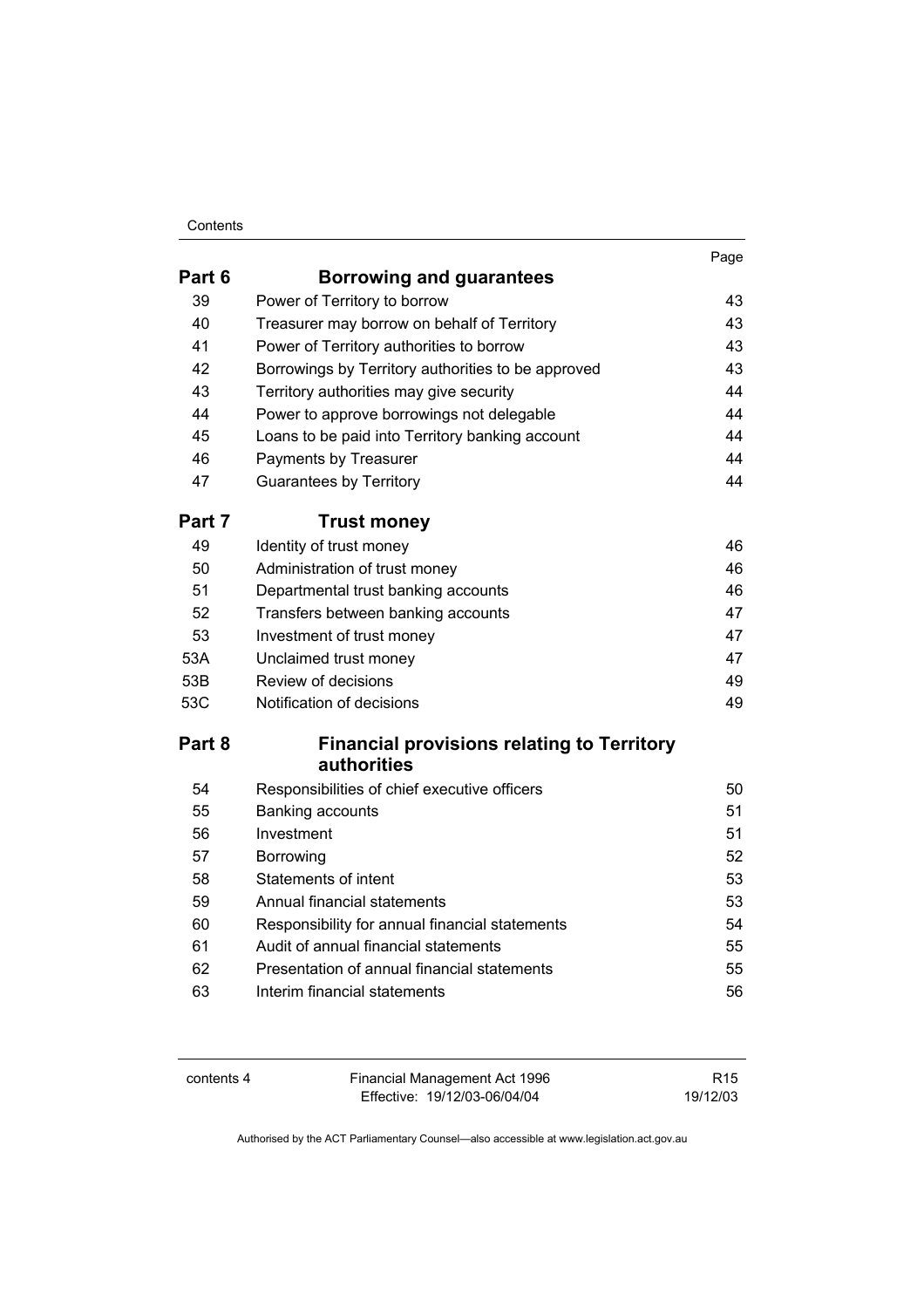| | | Page |
|---|---|---|
| **Part 6** | **Borrowing and guarantees** | |
| 39 | Power of Territory to borrow | 43 |
| 40 | Treasurer may borrow on behalf of Territory | 43 |
| 41 | Power of Territory authorities to borrow | 43 |
| 42 | Borrowings by Territory authorities to be approved | 43 |
| 43 | Territory authorities may give security | 44 |
| 44 | Power to approve borrowings not delegable | 44 |
| 45 | Loans to be paid into Territory banking account | 44 |
| 46 | Payments by Treasurer | 44 |
| 47 | Guarantees by Territory | 44 |
| **Part 7** | **Trust money** | |
| 49 | Identity of trust money | 46 |
| 50 | Administration of trust money | 46 |
| 51 | Departmental trust banking accounts | 46 |
| 52 | Transfers between banking accounts | 47 |
| 53 | Investment of trust money | 47 |
| 53A | Unclaimed trust money | 47 |
| 53B | Review of decisions | 49 |
| 53C | Notification of decisions | 49 |
| **Part 8** | **Financial provisions relating to Territory authorities** | |
| 54 | Responsibilities of chief executive officers | 50 |
| 55 | Banking accounts | 51 |
| 56 | Investment | 51 |
| 57 | Borrowing | 52 |
| 58 | Statements of intent | 53 |
| 59 | Annual financial statements | 53 |
| 60 | Responsibility for annual financial statements | 54 |
| 61 | Audit of annual financial statements | 55 |
| 62 | Presentation of annual financial statements | 55 |
| 63 | Interim financial statements | 56 |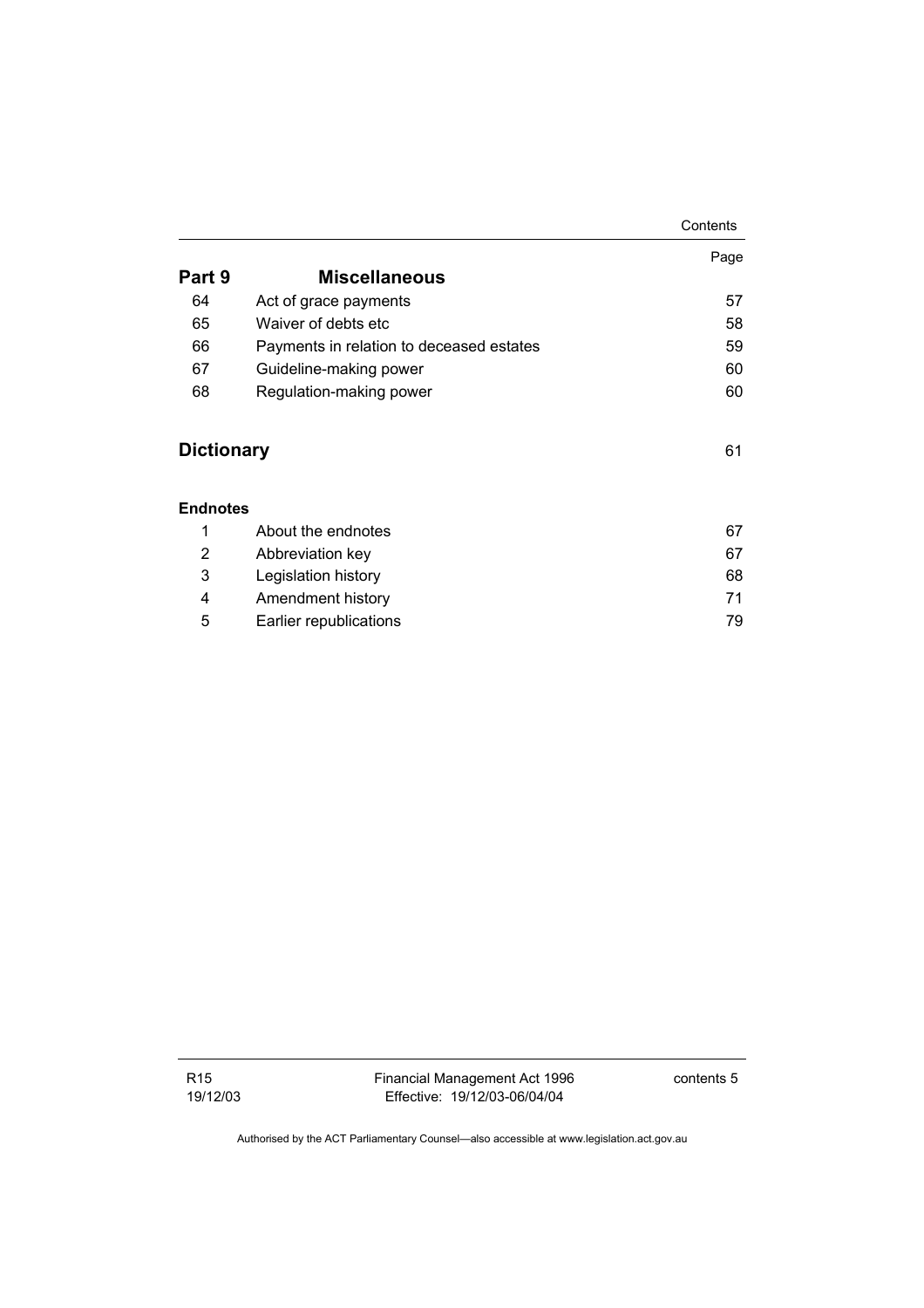| | | Page |
|---|---|---|
| **Part 9** | **Miscellaneous** | |
| 64 | Act of grace payments | 57 |
| 65 | Waiver of debts etc | 58 |
| 66 | Payments in relation to deceased estates | 59 |
| 67 | Guideline-making power | 60 |
| 68 | Regulation-making power | 60 |

## Dictionary 61

**Endnotes**

| | | |
|---|---|---|
| 1 | About the endnotes | 67 |
| 2 | Abbreviation key | 67 |
| 3 | Legislation history | 68 |
| 4 | Amendment history | 71 |
| 5 | Earlier republications | 79 |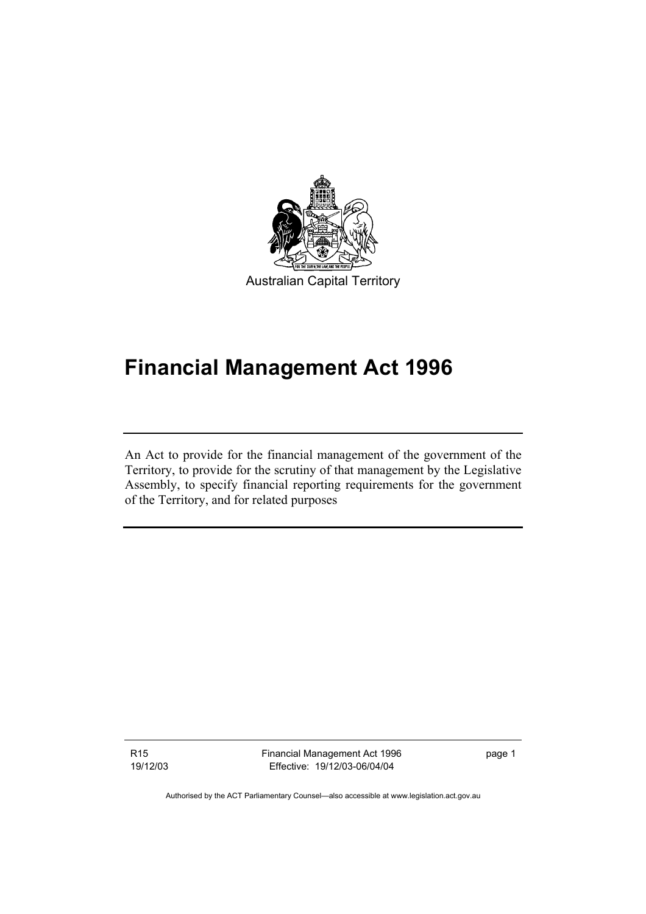Australian Capital Territory

# Financial Management Act 1996

An Act to provide for the financial management of the government of the Territory, to provide for the scrutiny of that management by the Legislative Assembly, to specify financial reporting requirements for the government of the Territory, and for related purposes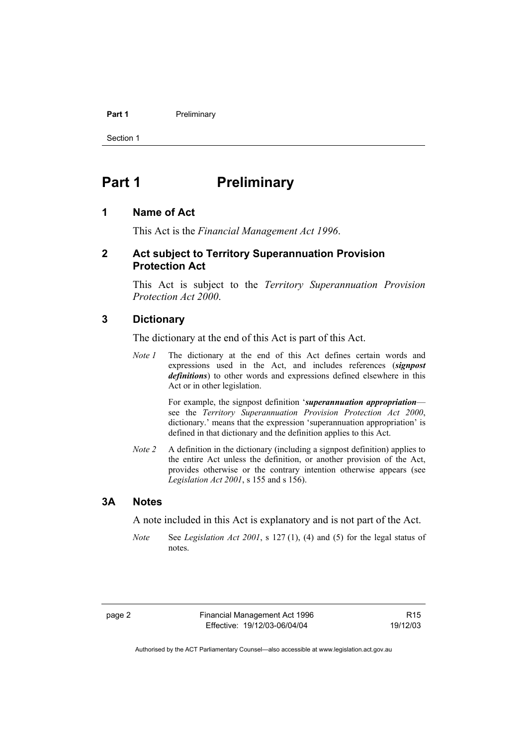# Part 1 Preliminary

## 1 Name of Act

This Act is the *Financial Management Act 1996*.

## 2 Act subject to Territory Superannuation Provision Protection Act

This Act is subject to the *Territory Superannuation Provision Protection Act 2000*.

## 3 Dictionary

The dictionary at the end of this Act is part of this Act.

*Note 1* The dictionary at the end of this Act defines certain words and expressions used in the Act, and includes references (***signpost definitions***) to other words and expressions defined elsewhere in this Act or in other legislation.

For example, the signpost definition '***superannuation appropriation***—see the *Territory Superannuation Provision Protection Act 2000*, dictionary.' means that the expression 'superannuation appropriation' is defined in that dictionary and the definition applies to this Act.

*Note 2* A definition in the dictionary (including a signpost definition) applies to the entire Act unless the definition, or another provision of the Act, provides otherwise or the contrary intention otherwise appears (see *Legislation Act 2001*, s 155 and s 156).

## 3A Notes

A note included in this Act is explanatory and is not part of the Act.

*Note* See *Legislation Act 2001*, s 127 (1), (4) and (5) for the legal status of notes.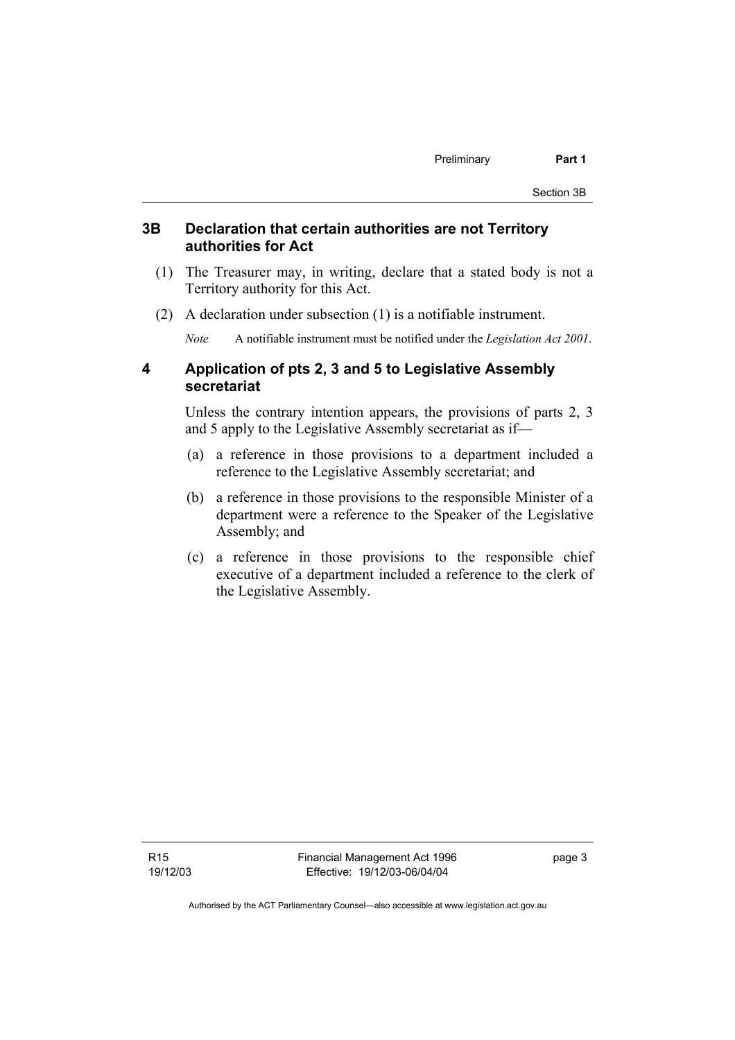## 3B Declaration that certain authorities are not Territory authorities for Act

(1) The Treasurer may, in writing, declare that a stated body is not a Territory authority for this Act.

(2) A declaration under subsection (1) is a notifiable instrument.

*Note* A notifiable instrument must be notified under the *Legislation Act 2001*.

## 4 Application of pts 2, 3 and 5 to Legislative Assembly secretariat

Unless the contrary intention appears, the provisions of parts 2, 3 and 5 apply to the Legislative Assembly secretariat as if—

(a) a reference in those provisions to a department included a reference to the Legislative Assembly secretariat; and

(b) a reference in those provisions to the responsible Minister of a department were a reference to the Speaker of the Legislative Assembly; and

(c) a reference in those provisions to the responsible chief executive of a department included a reference to the clerk of the Legislative Assembly.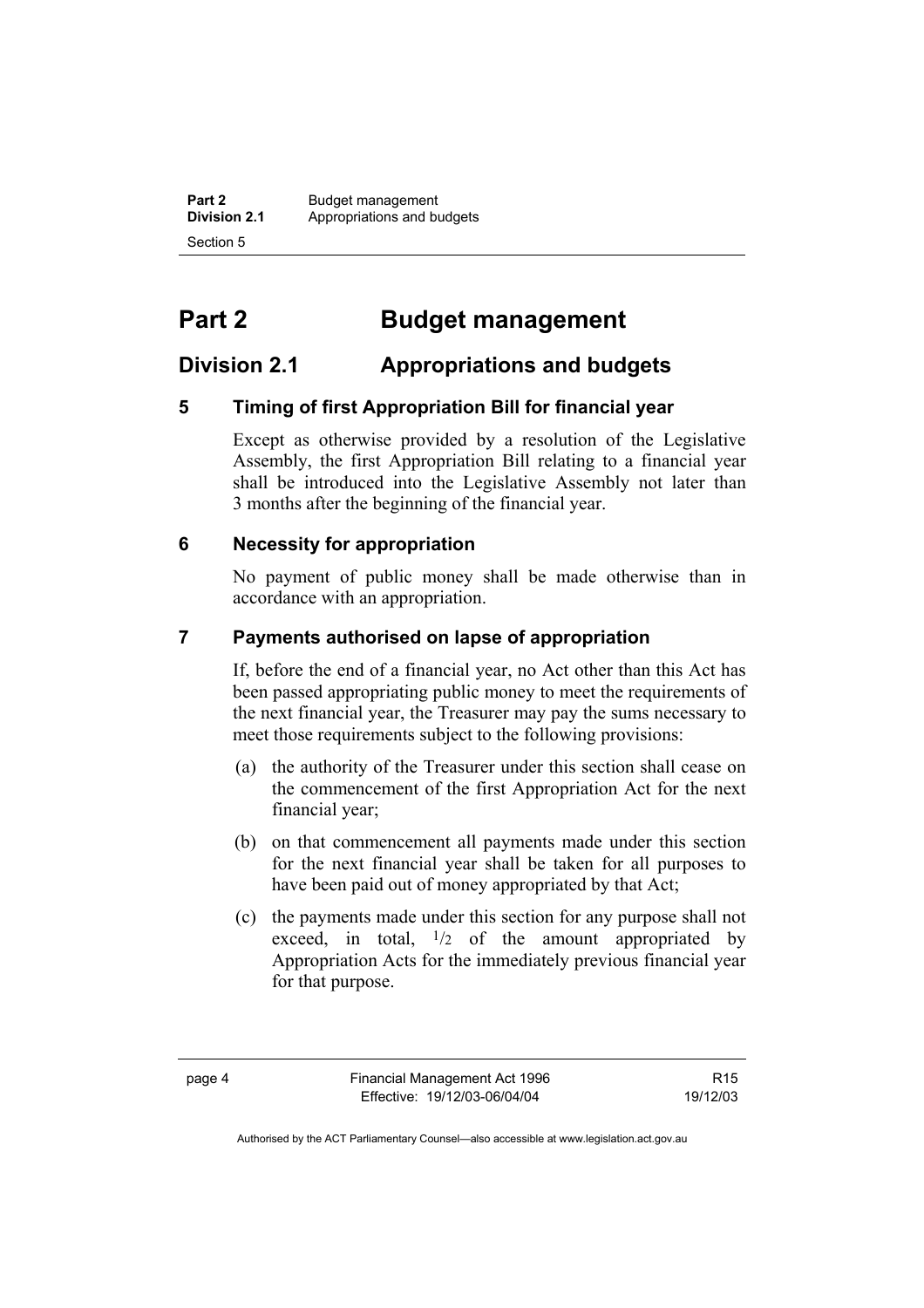# Part 2 Budget management

## Division 2.1 Appropriations and budgets

### 5 Timing of first Appropriation Bill for financial year

Except as otherwise provided by a resolution of the Legislative Assembly, the first Appropriation Bill relating to a financial year shall be introduced into the Legislative Assembly not later than 3 months after the beginning of the financial year.

### 6 Necessity for appropriation

No payment of public money shall be made otherwise than in accordance with an appropriation.

### 7 Payments authorised on lapse of appropriation

If, before the end of a financial year, no Act other than this Act has been passed appropriating public money to meet the requirements of the next financial year, the Treasurer may pay the sums necessary to meet those requirements subject to the following provisions:

(a) the authority of the Treasurer under this section shall cease on the commencement of the first Appropriation Act for the next financial year;

(b) on that commencement all payments made under this section for the next financial year shall be taken for all purposes to have been paid out of money appropriated by that Act;

(c) the payments made under this section for any purpose shall not exceed, in total, $^1/_2$ of the amount appropriated by Appropriation Acts for the immediately previous financial year for that purpose.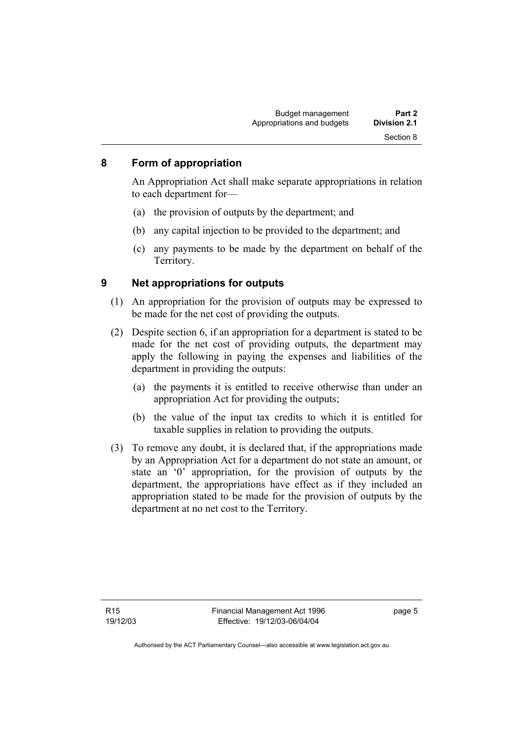## 8 Form of appropriation

An Appropriation Act shall make separate appropriations in relation to each department for—

(a) the provision of outputs by the department; and

(b) any capital injection to be provided to the department; and

(c) any payments to be made by the department on behalf of the Territory.

## 9 Net appropriations for outputs

(1) An appropriation for the provision of outputs may be expressed to be made for the net cost of providing the outputs.

(2) Despite section 6, if an appropriation for a department is stated to be made for the net cost of providing outputs, the department may apply the following in paying the expenses and liabilities of the department in providing the outputs:

(a) the payments it is entitled to receive otherwise than under an appropriation Act for providing the outputs;

(b) the value of the input tax credits to which it is entitled for taxable supplies in relation to providing the outputs.

(3) To remove any doubt, it is declared that, if the appropriations made by an Appropriation Act for a department do not state an amount, or state an '0' appropriation, for the provision of outputs by the department, the appropriations have effect as if they included an appropriation stated to be made for the provision of outputs by the department at no net cost to the Territory.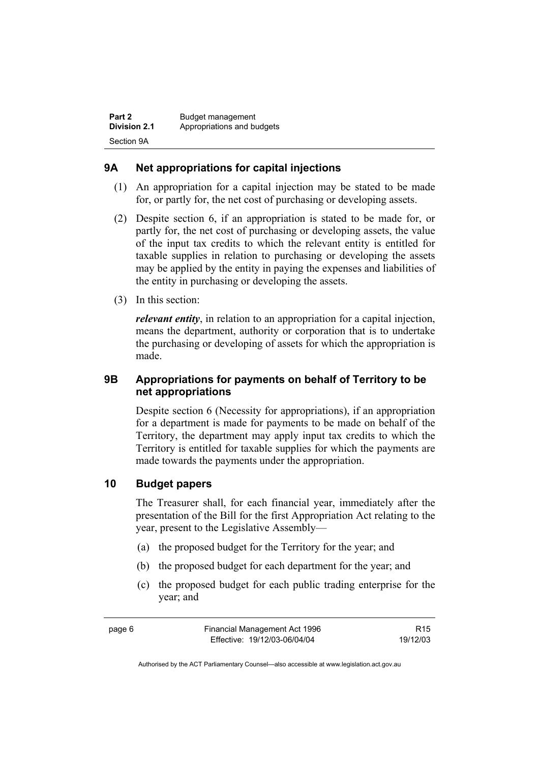## 9A Net appropriations for capital injections

(1) An appropriation for a capital injection may be stated to be made for, or partly for, the net cost of purchasing or developing assets.

(2) Despite section 6, if an appropriation is stated to be made for, or partly for, the net cost of purchasing or developing assets, the value of the input tax credits to which the relevant entity is entitled for taxable supplies in relation to purchasing or developing the assets may be applied by the entity in paying the expenses and liabilities of the entity in purchasing or developing the assets.

(3) In this section:

***relevant entity***, in relation to an appropriation for a capital injection, means the department, authority or corporation that is to undertake the purchasing or developing of assets for which the appropriation is made.

## 9B Appropriations for payments on behalf of Territory to be net appropriations

Despite section 6 (Necessity for appropriations), if an appropriation for a department is made for payments to be made on behalf of the Territory, the department may apply input tax credits to which the Territory is entitled for taxable supplies for which the payments are made towards the payments under the appropriation.

## 10 Budget papers

The Treasurer shall, for each financial year, immediately after the presentation of the Bill for the first Appropriation Act relating to the year, present to the Legislative Assembly—

(a) the proposed budget for the Territory for the year; and

(b) the proposed budget for each department for the year; and

(c) the proposed budget for each public trading enterprise for the year; and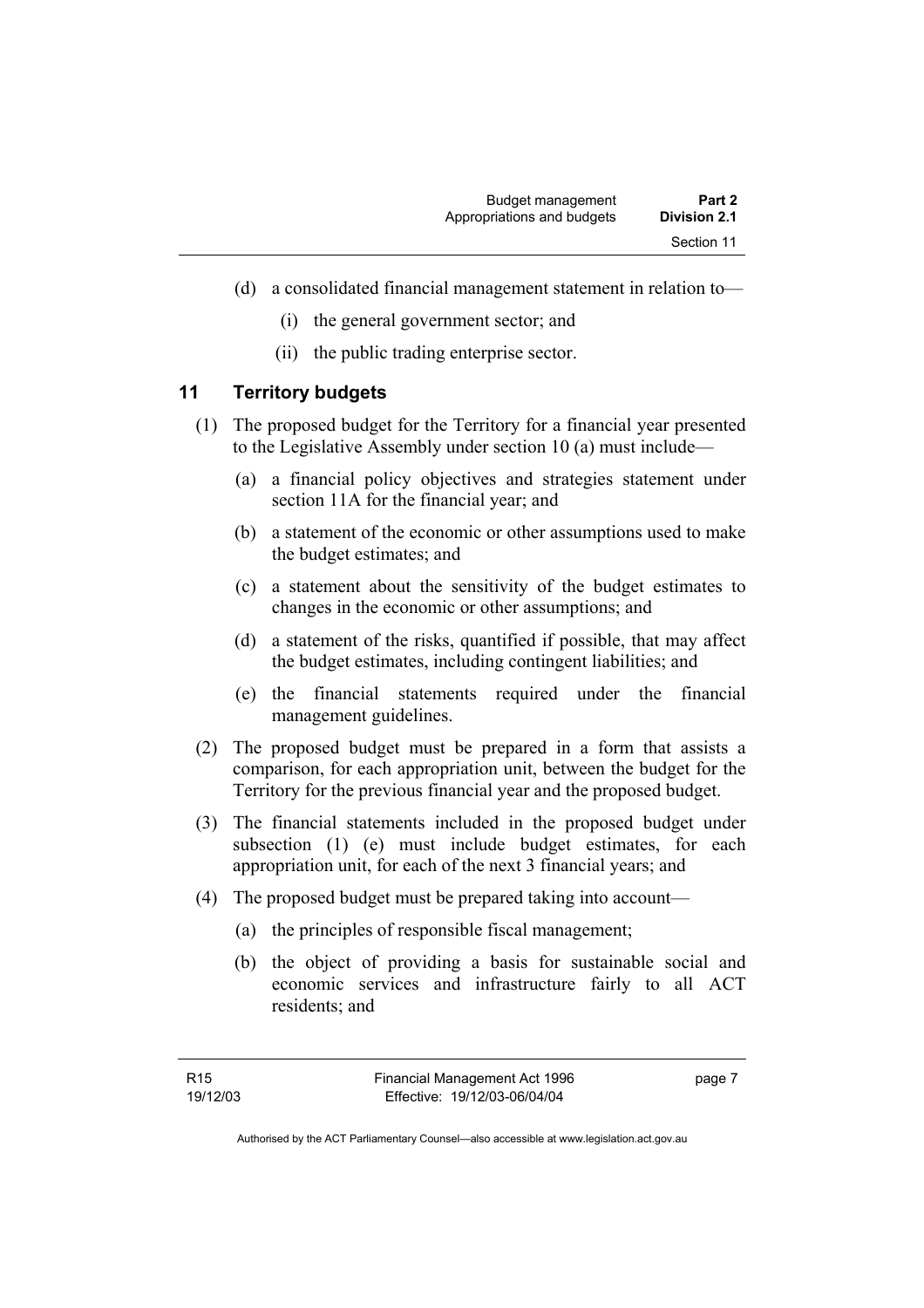(d) a consolidated financial management statement in relation to—

(i) the general government sector; and

(ii) the public trading enterprise sector.

## 11 Territory budgets

(1) The proposed budget for the Territory for a financial year presented to the Legislative Assembly under section 10 (a) must include—

(a) a financial policy objectives and strategies statement under section 11A for the financial year; and

(b) a statement of the economic or other assumptions used to make the budget estimates; and

(c) a statement about the sensitivity of the budget estimates to changes in the economic or other assumptions; and

(d) a statement of the risks, quantified if possible, that may affect the budget estimates, including contingent liabilities; and

(e) the financial statements required under the financial management guidelines.

(2) The proposed budget must be prepared in a form that assists a comparison, for each appropriation unit, between the budget for the Territory for the previous financial year and the proposed budget.

(3) The financial statements included in the proposed budget under subsection (1) (e) must include budget estimates, for each appropriation unit, for each of the next 3 financial years; and

(4) The proposed budget must be prepared taking into account—

(a) the principles of responsible fiscal management;

(b) the object of providing a basis for sustainable social and economic services and infrastructure fairly to all ACT residents; and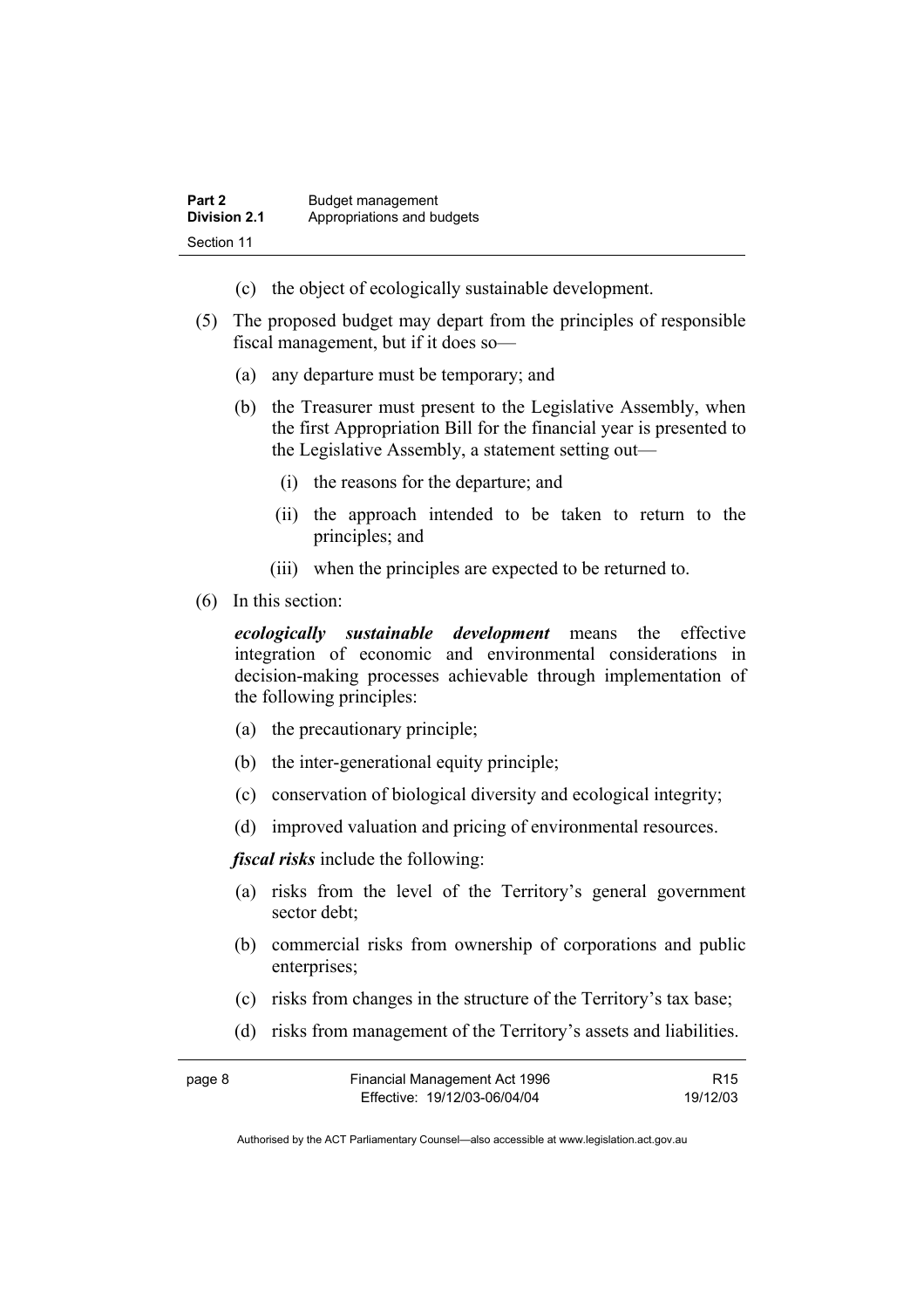(c) the object of ecologically sustainable development.

(5) The proposed budget may depart from the principles of responsible fiscal management, but if it does so—

(a) any departure must be temporary; and

(b) the Treasurer must present to the Legislative Assembly, when the first Appropriation Bill for the financial year is presented to the Legislative Assembly, a statement setting out—

(i) the reasons for the departure; and

(ii) the approach intended to be taken to return to the principles; and

(iii) when the principles are expected to be returned to.

(6) In this section:

***ecologically sustainable development*** means the effective integration of economic and environmental considerations in decision-making processes achievable through implementation of the following principles:

(a) the precautionary principle;

(b) the inter-generational equity principle;

(c) conservation of biological diversity and ecological integrity;

(d) improved valuation and pricing of environmental resources.

***fiscal risks*** include the following:

(a) risks from the level of the Territory's general government sector debt;

(b) commercial risks from ownership of corporations and public enterprises;

(c) risks from changes in the structure of the Territory's tax base;

(d) risks from management of the Territory's assets and liabilities.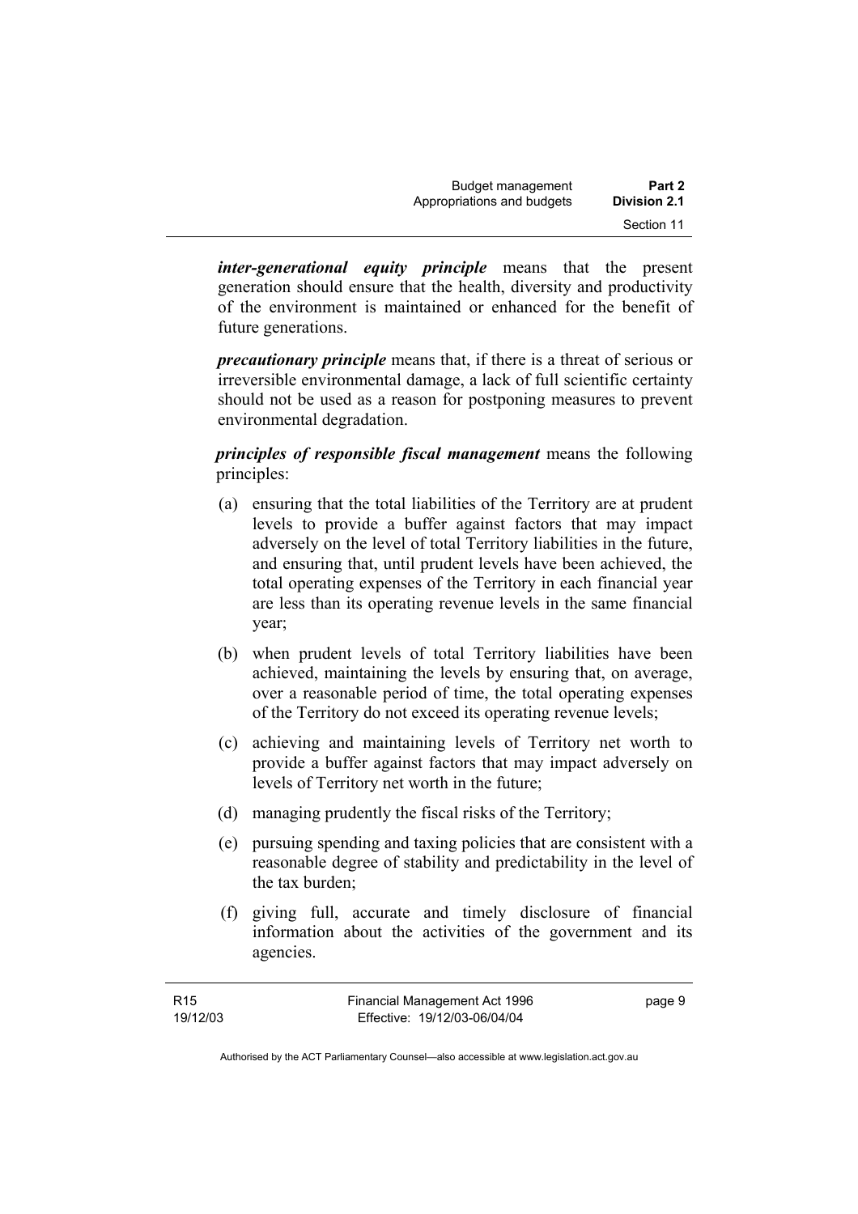***inter-generational equity principle*** means that the present generation should ensure that the health, diversity and productivity of the environment is maintained or enhanced for the benefit of future generations.

***precautionary principle*** means that, if there is a threat of serious or irreversible environmental damage, a lack of full scientific certainty should not be used as a reason for postponing measures to prevent environmental degradation.

***principles of responsible fiscal management*** means the following principles:

(a) ensuring that the total liabilities of the Territory are at prudent levels to provide a buffer against factors that may impact adversely on the level of total Territory liabilities in the future, and ensuring that, until prudent levels have been achieved, the total operating expenses of the Territory in each financial year are less than its operating revenue levels in the same financial year;

(b) when prudent levels of total Territory liabilities have been achieved, maintaining the levels by ensuring that, on average, over a reasonable period of time, the total operating expenses of the Territory do not exceed its operating revenue levels;

(c) achieving and maintaining levels of Territory net worth to provide a buffer against factors that may impact adversely on levels of Territory net worth in the future;

(d) managing prudently the fiscal risks of the Territory;

(e) pursuing spending and taxing policies that are consistent with a reasonable degree of stability and predictability in the level of the tax burden;

(f) giving full, accurate and timely disclosure of financial information about the activities of the government and its agencies.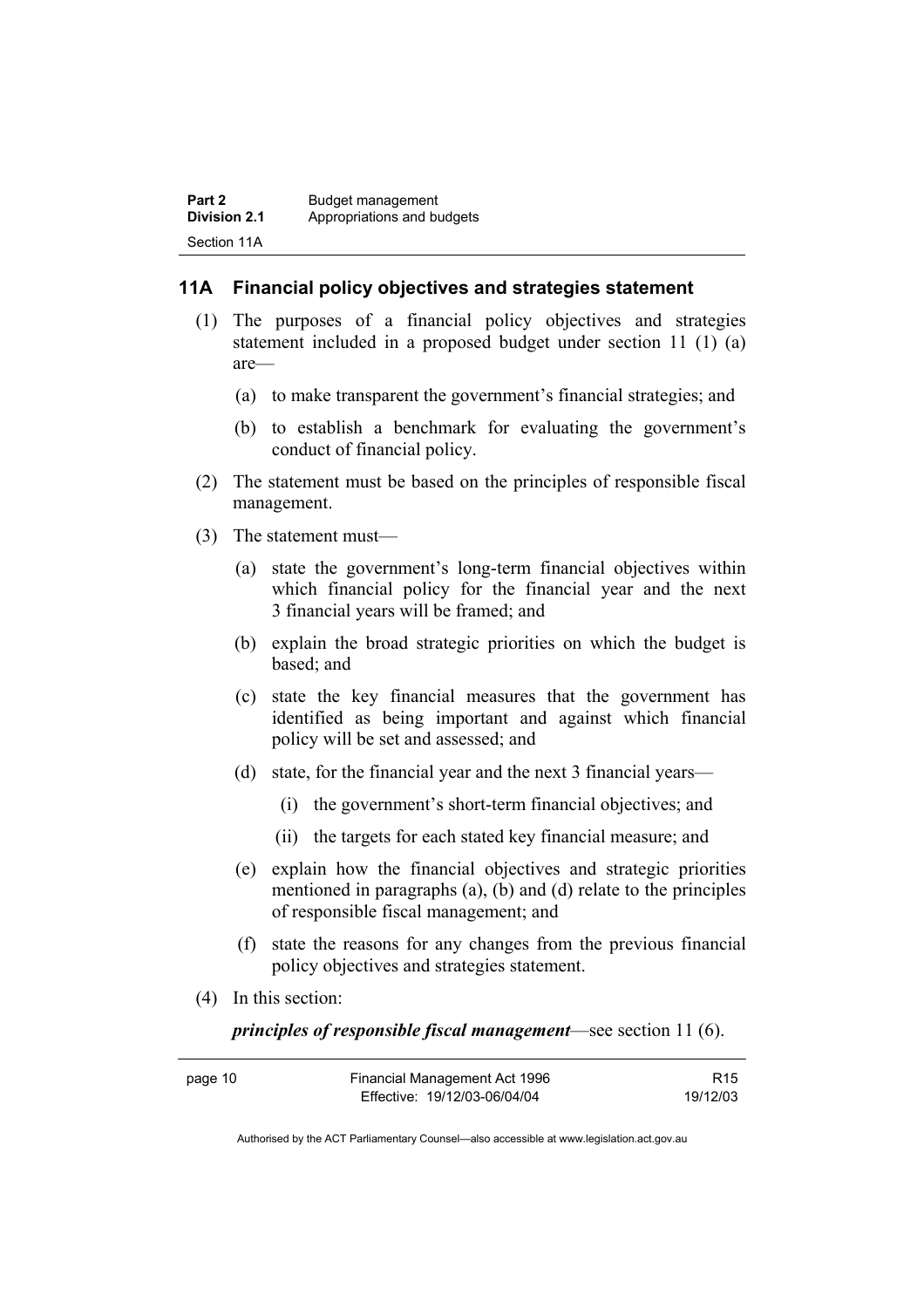## 11A Financial policy objectives and strategies statement

(1) The purposes of a financial policy objectives and strategies statement included in a proposed budget under section 11 (1) (a) are—

(a) to make transparent the government's financial strategies; and

(b) to establish a benchmark for evaluating the government's conduct of financial policy.

(2) The statement must be based on the principles of responsible fiscal management.

(3) The statement must—

(a) state the government's long-term financial objectives within which financial policy for the financial year and the next 3 financial years will be framed; and

(b) explain the broad strategic priorities on which the budget is based; and

(c) state the key financial measures that the government has identified as being important and against which financial policy will be set and assessed; and

(d) state, for the financial year and the next 3 financial years—

(i) the government's short-term financial objectives; and

(ii) the targets for each stated key financial measure; and

(e) explain how the financial objectives and strategic priorities mentioned in paragraphs (a), (b) and (d) relate to the principles of responsible fiscal management; and

(f) state the reasons for any changes from the previous financial policy objectives and strategies statement.

(4) In this section:

***principles of responsible fiscal management***—see section 11 (6).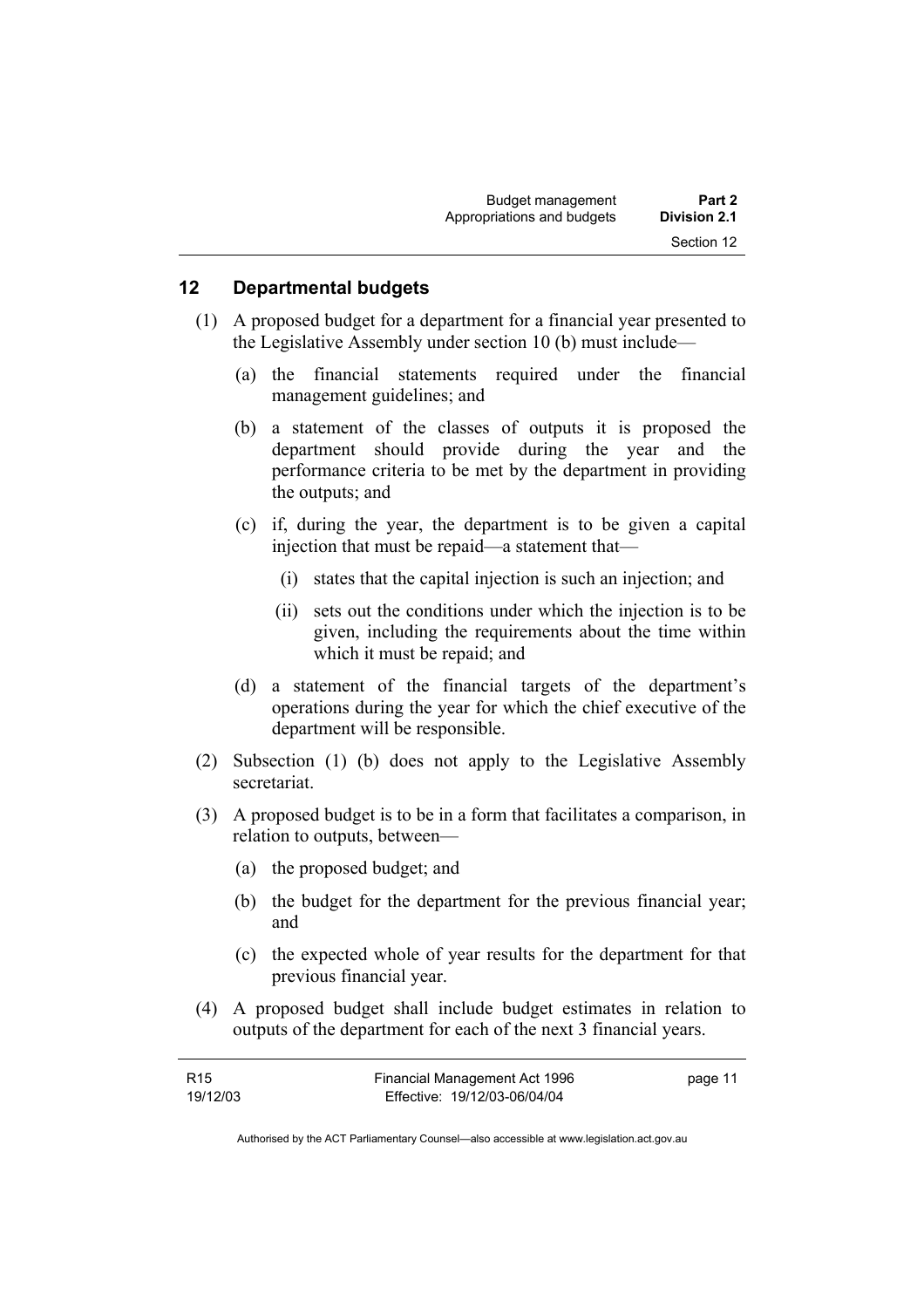## 12 Departmental budgets

(1) A proposed budget for a department for a financial year presented to the Legislative Assembly under section 10 (b) must include—

(a) the financial statements required under the financial management guidelines; and

(b) a statement of the classes of outputs it is proposed the department should provide during the year and the performance criteria to be met by the department in providing the outputs; and

(c) if, during the year, the department is to be given a capital injection that must be repaid—a statement that—

(i) states that the capital injection is such an injection; and

(ii) sets out the conditions under which the injection is to be given, including the requirements about the time within which it must be repaid; and

(d) a statement of the financial targets of the department's operations during the year for which the chief executive of the department will be responsible.

(2) Subsection (1) (b) does not apply to the Legislative Assembly secretariat.

(3) A proposed budget is to be in a form that facilitates a comparison, in relation to outputs, between—

(a) the proposed budget; and

(b) the budget for the department for the previous financial year; and

(c) the expected whole of year results for the department for that previous financial year.

(4) A proposed budget shall include budget estimates in relation to outputs of the department for each of the next 3 financial years.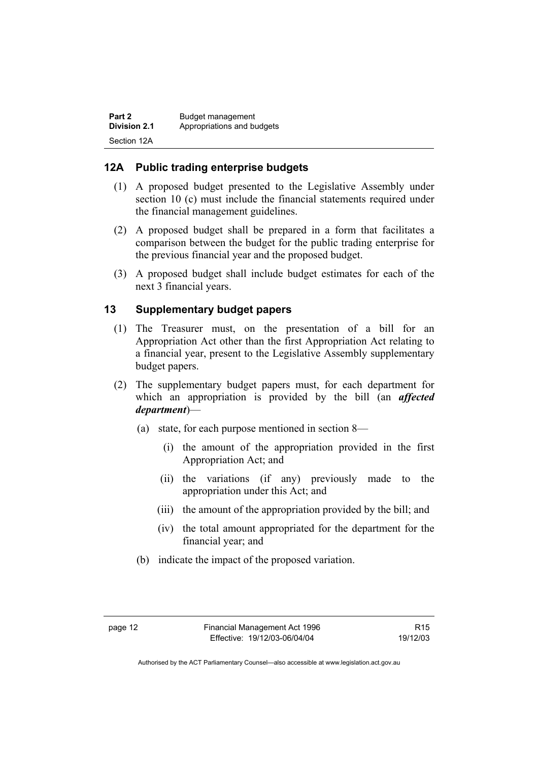## 12A Public trading enterprise budgets

(1) A proposed budget presented to the Legislative Assembly under section 10 (c) must include the financial statements required under the financial management guidelines.

(2) A proposed budget shall be prepared in a form that facilitates a comparison between the budget for the public trading enterprise for the previous financial year and the proposed budget.

(3) A proposed budget shall include budget estimates for each of the next 3 financial years.

## 13 Supplementary budget papers

(1) The Treasurer must, on the presentation of a bill for an Appropriation Act other than the first Appropriation Act relating to a financial year, present to the Legislative Assembly supplementary budget papers.

(2) The supplementary budget papers must, for each department for which an appropriation is provided by the bill (an ***affected department***)—

(a) state, for each purpose mentioned in section 8—

(i) the amount of the appropriation provided in the first Appropriation Act; and

(ii) the variations (if any) previously made to the appropriation under this Act; and

(iii) the amount of the appropriation provided by the bill; and

(iv) the total amount appropriated for the department for the financial year; and

(b) indicate the impact of the proposed variation.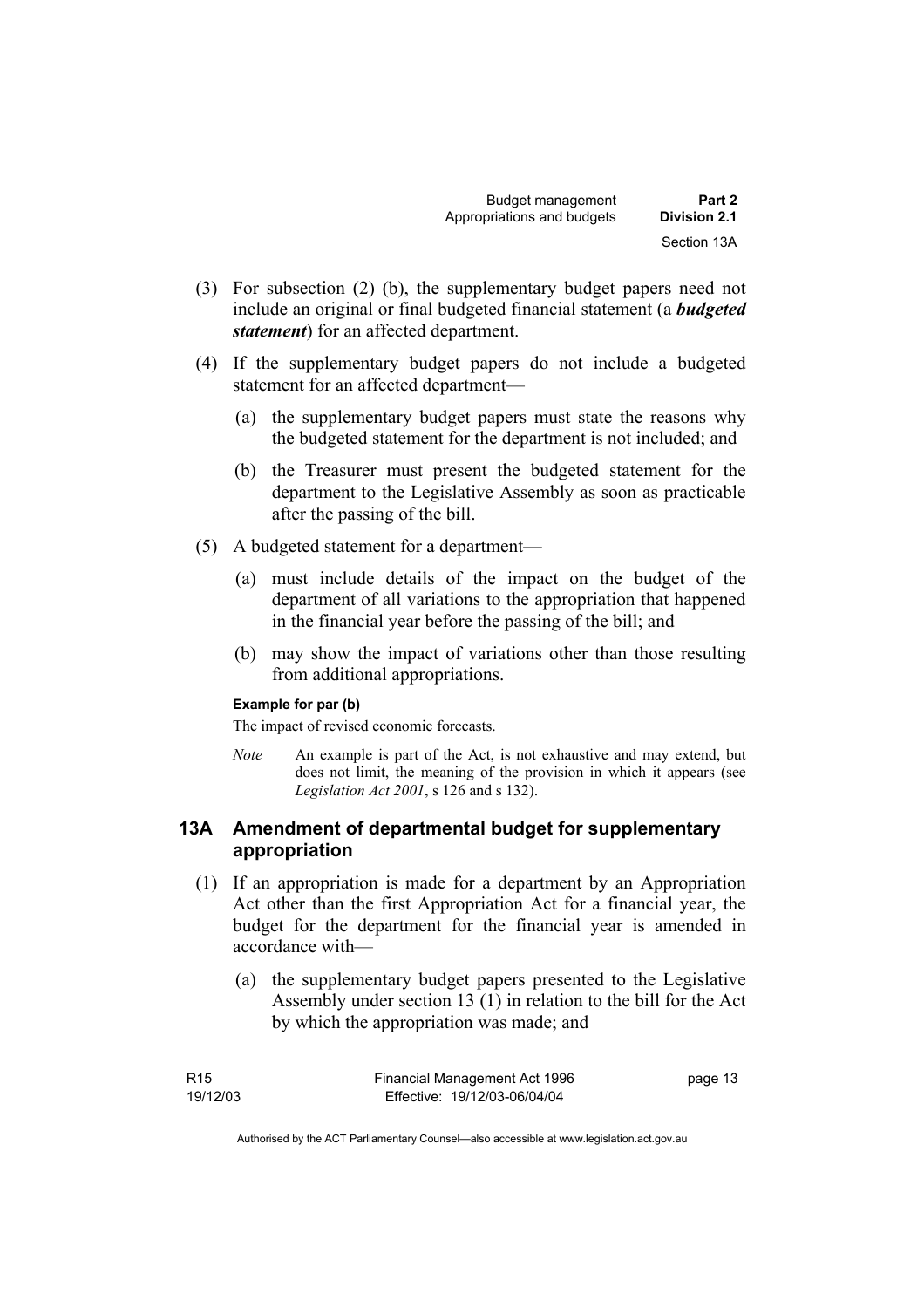(3) For subsection (2) (b), the supplementary budget papers need not include an original or final budgeted financial statement (a ***budgeted statement***) for an affected department.

(4) If the supplementary budget papers do not include a budgeted statement for an affected department—

(a) the supplementary budget papers must state the reasons why the budgeted statement for the department is not included; and

(b) the Treasurer must present the budgeted statement for the department to the Legislative Assembly as soon as practicable after the passing of the bill.

(5) A budgeted statement for a department—

(a) must include details of the impact on the budget of the department of all variations to the appropriation that happened in the financial year before the passing of the bill; and

(b) may show the impact of variations other than those resulting from additional appropriations.

**Example for par (b)**

The impact of revised economic forecasts.

*Note* An example is part of the Act, is not exhaustive and may extend, but does not limit, the meaning of the provision in which it appears (see *Legislation Act 2001*, s 126 and s 132).

## 13A Amendment of departmental budget for supplementary appropriation

(1) If an appropriation is made for a department by an Appropriation Act other than the first Appropriation Act for a financial year, the budget for the department for the financial year is amended in accordance with—

(a) the supplementary budget papers presented to the Legislative Assembly under section 13 (1) in relation to the bill for the Act by which the appropriation was made; and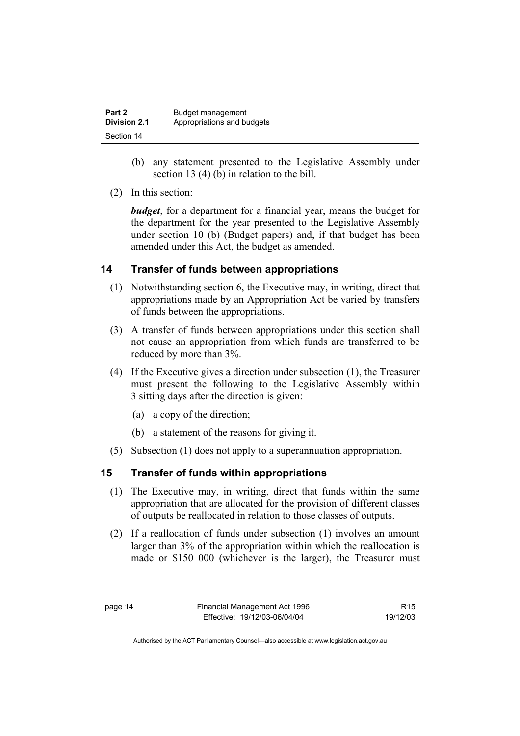(b) any statement presented to the Legislative Assembly under section 13 (4) (b) in relation to the bill.

(2) In this section:

***budget***, for a department for a financial year, means the budget for the department for the year presented to the Legislative Assembly under section 10 (b) (Budget papers) and, if that budget has been amended under this Act, the budget as amended.

## 14 Transfer of funds between appropriations

(1) Notwithstanding section 6, the Executive may, in writing, direct that appropriations made by an Appropriation Act be varied by transfers of funds between the appropriations.

(3) A transfer of funds between appropriations under this section shall not cause an appropriation from which funds are transferred to be reduced by more than 3%.

(4) If the Executive gives a direction under subsection (1), the Treasurer must present the following to the Legislative Assembly within 3 sitting days after the direction is given:

(a) a copy of the direction;

(b) a statement of the reasons for giving it.

(5) Subsection (1) does not apply to a superannuation appropriation.

## 15 Transfer of funds within appropriations

(1) The Executive may, in writing, direct that funds within the same appropriation that are allocated for the provision of different classes of outputs be reallocated in relation to those classes of outputs.

(2) If a reallocation of funds under subsection (1) involves an amount larger than 3% of the appropriation within which the reallocation is made or \$150 000 (whichever is the larger), the Treasurer must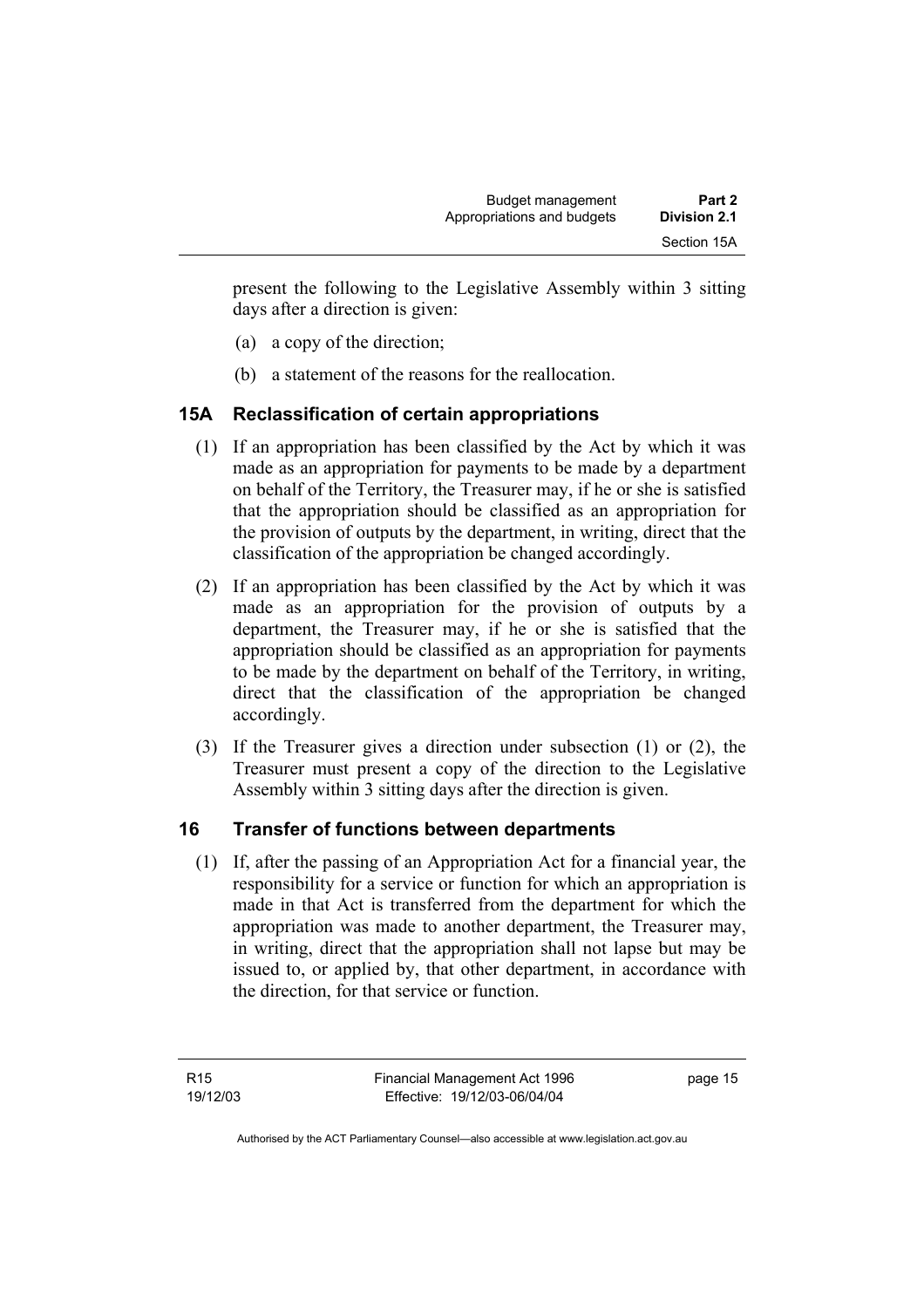present the following to the Legislative Assembly within 3 sitting days after a direction is given:

(a) a copy of the direction;

(b) a statement of the reasons for the reallocation.

## 15A Reclassification of certain appropriations

(1) If an appropriation has been classified by the Act by which it was made as an appropriation for payments to be made by a department on behalf of the Territory, the Treasurer may, if he or she is satisfied that the appropriation should be classified as an appropriation for the provision of outputs by the department, in writing, direct that the classification of the appropriation be changed accordingly.

(2) If an appropriation has been classified by the Act by which it was made as an appropriation for the provision of outputs by a department, the Treasurer may, if he or she is satisfied that the appropriation should be classified as an appropriation for payments to be made by the department on behalf of the Territory, in writing, direct that the classification of the appropriation be changed accordingly.

(3) If the Treasurer gives a direction under subsection (1) or (2), the Treasurer must present a copy of the direction to the Legislative Assembly within 3 sitting days after the direction is given.

## 16 Transfer of functions between departments

(1) If, after the passing of an Appropriation Act for a financial year, the responsibility for a service or function for which an appropriation is made in that Act is transferred from the department for which the appropriation was made to another department, the Treasurer may, in writing, direct that the appropriation shall not lapse but may be issued to, or applied by, that other department, in accordance with the direction, for that service or function.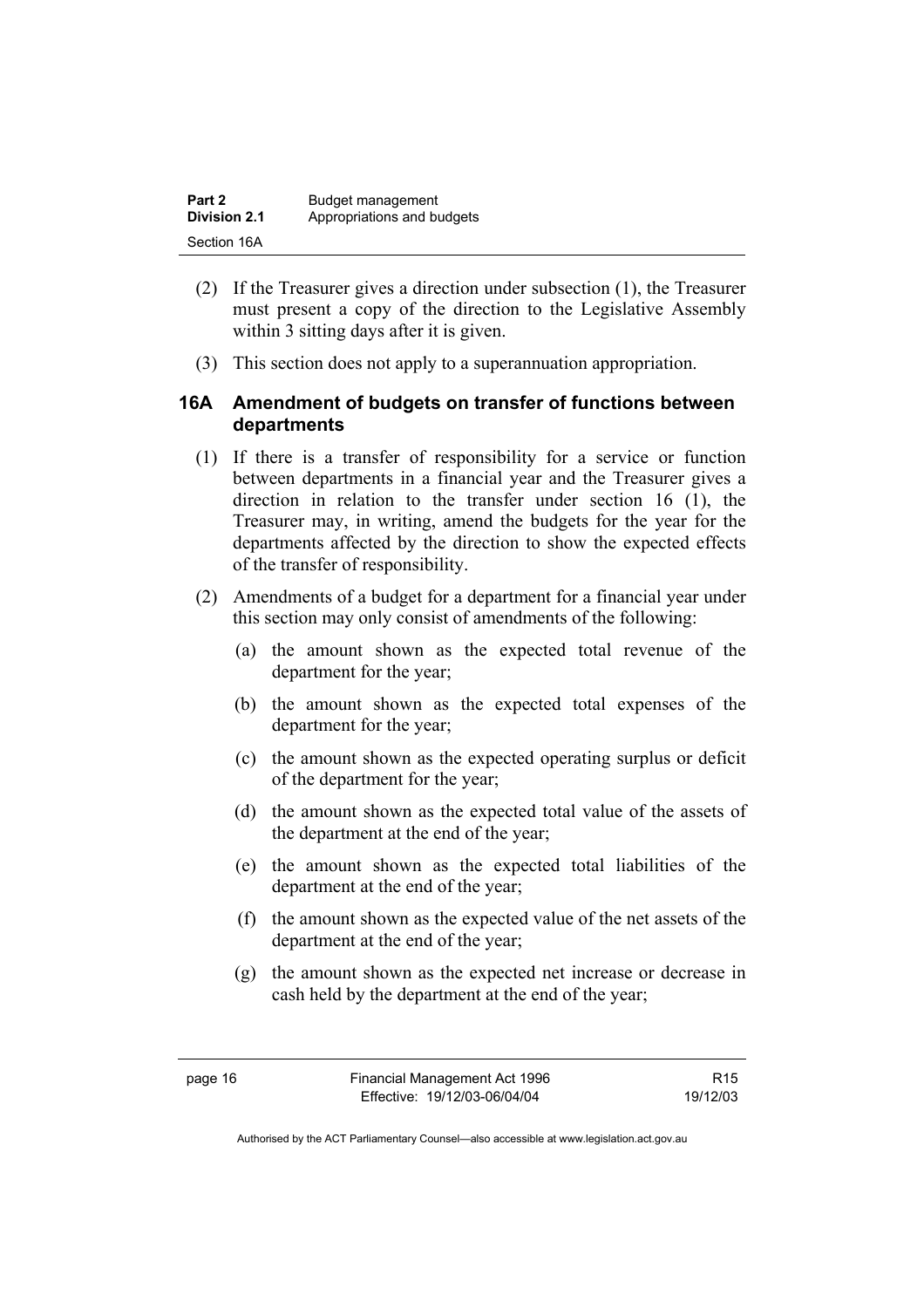(2) If the Treasurer gives a direction under subsection (1), the Treasurer must present a copy of the direction to the Legislative Assembly within 3 sitting days after it is given.

(3) This section does not apply to a superannuation appropriation.

### 16A Amendment of budgets on transfer of functions between departments

(1) If there is a transfer of responsibility for a service or function between departments in a financial year and the Treasurer gives a direction in relation to the transfer under section 16 (1), the Treasurer may, in writing, amend the budgets for the year for the departments affected by the direction to show the expected effects of the transfer of responsibility.

(2) Amendments of a budget for a department for a financial year under this section may only consist of amendments of the following:

(a) the amount shown as the expected total revenue of the department for the year;

(b) the amount shown as the expected total expenses of the department for the year;

(c) the amount shown as the expected operating surplus or deficit of the department for the year;

(d) the amount shown as the expected total value of the assets of the department at the end of the year;

(e) the amount shown as the expected total liabilities of the department at the end of the year;

(f) the amount shown as the expected value of the net assets of the department at the end of the year;

(g) the amount shown as the expected net increase or decrease in cash held by the department at the end of the year;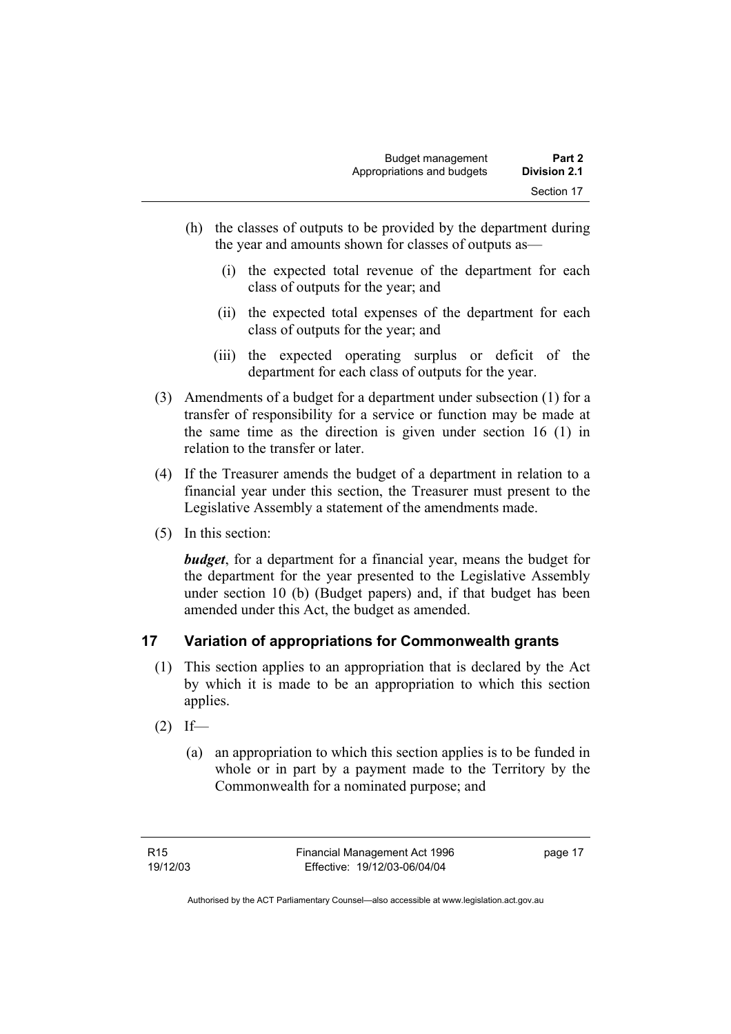(h) the classes of outputs to be provided by the department during the year and amounts shown for classes of outputs as—

  (i) the expected total revenue of the department for each class of outputs for the year; and

  (ii) the expected total expenses of the department for each class of outputs for the year; and

  (iii) the expected operating surplus or deficit of the department for each class of outputs for the year.

(3) Amendments of a budget for a department under subsection (1) for a transfer of responsibility for a service or function may be made at the same time as the direction is given under section 16 (1) in relation to the transfer or later.

(4) If the Treasurer amends the budget of a department in relation to a financial year under this section, the Treasurer must present to the Legislative Assembly a statement of the amendments made.

(5) In this section:

***budget***, for a department for a financial year, means the budget for the department for the year presented to the Legislative Assembly under section 10 (b) (Budget papers) and, if that budget has been amended under this Act, the budget as amended.

## 17 Variation of appropriations for Commonwealth grants

(1) This section applies to an appropriation that is declared by the Act by which it is made to be an appropriation to which this section applies.

(2) If—

(a) an appropriation to which this section applies is to be funded in whole or in part by a payment made to the Territory by the Commonwealth for a nominated purpose; and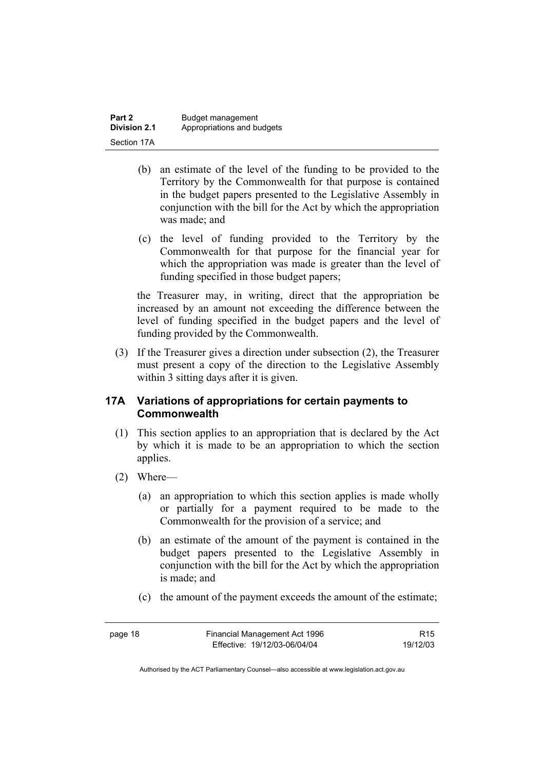(b) an estimate of the level of the funding to be provided to the Territory by the Commonwealth for that purpose is contained in the budget papers presented to the Legislative Assembly in conjunction with the bill for the Act by which the appropriation was made; and

(c) the level of funding provided to the Territory by the Commonwealth for that purpose for the financial year for which the appropriation was made is greater than the level of funding specified in those budget papers;

the Treasurer may, in writing, direct that the appropriation be increased by an amount not exceeding the difference between the level of funding specified in the budget papers and the level of funding provided by the Commonwealth.

(3) If the Treasurer gives a direction under subsection (2), the Treasurer must present a copy of the direction to the Legislative Assembly within 3 sitting days after it is given.

### 17A Variations of appropriations for certain payments to Commonwealth

(1) This section applies to an appropriation that is declared by the Act by which it is made to be an appropriation to which the section applies.

(2) Where—

(a) an appropriation to which this section applies is made wholly or partially for a payment required to be made to the Commonwealth for the provision of a service; and

(b) an estimate of the amount of the payment is contained in the budget papers presented to the Legislative Assembly in conjunction with the bill for the Act by which the appropriation is made; and

(c) the amount of the payment exceeds the amount of the estimate;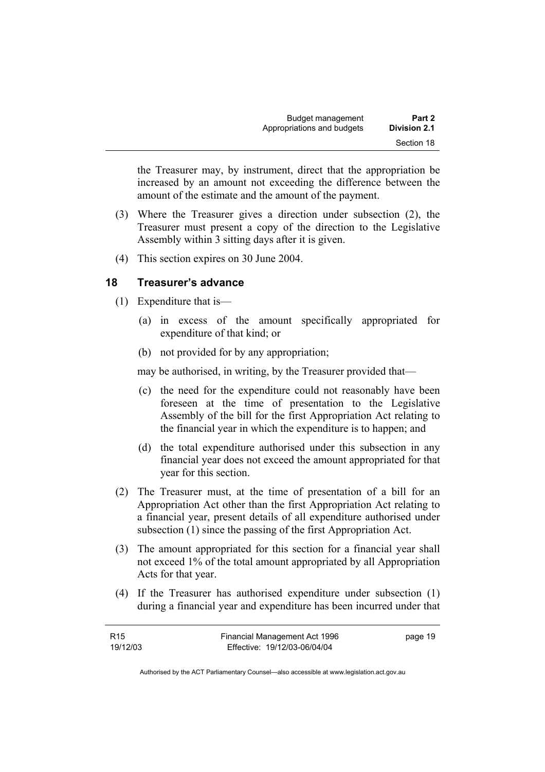the Treasurer may, by instrument, direct that the appropriation be increased by an amount not exceeding the difference between the amount of the estimate and the amount of the payment.

(3) Where the Treasurer gives a direction under subsection (2), the Treasurer must present a copy of the direction to the Legislative Assembly within 3 sitting days after it is given.

(4) This section expires on 30 June 2004.

## 18 Treasurer's advance

(1) Expenditure that is—

(a) in excess of the amount specifically appropriated for expenditure of that kind; or

(b) not provided for by any appropriation;

may be authorised, in writing, by the Treasurer provided that—

(c) the need for the expenditure could not reasonably have been foreseen at the time of presentation to the Legislative Assembly of the bill for the first Appropriation Act relating to the financial year in which the expenditure is to happen; and

(d) the total expenditure authorised under this subsection in any financial year does not exceed the amount appropriated for that year for this section.

(2) The Treasurer must, at the time of presentation of a bill for an Appropriation Act other than the first Appropriation Act relating to a financial year, present details of all expenditure authorised under subsection (1) since the passing of the first Appropriation Act.

(3) The amount appropriated for this section for a financial year shall not exceed 1% of the total amount appropriated by all Appropriation Acts for that year.

(4) If the Treasurer has authorised expenditure under subsection (1) during a financial year and expenditure has been incurred under that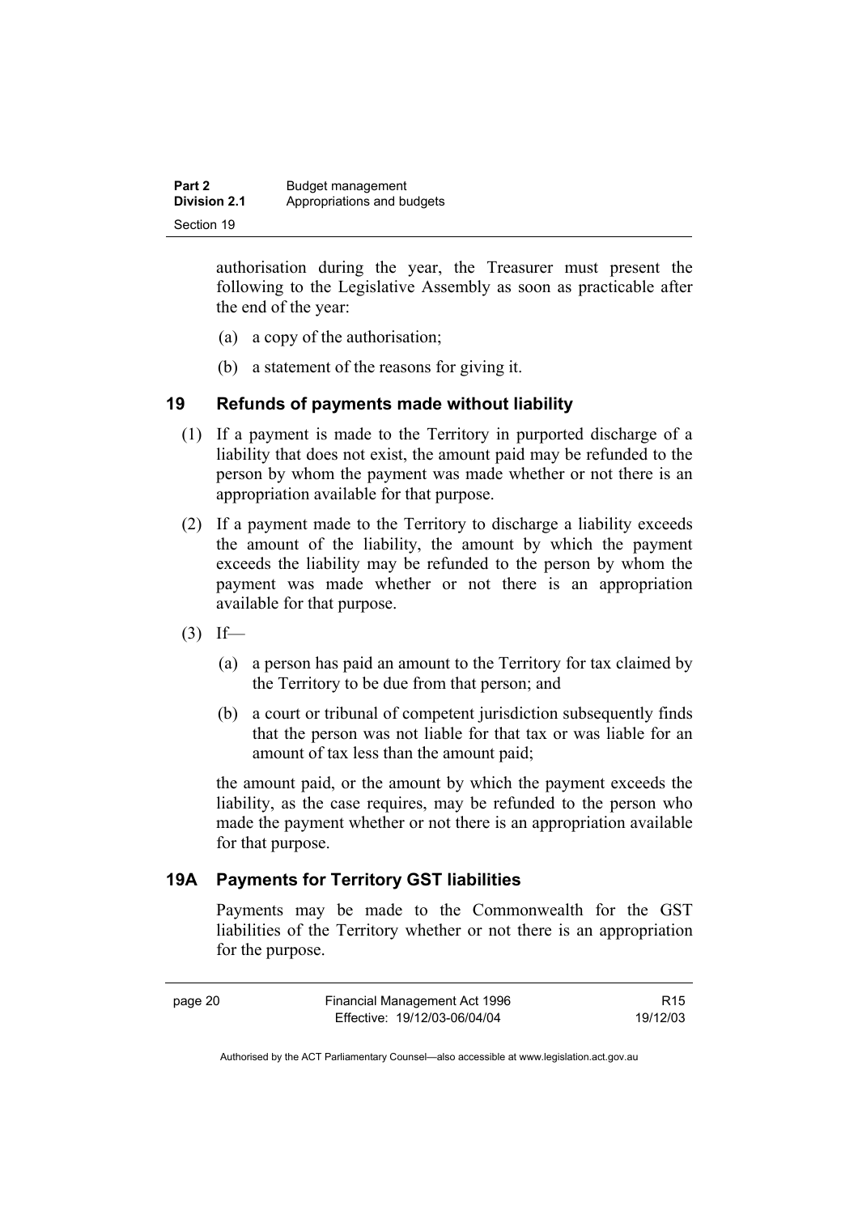authorisation during the year, the Treasurer must present the following to the Legislative Assembly as soon as practicable after the end of the year:

(a) a copy of the authorisation;

(b) a statement of the reasons for giving it.

## 19 Refunds of payments made without liability

(1) If a payment is made to the Territory in purported discharge of a liability that does not exist, the amount paid may be refunded to the person by whom the payment was made whether or not there is an appropriation available for that purpose.

(2) If a payment made to the Territory to discharge a liability exceeds the amount of the liability, the amount by which the payment exceeds the liability may be refunded to the person by whom the payment was made whether or not there is an appropriation available for that purpose.

(3) If—

(a) a person has paid an amount to the Territory for tax claimed by the Territory to be due from that person; and

(b) a court or tribunal of competent jurisdiction subsequently finds that the person was not liable for that tax or was liable for an amount of tax less than the amount paid;

the amount paid, or the amount by which the payment exceeds the liability, as the case requires, may be refunded to the person who made the payment whether or not there is an appropriation available for that purpose.

## 19A Payments for Territory GST liabilities

Payments may be made to the Commonwealth for the GST liabilities of the Territory whether or not there is an appropriation for the purpose.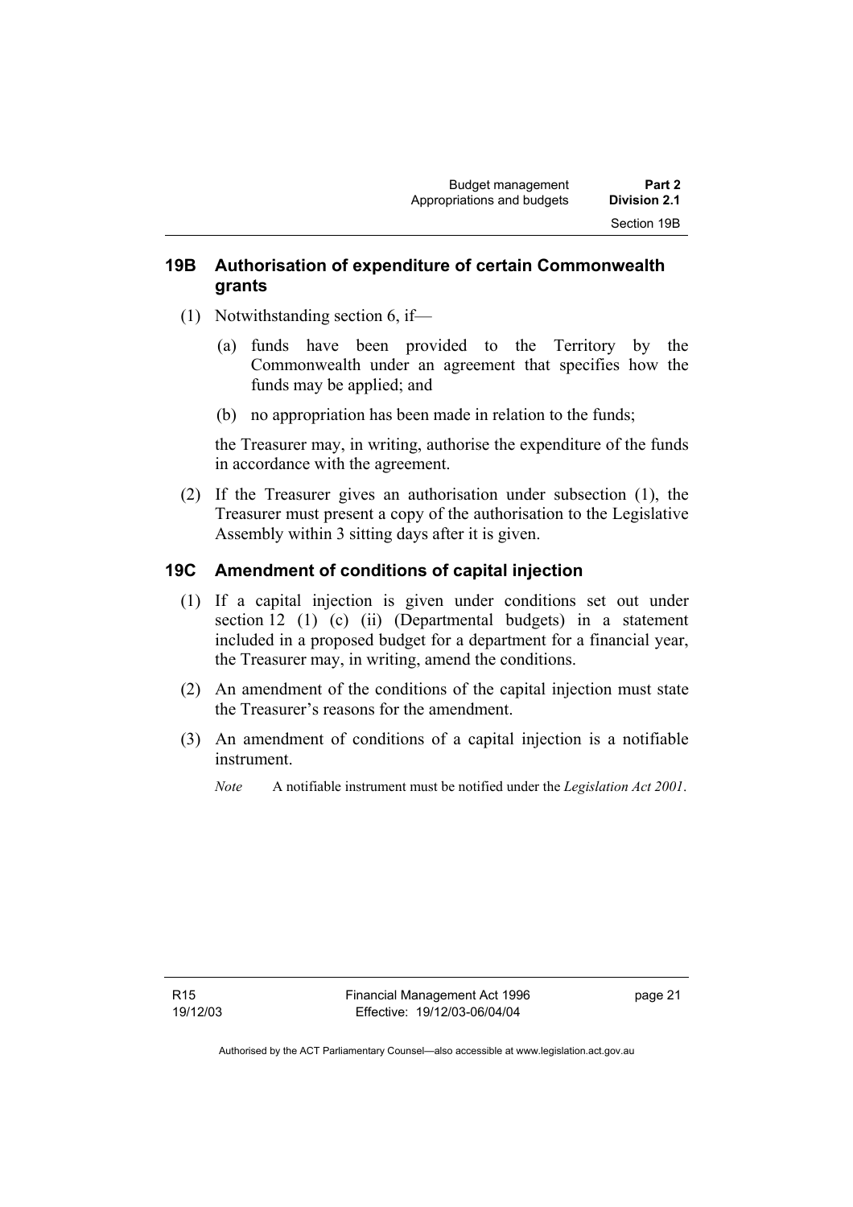## 19B Authorisation of expenditure of certain Commonwealth grants

(1) Notwithstanding section 6, if—

(a) funds have been provided to the Territory by the Commonwealth under an agreement that specifies how the funds may be applied; and

(b) no appropriation has been made in relation to the funds;

the Treasurer may, in writing, authorise the expenditure of the funds in accordance with the agreement.

(2) If the Treasurer gives an authorisation under subsection (1), the Treasurer must present a copy of the authorisation to the Legislative Assembly within 3 sitting days after it is given.

## 19C Amendment of conditions of capital injection

(1) If a capital injection is given under conditions set out under section 12 (1) (c) (ii) (Departmental budgets) in a statement included in a proposed budget for a department for a financial year, the Treasurer may, in writing, amend the conditions.

(2) An amendment of the conditions of the capital injection must state the Treasurer's reasons for the amendment.

(3) An amendment of conditions of a capital injection is a notifiable instrument.

*Note* A notifiable instrument must be notified under the *Legislation Act 2001*.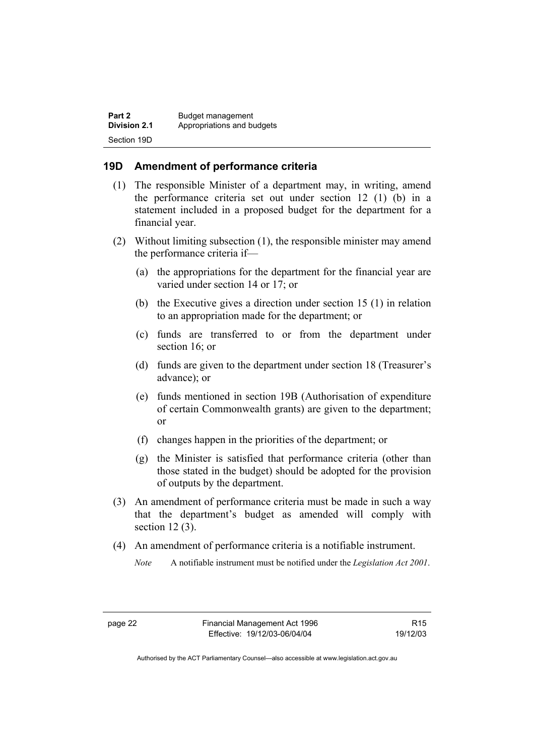## 19D Amendment of performance criteria

(1) The responsible Minister of a department may, in writing, amend the performance criteria set out under section 12 (1) (b) in a statement included in a proposed budget for the department for a financial year.

(2) Without limiting subsection (1), the responsible minister may amend the performance criteria if—

(a) the appropriations for the department for the financial year are varied under section 14 or 17; or

(b) the Executive gives a direction under section 15 (1) in relation to an appropriation made for the department; or

(c) funds are transferred to or from the department under section 16; or

(d) funds are given to the department under section 18 (Treasurer's advance); or

(e) funds mentioned in section 19B (Authorisation of expenditure of certain Commonwealth grants) are given to the department; or

(f) changes happen in the priorities of the department; or

(g) the Minister is satisfied that performance criteria (other than those stated in the budget) should be adopted for the provision of outputs by the department.

(3) An amendment of performance criteria must be made in such a way that the department's budget as amended will comply with section 12 (3).

(4) An amendment of performance criteria is a notifiable instrument.

*Note* A notifiable instrument must be notified under the *Legislation Act 2001*.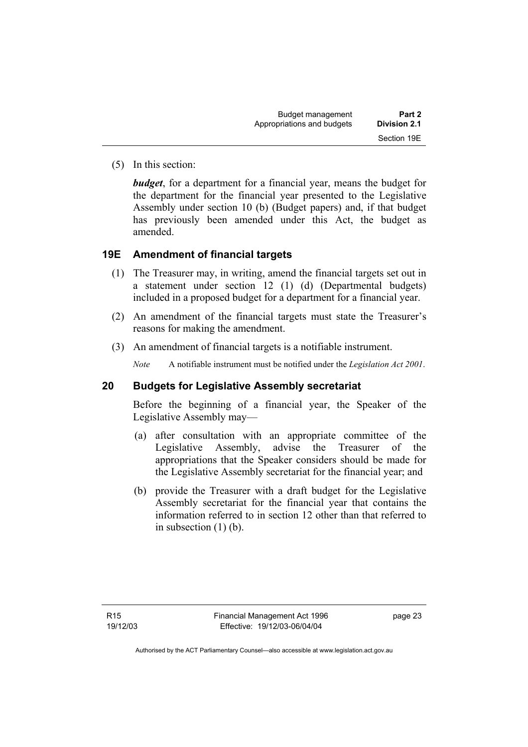(5) In this section:

***budget***, for a department for a financial year, means the budget for the department for the financial year presented to the Legislative Assembly under section 10 (b) (Budget papers) and, if that budget has previously been amended under this Act, the budget as amended.

## 19E Amendment of financial targets

(1) The Treasurer may, in writing, amend the financial targets set out in a statement under section 12 (1) (d) (Departmental budgets) included in a proposed budget for a department for a financial year.

(2) An amendment of the financial targets must state the Treasurer's reasons for making the amendment.

(3) An amendment of financial targets is a notifiable instrument.

*Note* A notifiable instrument must be notified under the *Legislation Act 2001*.

## 20 Budgets for Legislative Assembly secretariat

Before the beginning of a financial year, the Speaker of the Legislative Assembly may—

(a) after consultation with an appropriate committee of the Legislative Assembly, advise the Treasurer of the appropriations that the Speaker considers should be made for the Legislative Assembly secretariat for the financial year; and

(b) provide the Treasurer with a draft budget for the Legislative Assembly secretariat for the financial year that contains the information referred to in section 12 other than that referred to in subsection (1) (b).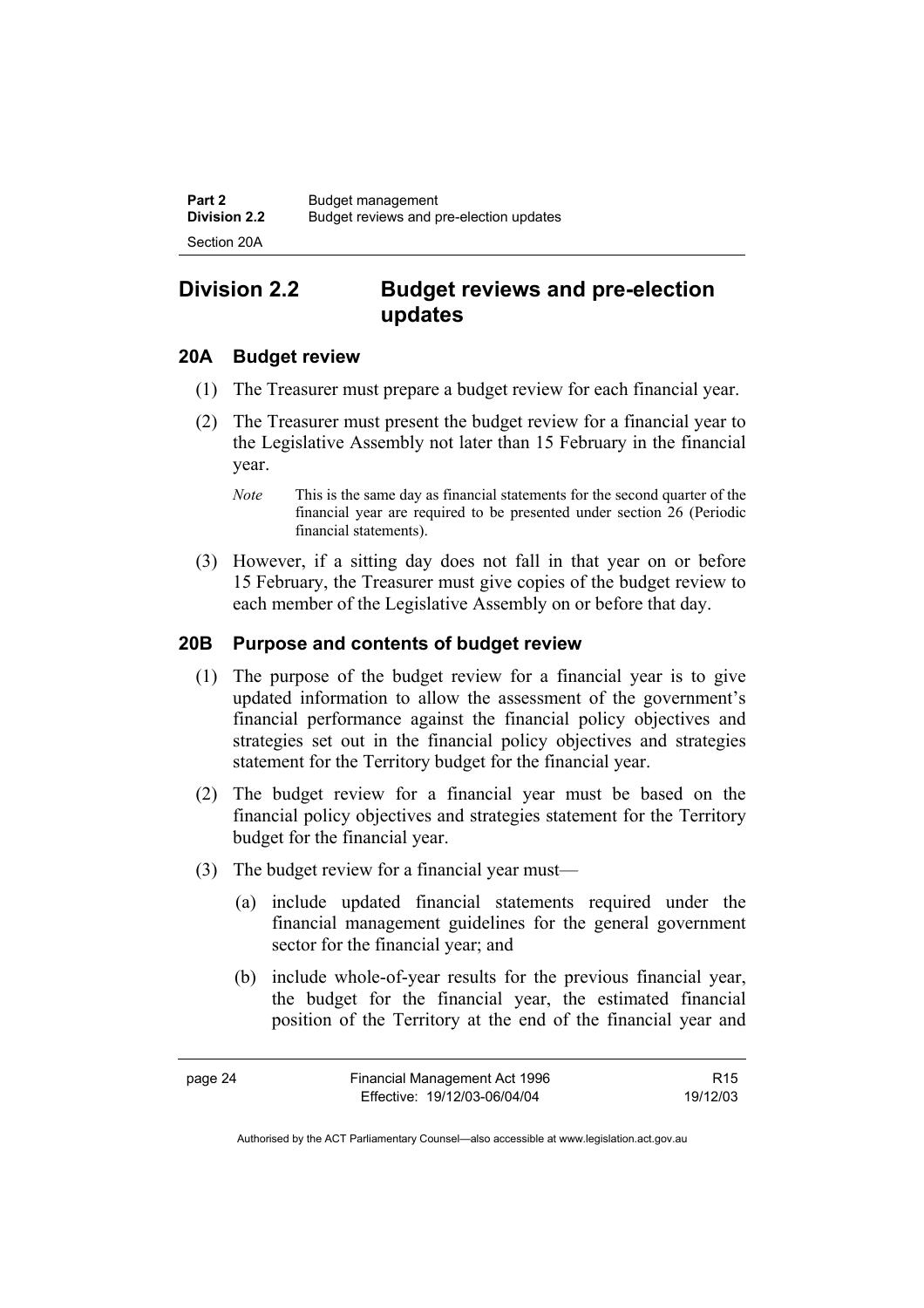## Division 2.2 Budget reviews and pre-election updates

### 20A Budget review

(1) The Treasurer must prepare a budget review for each financial year.

(2) The Treasurer must present the budget review for a financial year to the Legislative Assembly not later than 15 February in the financial year.

*Note* This is the same day as financial statements for the second quarter of the financial year are required to be presented under section 26 (Periodic financial statements).

(3) However, if a sitting day does not fall in that year on or before 15 February, the Treasurer must give copies of the budget review to each member of the Legislative Assembly on or before that day.

### 20B Purpose and contents of budget review

(1) The purpose of the budget review for a financial year is to give updated information to allow the assessment of the government's financial performance against the financial policy objectives and strategies set out in the financial policy objectives and strategies statement for the Territory budget for the financial year.

(2) The budget review for a financial year must be based on the financial policy objectives and strategies statement for the Territory budget for the financial year.

(3) The budget review for a financial year must—

(a) include updated financial statements required under the financial management guidelines for the general government sector for the financial year; and

(b) include whole-of-year results for the previous financial year, the budget for the financial year, the estimated financial position of the Territory at the end of the financial year and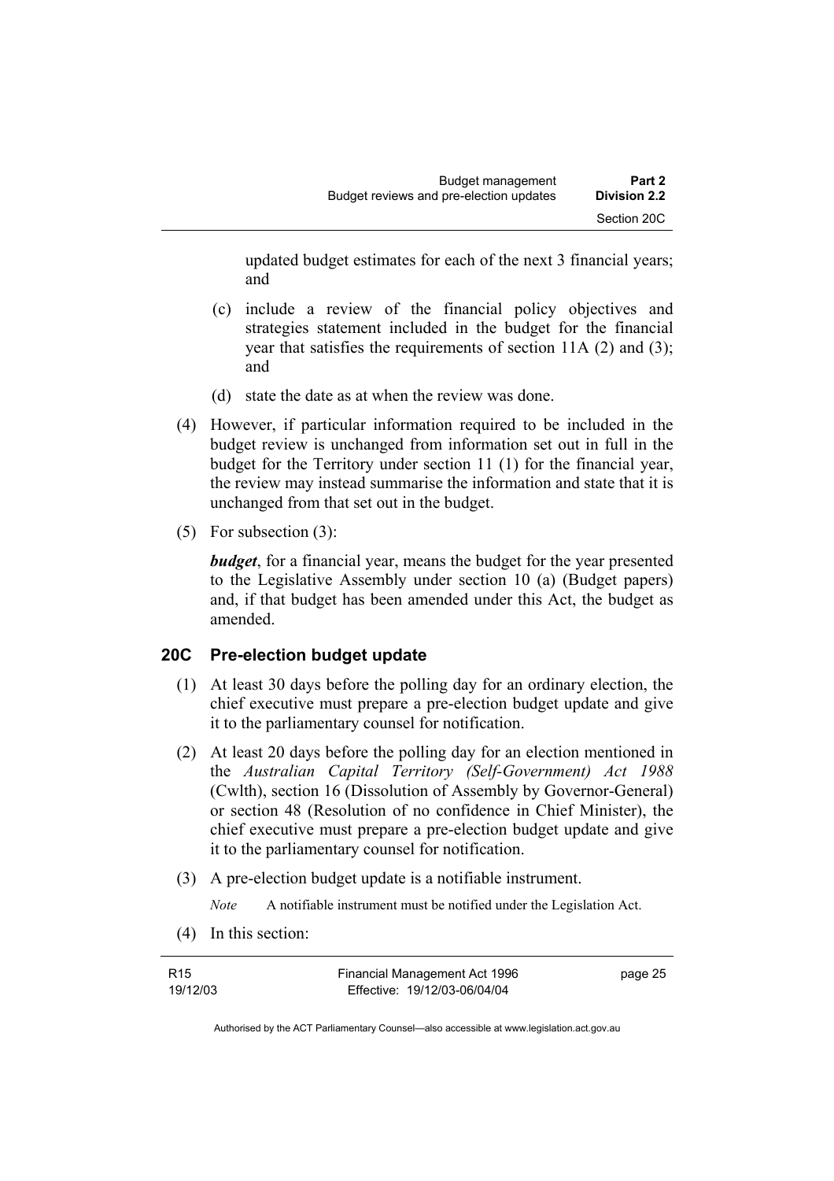updated budget estimates for each of the next 3 financial years; and

(c) include a review of the financial policy objectives and strategies statement included in the budget for the financial year that satisfies the requirements of section 11A (2) and (3); and

(d) state the date as at when the review was done.

(4) However, if particular information required to be included in the budget review is unchanged from information set out in full in the budget for the Territory under section 11 (1) for the financial year, the review may instead summarise the information and state that it is unchanged from that set out in the budget.

(5) For subsection (3):

***budget***, for a financial year, means the budget for the year presented to the Legislative Assembly under section 10 (a) (Budget papers) and, if that budget has been amended under this Act, the budget as amended.

## 20C Pre-election budget update

(1) At least 30 days before the polling day for an ordinary election, the chief executive must prepare a pre-election budget update and give it to the parliamentary counsel for notification.

(2) At least 20 days before the polling day for an election mentioned in the *Australian Capital Territory (Self-Government) Act 1988* (Cwlth), section 16 (Dissolution of Assembly by Governor-General) or section 48 (Resolution of no confidence in Chief Minister), the chief executive must prepare a pre-election budget update and give it to the parliamentary counsel for notification.

(3) A pre-election budget update is a notifiable instrument.

*Note* A notifiable instrument must be notified under the Legislation Act.

(4) In this section: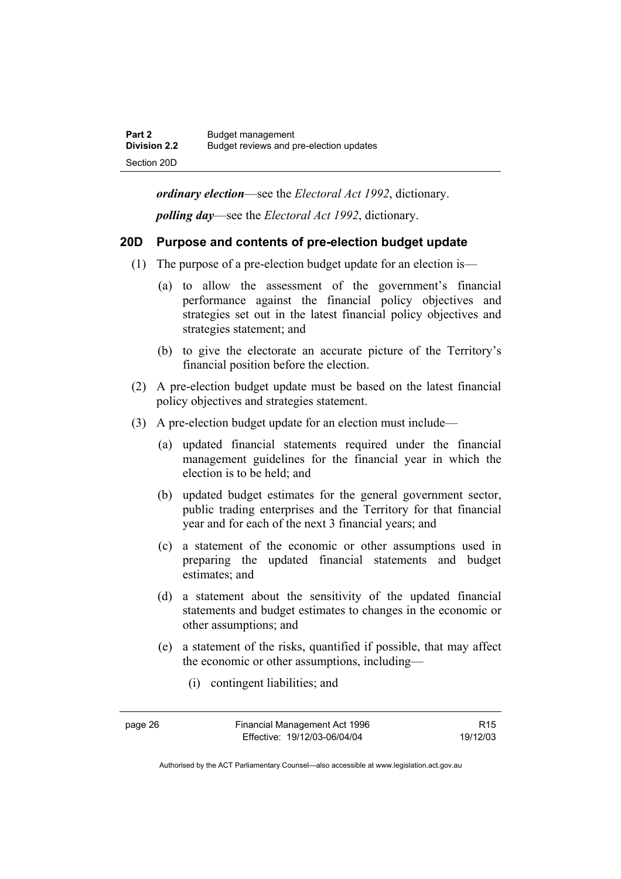***ordinary election***—see the *Electoral Act 1992*, dictionary.

***polling day***—see the *Electoral Act 1992*, dictionary.

## 20D Purpose and contents of pre-election budget update

(1) The purpose of a pre-election budget update for an election is—

(a) to allow the assessment of the government's financial performance against the financial policy objectives and strategies set out in the latest financial policy objectives and strategies statement; and

(b) to give the electorate an accurate picture of the Territory's financial position before the election.

(2) A pre-election budget update must be based on the latest financial policy objectives and strategies statement.

(3) A pre-election budget update for an election must include—

(a) updated financial statements required under the financial management guidelines for the financial year in which the election is to be held; and

(b) updated budget estimates for the general government sector, public trading enterprises and the Territory for that financial year and for each of the next 3 financial years; and

(c) a statement of the economic or other assumptions used in preparing the updated financial statements and budget estimates; and

(d) a statement about the sensitivity of the updated financial statements and budget estimates to changes in the economic or other assumptions; and

(e) a statement of the risks, quantified if possible, that may affect the economic or other assumptions, including—

(i) contingent liabilities; and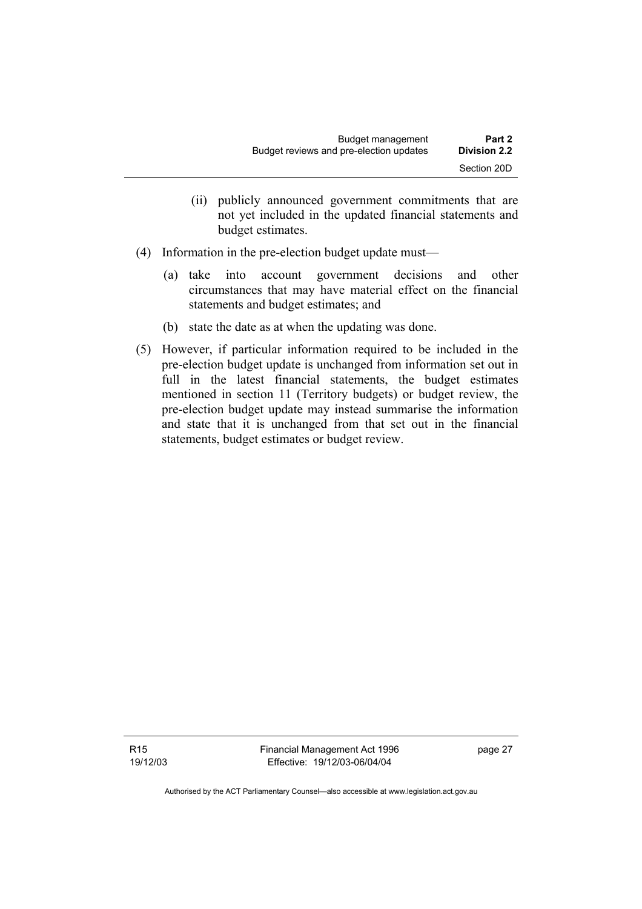(ii) publicly announced government commitments that are not yet included in the updated financial statements and budget estimates.

(4) Information in the pre-election budget update must—

(a) take into account government decisions and other circumstances that may have material effect on the financial statements and budget estimates; and

(b) state the date as at when the updating was done.

(5) However, if particular information required to be included in the pre-election budget update is unchanged from information set out in full in the latest financial statements, the budget estimates mentioned in section 11 (Territory budgets) or budget review, the pre-election budget update may instead summarise the information and state that it is unchanged from that set out in the financial statements, budget estimates or budget review.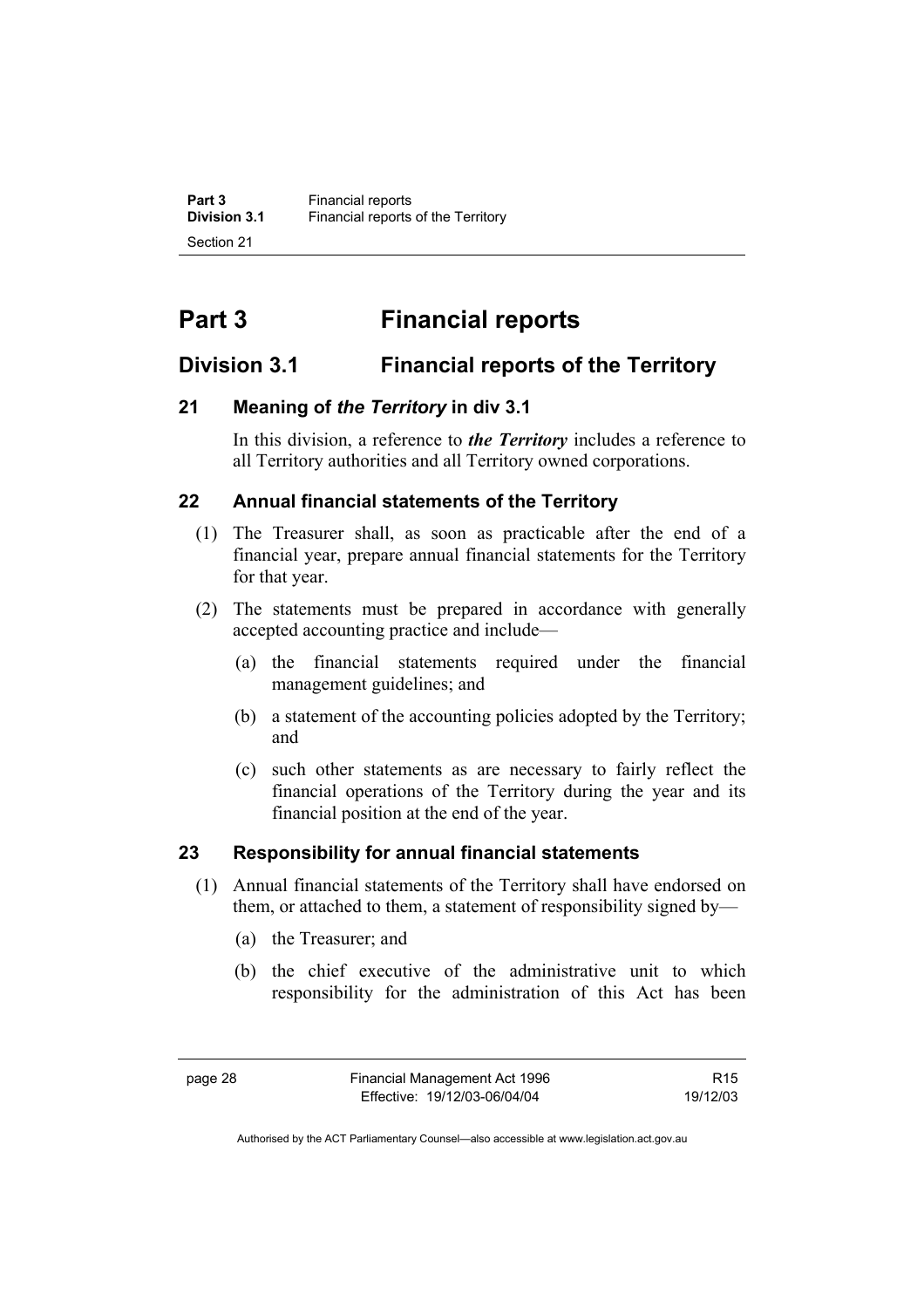# Part 3 Financial reports

## Division 3.1 Financial reports of the Territory

### 21 Meaning of *the Territory* in div 3.1

In this division, a reference to ***the Territory*** includes a reference to all Territory authorities and all Territory owned corporations.

### 22 Annual financial statements of the Territory

(1) The Treasurer shall, as soon as practicable after the end of a financial year, prepare annual financial statements for the Territory for that year.

(2) The statements must be prepared in accordance with generally accepted accounting practice and include—

(a) the financial statements required under the financial management guidelines; and

(b) a statement of the accounting policies adopted by the Territory; and

(c) such other statements as are necessary to fairly reflect the financial operations of the Territory during the year and its financial position at the end of the year.

### 23 Responsibility for annual financial statements

(1) Annual financial statements of the Territory shall have endorsed on them, or attached to them, a statement of responsibility signed by—

(a) the Treasurer; and

(b) the chief executive of the administrative unit to which responsibility for the administration of this Act has been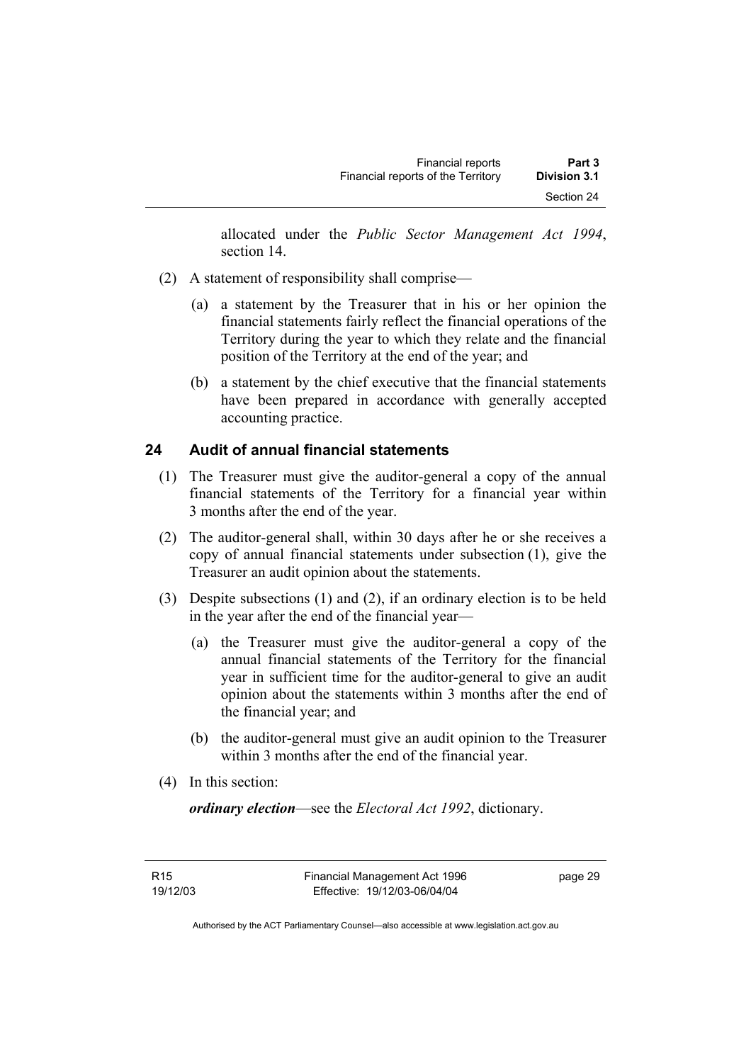allocated under the *Public Sector Management Act 1994*, section 14.

(2) A statement of responsibility shall comprise—

(a) a statement by the Treasurer that in his or her opinion the financial statements fairly reflect the financial operations of the Territory during the year to which they relate and the financial position of the Territory at the end of the year; and

(b) a statement by the chief executive that the financial statements have been prepared in accordance with generally accepted accounting practice.

## 24 Audit of annual financial statements

(1) The Treasurer must give the auditor-general a copy of the annual financial statements of the Territory for a financial year within 3 months after the end of the year.

(2) The auditor-general shall, within 30 days after he or she receives a copy of annual financial statements under subsection (1), give the Treasurer an audit opinion about the statements.

(3) Despite subsections (1) and (2), if an ordinary election is to be held in the year after the end of the financial year—

(a) the Treasurer must give the auditor-general a copy of the annual financial statements of the Territory for the financial year in sufficient time for the auditor-general to give an audit opinion about the statements within 3 months after the end of the financial year; and

(b) the auditor-general must give an audit opinion to the Treasurer within 3 months after the end of the financial year.

(4) In this section:

***ordinary election***—see the *Electoral Act 1992*, dictionary.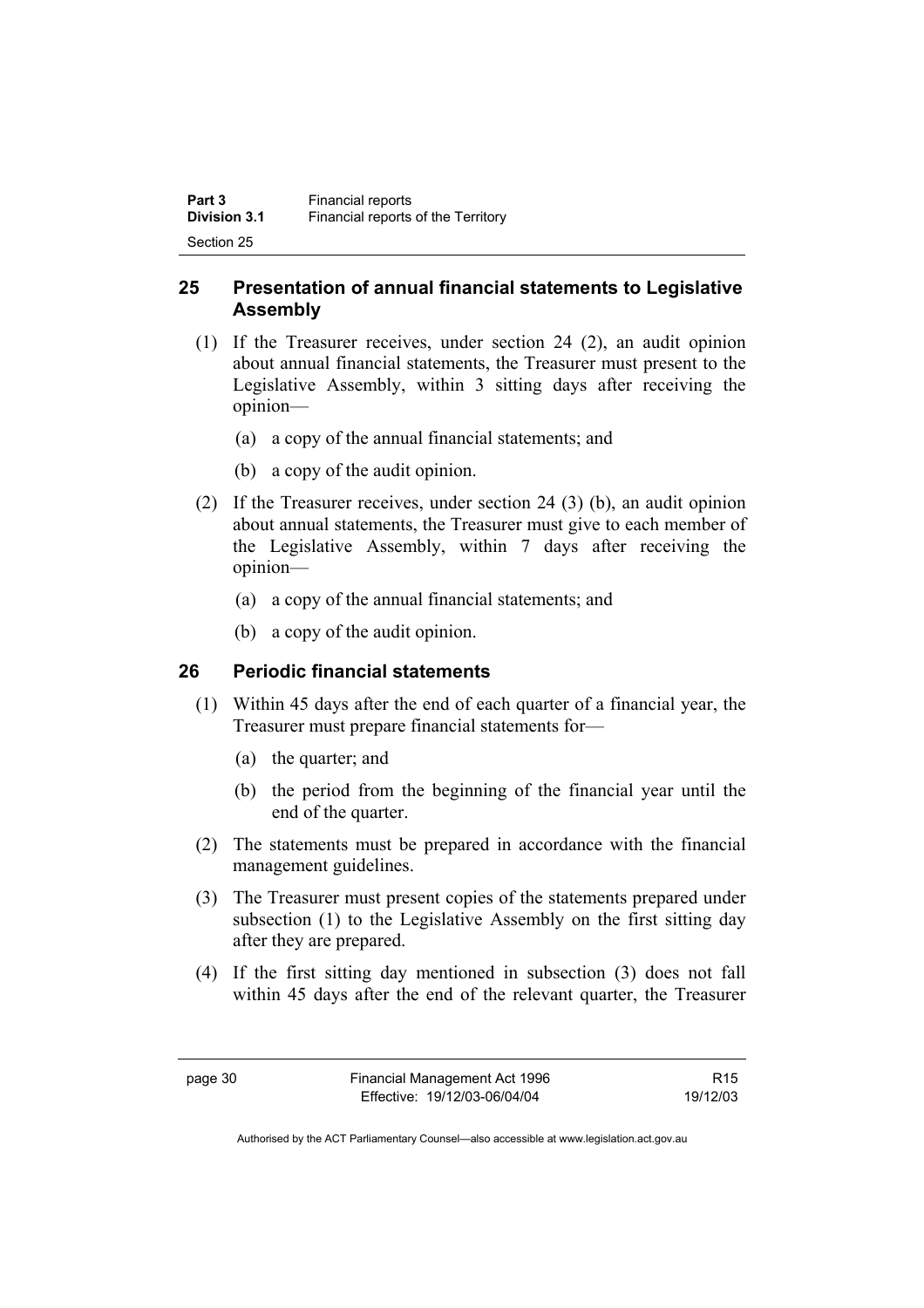## 25 Presentation of annual financial statements to Legislative Assembly

(1) If the Treasurer receives, under section 24 (2), an audit opinion about annual financial statements, the Treasurer must present to the Legislative Assembly, within 3 sitting days after receiving the opinion—

- (a) a copy of the annual financial statements; and
- (b) a copy of the audit opinion.

(2) If the Treasurer receives, under section 24 (3) (b), an audit opinion about annual statements, the Treasurer must give to each member of the Legislative Assembly, within 7 days after receiving the opinion—

- (a) a copy of the annual financial statements; and
- (b) a copy of the audit opinion.

## 26 Periodic financial statements

(1) Within 45 days after the end of each quarter of a financial year, the Treasurer must prepare financial statements for—

- (a) the quarter; and
- (b) the period from the beginning of the financial year until the end of the quarter.

(2) The statements must be prepared in accordance with the financial management guidelines.

(3) The Treasurer must present copies of the statements prepared under subsection (1) to the Legislative Assembly on the first sitting day after they are prepared.

(4) If the first sitting day mentioned in subsection (3) does not fall within 45 days after the end of the relevant quarter, the Treasurer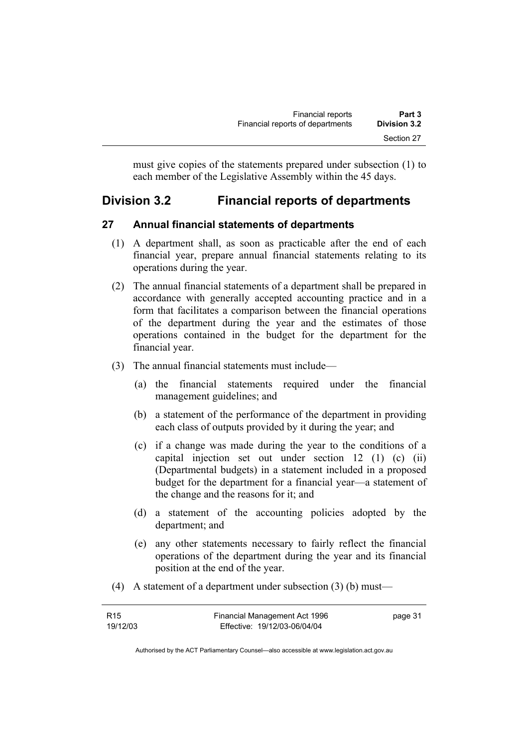must give copies of the statements prepared under subsection (1) to each member of the Legislative Assembly within the 45 days.

## Division 3.2 Financial reports of departments

### 27 Annual financial statements of departments

(1) A department shall, as soon as practicable after the end of each financial year, prepare annual financial statements relating to its operations during the year.

(2) The annual financial statements of a department shall be prepared in accordance with generally accepted accounting practice and in a form that facilitates a comparison between the financial operations of the department during the year and the estimates of those operations contained in the budget for the department for the financial year.

(3) The annual financial statements must include—

(a) the financial statements required under the financial management guidelines; and

(b) a statement of the performance of the department in providing each class of outputs provided by it during the year; and

(c) if a change was made during the year to the conditions of a capital injection set out under section 12 (1) (c) (ii) (Departmental budgets) in a statement included in a proposed budget for the department for a financial year—a statement of the change and the reasons for it; and

(d) a statement of the accounting policies adopted by the department; and

(e) any other statements necessary to fairly reflect the financial operations of the department during the year and its financial position at the end of the year.

(4) A statement of a department under subsection (3) (b) must—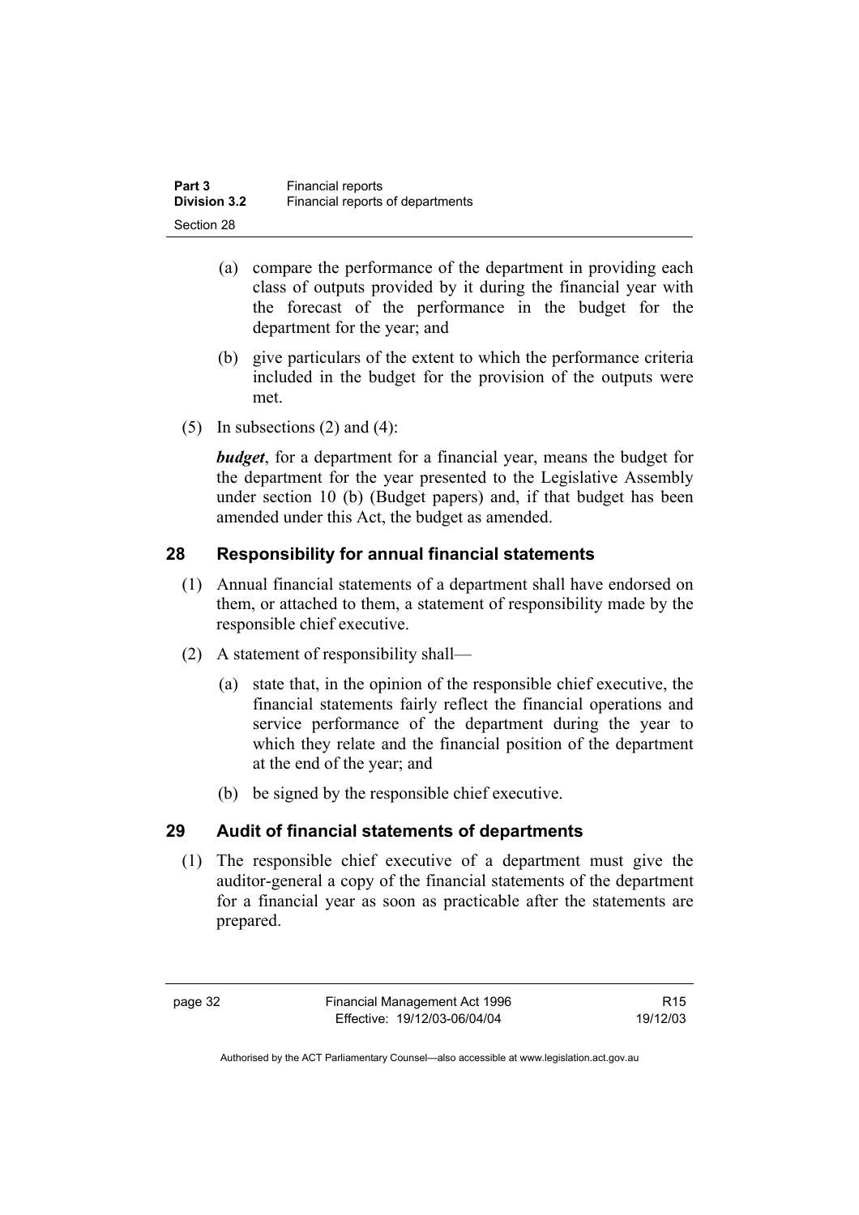(a) compare the performance of the department in providing each class of outputs provided by it during the financial year with the forecast of the performance in the budget for the department for the year; and

(b) give particulars of the extent to which the performance criteria included in the budget for the provision of the outputs were met.

(5) In subsections (2) and (4):

***budget***, for a department for a financial year, means the budget for the department for the year presented to the Legislative Assembly under section 10 (b) (Budget papers) and, if that budget has been amended under this Act, the budget as amended.

## 28 Responsibility for annual financial statements

(1) Annual financial statements of a department shall have endorsed on them, or attached to them, a statement of responsibility made by the responsible chief executive.

(2) A statement of responsibility shall—

(a) state that, in the opinion of the responsible chief executive, the financial statements fairly reflect the financial operations and service performance of the department during the year to which they relate and the financial position of the department at the end of the year; and

(b) be signed by the responsible chief executive.

## 29 Audit of financial statements of departments

(1) The responsible chief executive of a department must give the auditor-general a copy of the financial statements of the department for a financial year as soon as practicable after the statements are prepared.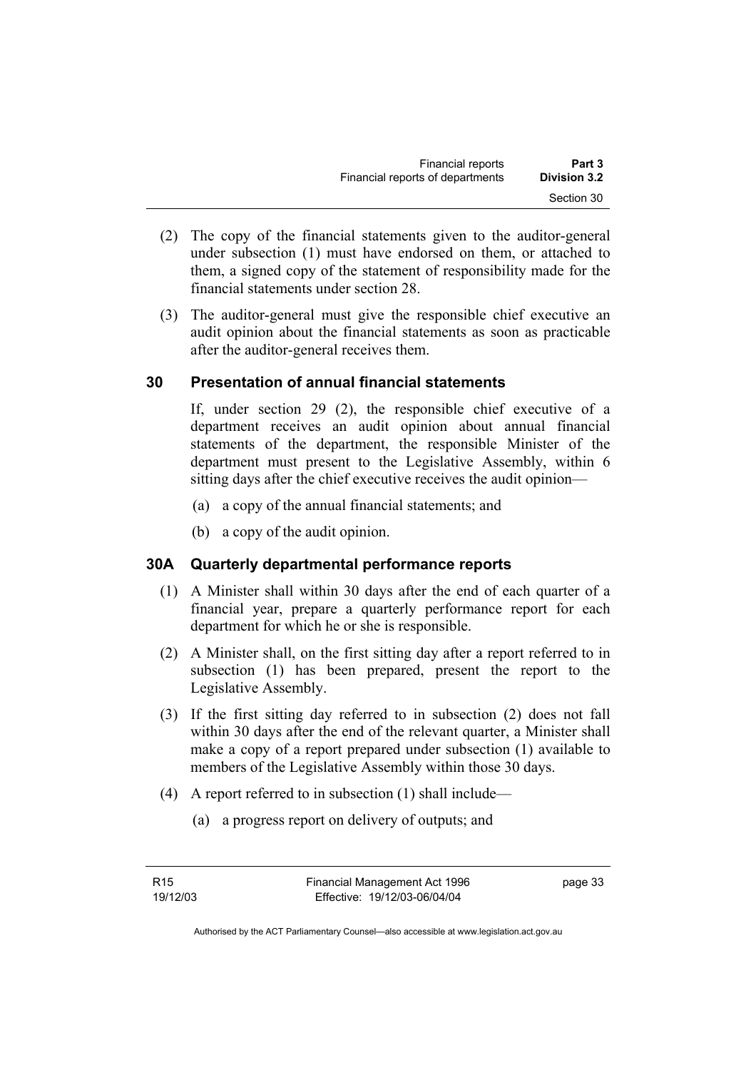(2) The copy of the financial statements given to the auditor-general under subsection (1) must have endorsed on them, or attached to them, a signed copy of the statement of responsibility made for the financial statements under section 28.

(3) The auditor-general must give the responsible chief executive an audit opinion about the financial statements as soon as practicable after the auditor-general receives them.

## 30 Presentation of annual financial statements

If, under section 29 (2), the responsible chief executive of a department receives an audit opinion about annual financial statements of the department, the responsible Minister of the department must present to the Legislative Assembly, within 6 sitting days after the chief executive receives the audit opinion—

(a) a copy of the annual financial statements; and

(b) a copy of the audit opinion.

## 30A Quarterly departmental performance reports

(1) A Minister shall within 30 days after the end of each quarter of a financial year, prepare a quarterly performance report for each department for which he or she is responsible.

(2) A Minister shall, on the first sitting day after a report referred to in subsection (1) has been prepared, present the report to the Legislative Assembly.

(3) If the first sitting day referred to in subsection (2) does not fall within 30 days after the end of the relevant quarter, a Minister shall make a copy of a report prepared under subsection (1) available to members of the Legislative Assembly within those 30 days.

(4) A report referred to in subsection (1) shall include—

(a) a progress report on delivery of outputs; and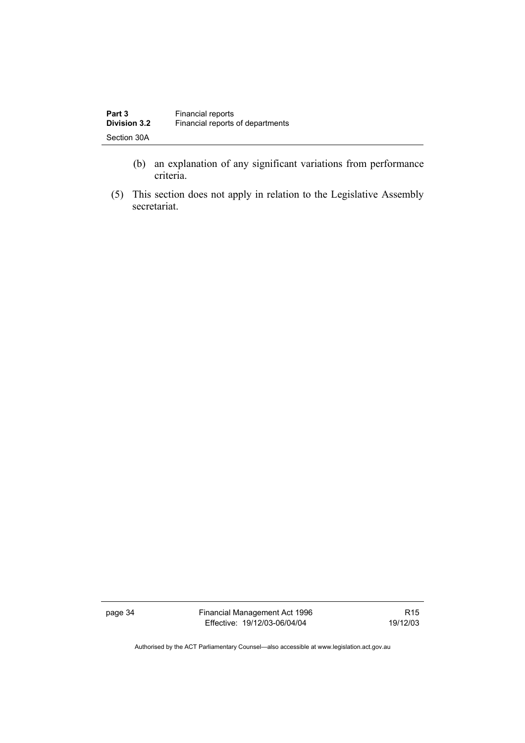(b) an explanation of any significant variations from performance criteria.

(5) This section does not apply in relation to the Legislative Assembly secretariat.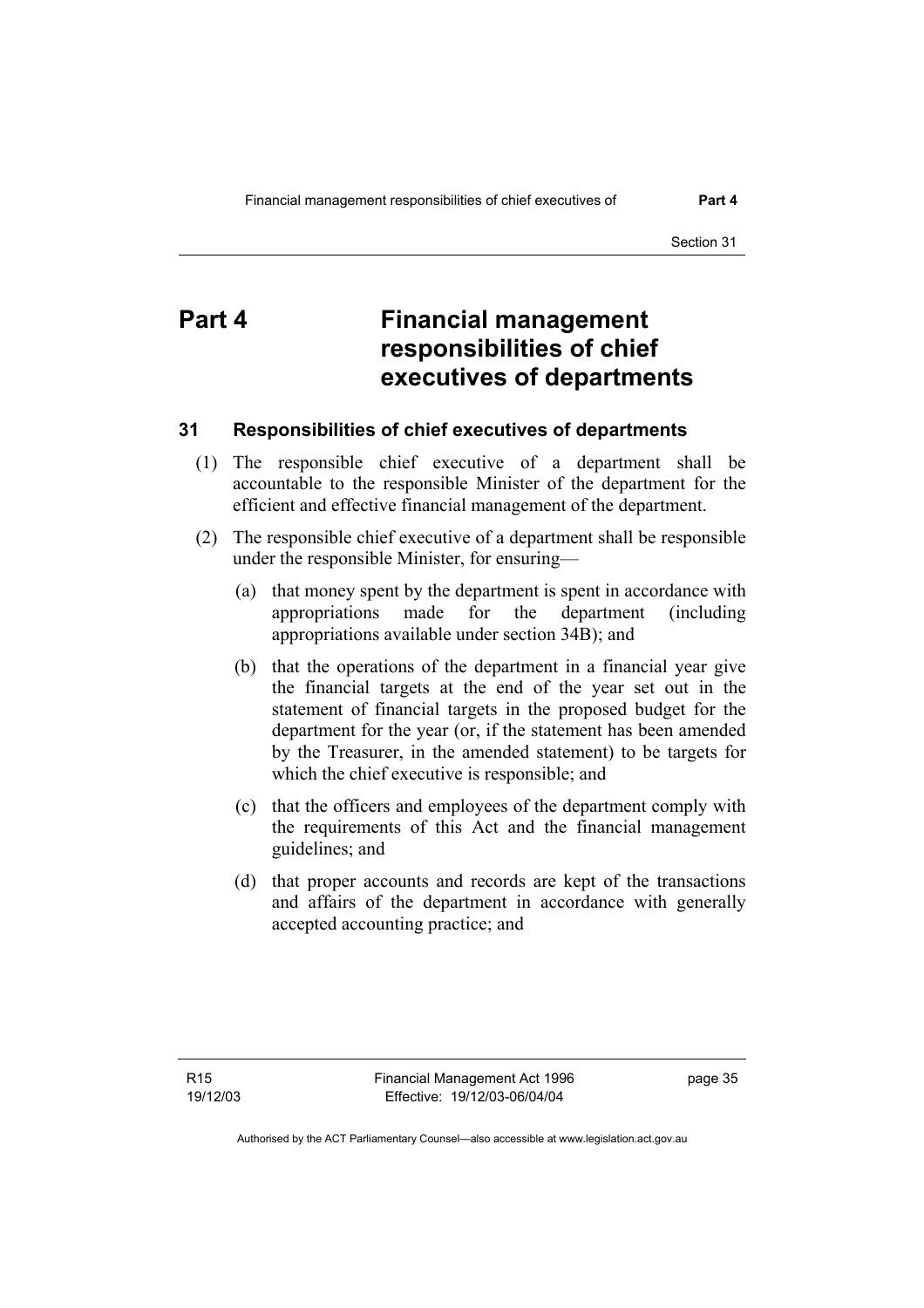# Part 4 Financial management responsibilities of chief executives of departments

## 31 Responsibilities of chief executives of departments

(1) The responsible chief executive of a department shall be accountable to the responsible Minister of the department for the efficient and effective financial management of the department.

(2) The responsible chief executive of a department shall be responsible under the responsible Minister, for ensuring—

(a) that money spent by the department is spent in accordance with appropriations made for the department (including appropriations available under section 34B); and

(b) that the operations of the department in a financial year give the financial targets at the end of the year set out in the statement of financial targets in the proposed budget for the department for the year (or, if the statement has been amended by the Treasurer, in the amended statement) to be targets for which the chief executive is responsible; and

(c) that the officers and employees of the department comply with the requirements of this Act and the financial management guidelines; and

(d) that proper accounts and records are kept of the transactions and affairs of the department in accordance with generally accepted accounting practice; and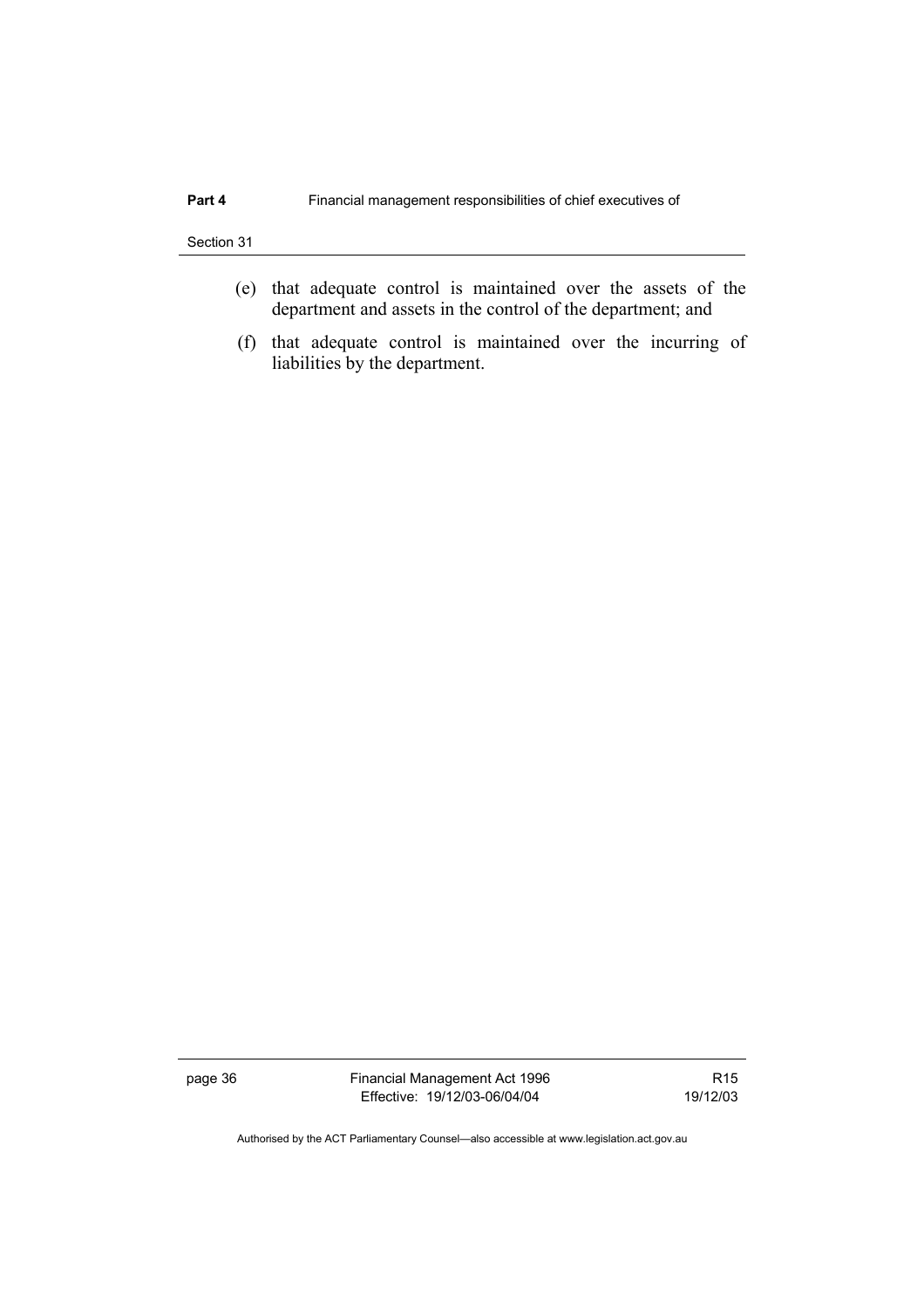(e) that adequate control is maintained over the assets of the department and assets in the control of the department; and

(f) that adequate control is maintained over the incurring of liabilities by the department.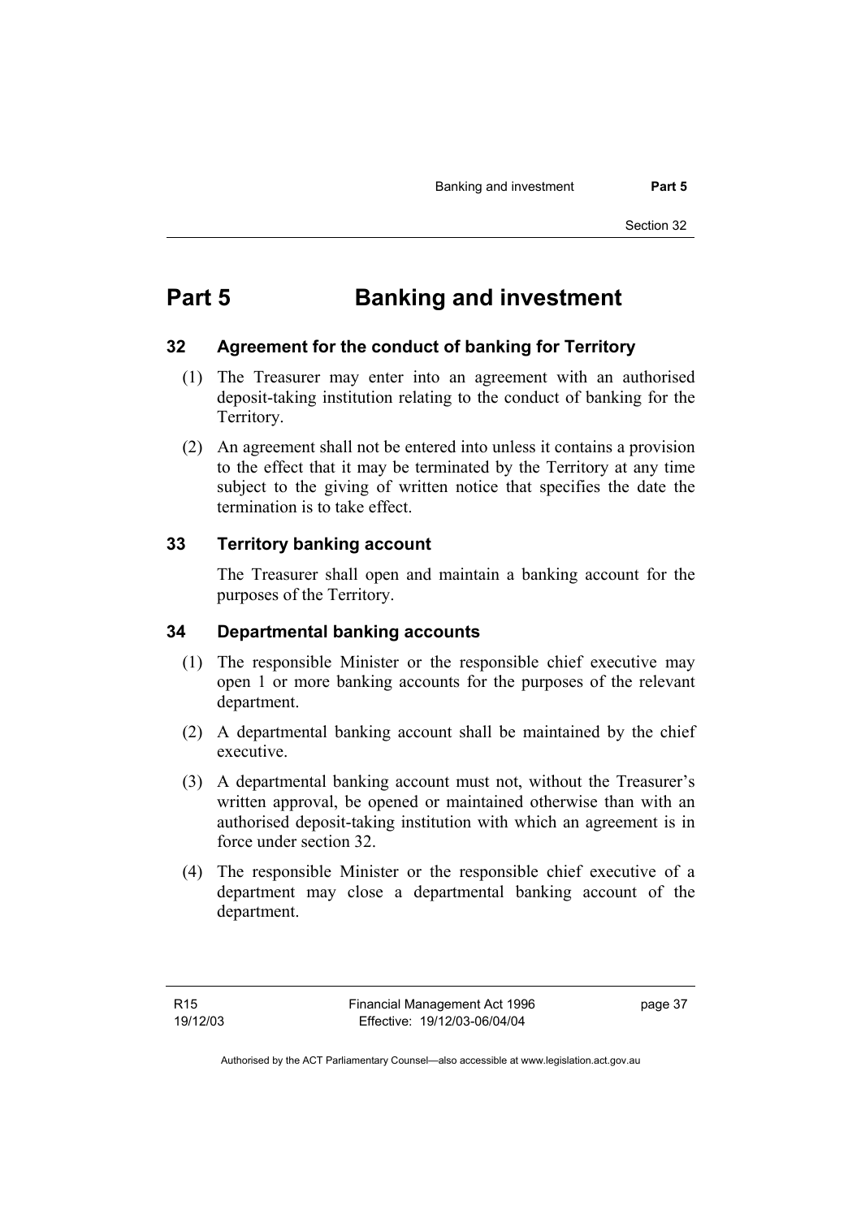# Part 5 Banking and investment

## 32 Agreement for the conduct of banking for Territory

(1) The Treasurer may enter into an agreement with an authorised deposit-taking institution relating to the conduct of banking for the Territory.

(2) An agreement shall not be entered into unless it contains a provision to the effect that it may be terminated by the Territory at any time subject to the giving of written notice that specifies the date the termination is to take effect.

## 33 Territory banking account

The Treasurer shall open and maintain a banking account for the purposes of the Territory.

## 34 Departmental banking accounts

(1) The responsible Minister or the responsible chief executive may open 1 or more banking accounts for the purposes of the relevant department.

(2) A departmental banking account shall be maintained by the chief executive.

(3) A departmental banking account must not, without the Treasurer's written approval, be opened or maintained otherwise than with an authorised deposit-taking institution with which an agreement is in force under section 32.

(4) The responsible Minister or the responsible chief executive of a department may close a departmental banking account of the department.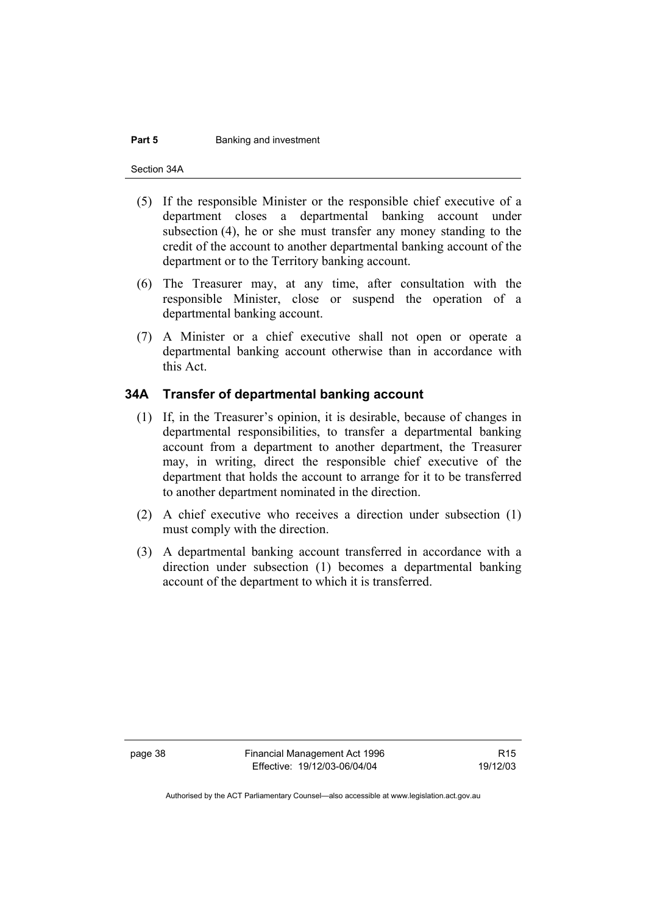(5) If the responsible Minister or the responsible chief executive of a department closes a departmental banking account under subsection (4), he or she must transfer any money standing to the credit of the account to another departmental banking account of the department or to the Territory banking account.

(6) The Treasurer may, at any time, after consultation with the responsible Minister, close or suspend the operation of a departmental banking account.

(7) A Minister or a chief executive shall not open or operate a departmental banking account otherwise than in accordance with this Act.

### 34A Transfer of departmental banking account

(1) If, in the Treasurer's opinion, it is desirable, because of changes in departmental responsibilities, to transfer a departmental banking account from a department to another department, the Treasurer may, in writing, direct the responsible chief executive of the department that holds the account to arrange for it to be transferred to another department nominated in the direction.

(2) A chief executive who receives a direction under subsection (1) must comply with the direction.

(3) A departmental banking account transferred in accordance with a direction under subsection (1) becomes a departmental banking account of the department to which it is transferred.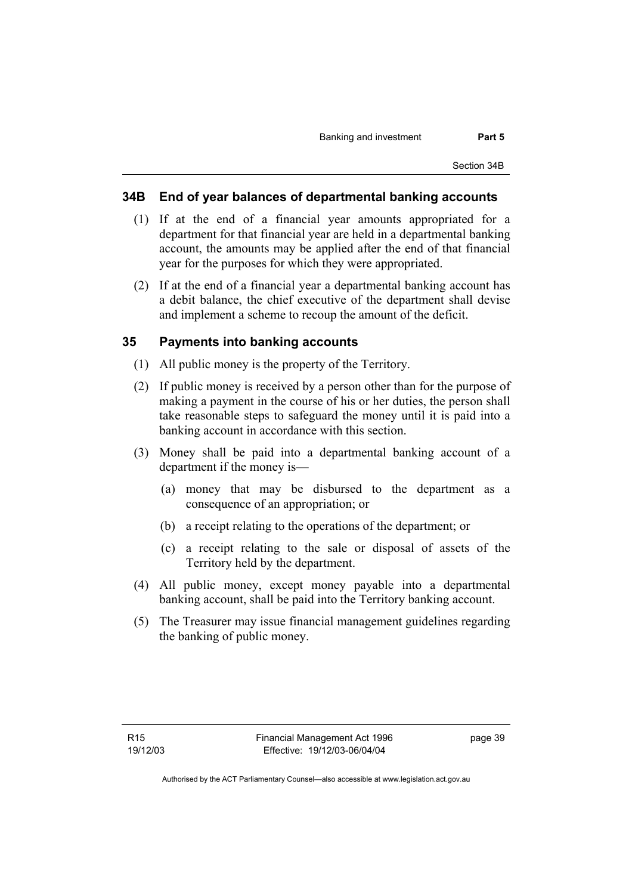## 34B End of year balances of departmental banking accounts

(1) If at the end of a financial year amounts appropriated for a department for that financial year are held in a departmental banking account, the amounts may be applied after the end of that financial year for the purposes for which they were appropriated.

(2) If at the end of a financial year a departmental banking account has a debit balance, the chief executive of the department shall devise and implement a scheme to recoup the amount of the deficit.

## 35 Payments into banking accounts

(1) All public money is the property of the Territory.

(2) If public money is received by a person other than for the purpose of making a payment in the course of his or her duties, the person shall take reasonable steps to safeguard the money until it is paid into a banking account in accordance with this section.

(3) Money shall be paid into a departmental banking account of a department if the money is—

(a) money that may be disbursed to the department as a consequence of an appropriation; or

(b) a receipt relating to the operations of the department; or

(c) a receipt relating to the sale or disposal of assets of the Territory held by the department.

(4) All public money, except money payable into a departmental banking account, shall be paid into the Territory banking account.

(5) The Treasurer may issue financial management guidelines regarding the banking of public money.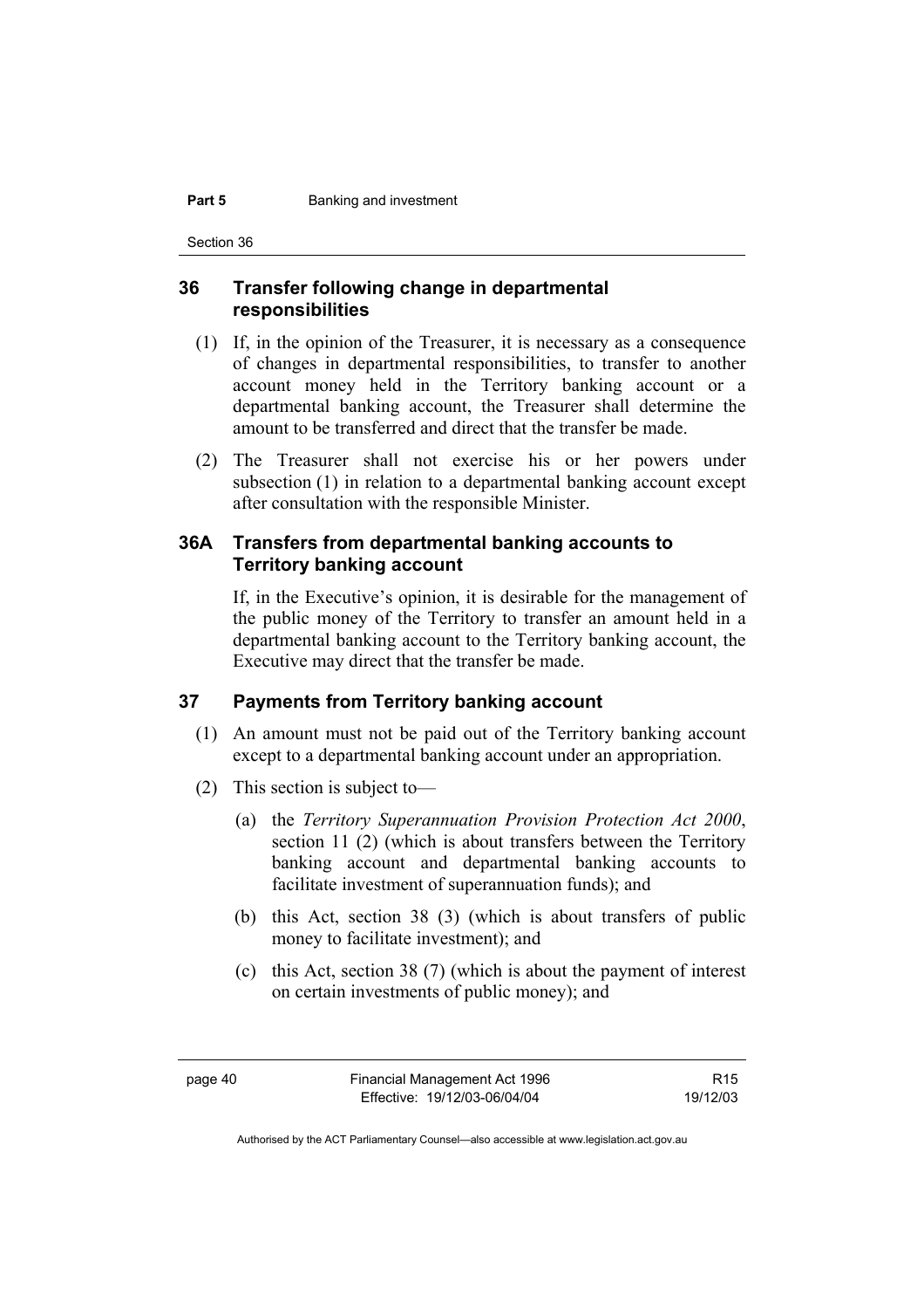## 36 Transfer following change in departmental responsibilities

(1) If, in the opinion of the Treasurer, it is necessary as a consequence of changes in departmental responsibilities, to transfer to another account money held in the Territory banking account or a departmental banking account, the Treasurer shall determine the amount to be transferred and direct that the transfer be made.

(2) The Treasurer shall not exercise his or her powers under subsection (1) in relation to a departmental banking account except after consultation with the responsible Minister.

## 36A Transfers from departmental banking accounts to Territory banking account

If, in the Executive's opinion, it is desirable for the management of the public money of the Territory to transfer an amount held in a departmental banking account to the Territory banking account, the Executive may direct that the transfer be made.

## 37 Payments from Territory banking account

(1) An amount must not be paid out of the Territory banking account except to a departmental banking account under an appropriation.

(2) This section is subject to—

(a) the *Territory Superannuation Provision Protection Act 2000*, section 11 (2) (which is about transfers between the Territory banking account and departmental banking accounts to facilitate investment of superannuation funds); and

(b) this Act, section 38 (3) (which is about transfers of public money to facilitate investment); and

(c) this Act, section 38 (7) (which is about the payment of interest on certain investments of public money); and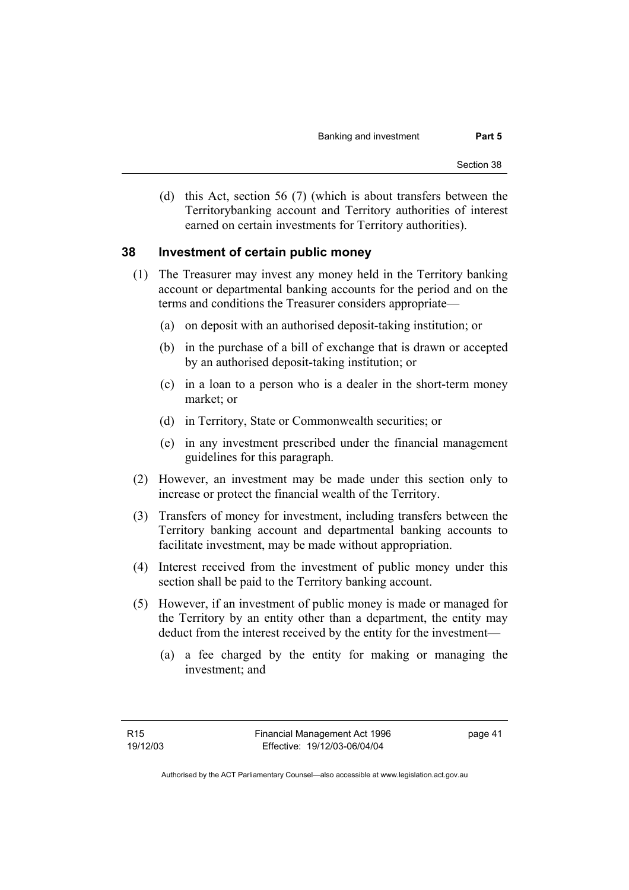(d) this Act, section 56 (7) (which is about transfers between the Territorybanking account and Territory authorities of interest earned on certain investments for Territory authorities).

## 38 Investment of certain public money

(1) The Treasurer may invest any money held in the Territory banking account or departmental banking accounts for the period and on the terms and conditions the Treasurer considers appropriate—

(a) on deposit with an authorised deposit-taking institution; or

(b) in the purchase of a bill of exchange that is drawn or accepted by an authorised deposit-taking institution; or

(c) in a loan to a person who is a dealer in the short-term money market; or

(d) in Territory, State or Commonwealth securities; or

(e) in any investment prescribed under the financial management guidelines for this paragraph.

(2) However, an investment may be made under this section only to increase or protect the financial wealth of the Territory.

(3) Transfers of money for investment, including transfers between the Territory banking account and departmental banking accounts to facilitate investment, may be made without appropriation.

(4) Interest received from the investment of public money under this section shall be paid to the Territory banking account.

(5) However, if an investment of public money is made or managed for the Territory by an entity other than a department, the entity may deduct from the interest received by the entity for the investment—

(a) a fee charged by the entity for making or managing the investment; and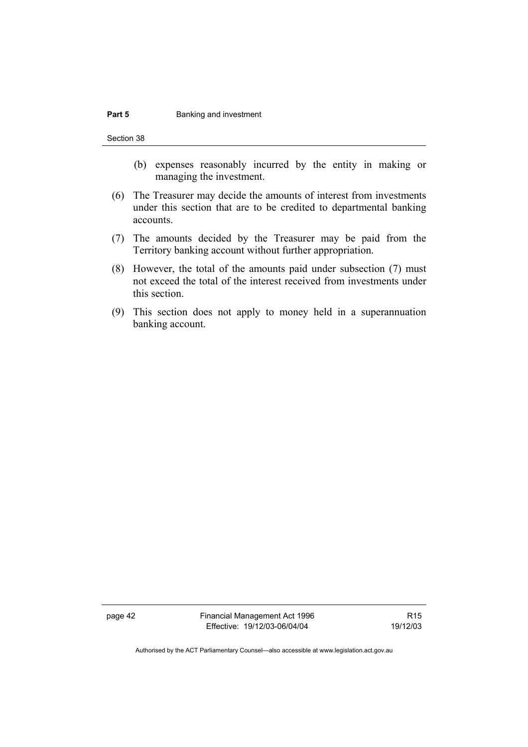(b) expenses reasonably incurred by the entity in making or managing the investment.

(6) The Treasurer may decide the amounts of interest from investments under this section that are to be credited to departmental banking accounts.

(7) The amounts decided by the Treasurer may be paid from the Territory banking account without further appropriation.

(8) However, the total of the amounts paid under subsection (7) must not exceed the total of the interest received from investments under this section.

(9) This section does not apply to money held in a superannuation banking account.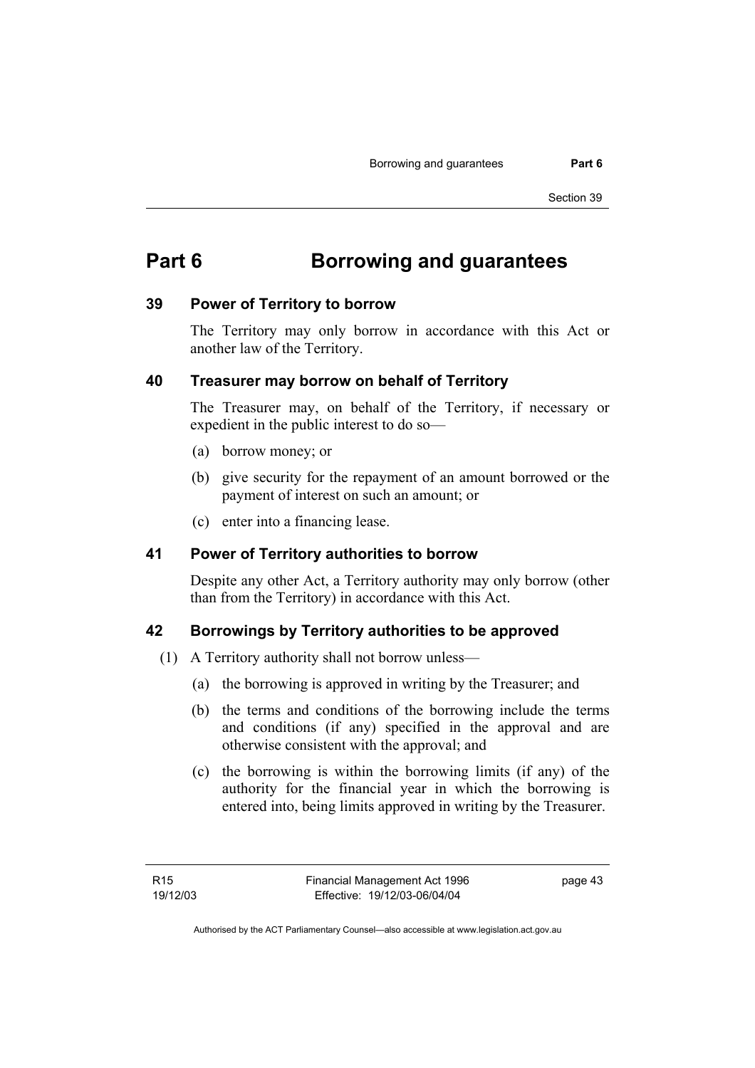# Part 6 Borrowing and guarantees

## 39 Power of Territory to borrow

The Territory may only borrow in accordance with this Act or another law of the Territory.

## 40 Treasurer may borrow on behalf of Territory

The Treasurer may, on behalf of the Territory, if necessary or expedient in the public interest to do so—

(a) borrow money; or

(b) give security for the repayment of an amount borrowed or the payment of interest on such an amount; or

(c) enter into a financing lease.

## 41 Power of Territory authorities to borrow

Despite any other Act, a Territory authority may only borrow (other than from the Territory) in accordance with this Act.

## 42 Borrowings by Territory authorities to be approved

(1) A Territory authority shall not borrow unless—

(a) the borrowing is approved in writing by the Treasurer; and

(b) the terms and conditions of the borrowing include the terms and conditions (if any) specified in the approval and are otherwise consistent with the approval; and

(c) the borrowing is within the borrowing limits (if any) of the authority for the financial year in which the borrowing is entered into, being limits approved in writing by the Treasurer.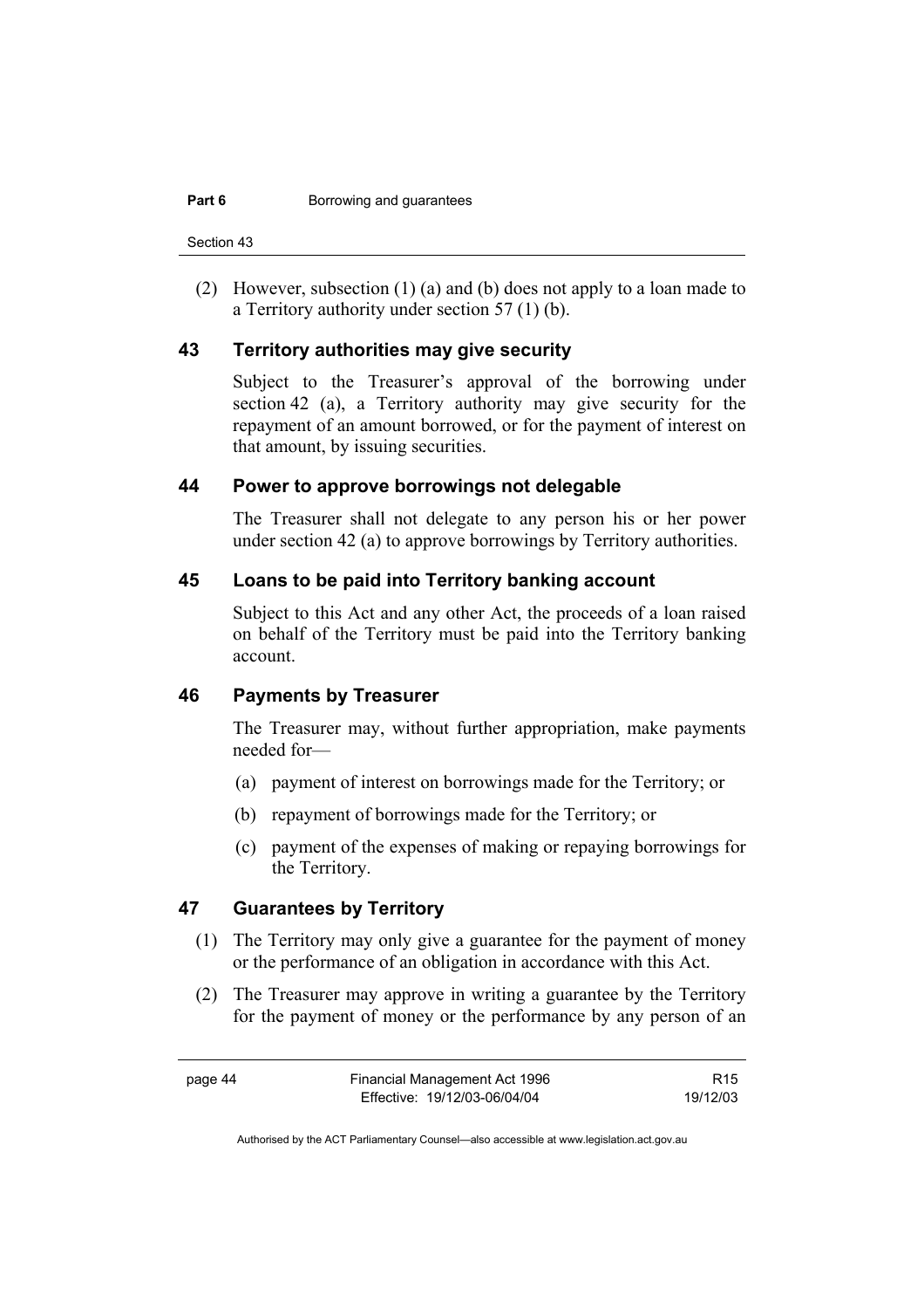(2) However, subsection (1) (a) and (b) does not apply to a loan made to a Territory authority under section 57 (1) (b).

## 43 Territory authorities may give security

Subject to the Treasurer's approval of the borrowing under section 42 (a), a Territory authority may give security for the repayment of an amount borrowed, or for the payment of interest on that amount, by issuing securities.

## 44 Power to approve borrowings not delegable

The Treasurer shall not delegate to any person his or her power under section 42 (a) to approve borrowings by Territory authorities.

## 45 Loans to be paid into Territory banking account

Subject to this Act and any other Act, the proceeds of a loan raised on behalf of the Territory must be paid into the Territory banking account.

## 46 Payments by Treasurer

The Treasurer may, without further appropriation, make payments needed for—

(a) payment of interest on borrowings made for the Territory; or

(b) repayment of borrowings made for the Territory; or

(c) payment of the expenses of making or repaying borrowings for the Territory.

## 47 Guarantees by Territory

(1) The Territory may only give a guarantee for the payment of money or the performance of an obligation in accordance with this Act.

(2) The Treasurer may approve in writing a guarantee by the Territory for the payment of money or the performance by any person of an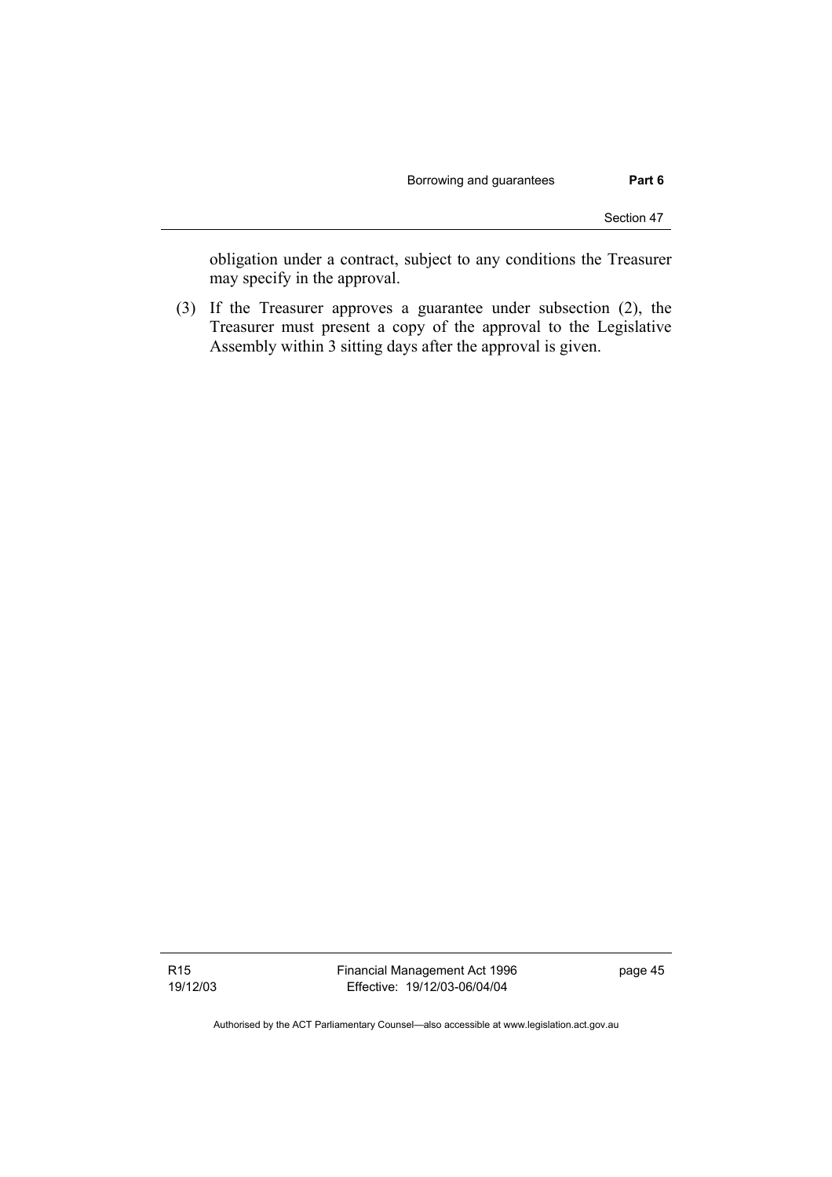obligation under a contract, subject to any conditions the Treasurer may specify in the approval.

(3) If the Treasurer approves a guarantee under subsection (2), the Treasurer must present a copy of the approval to the Legislative Assembly within 3 sitting days after the approval is given.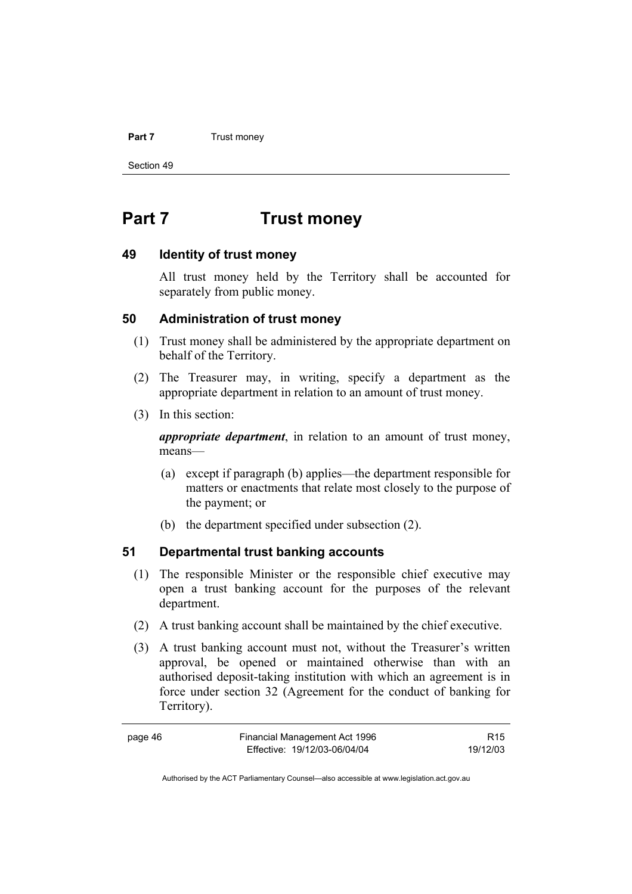# Part 7 Trust money

## 49 Identity of trust money

All trust money held by the Territory shall be accounted for separately from public money.

## 50 Administration of trust money

(1) Trust money shall be administered by the appropriate department on behalf of the Territory.

(2) The Treasurer may, in writing, specify a department as the appropriate department in relation to an amount of trust money.

(3) In this section:

***appropriate department***, in relation to an amount of trust money, means—

(a) except if paragraph (b) applies—the department responsible for matters or enactments that relate most closely to the purpose of the payment; or

(b) the department specified under subsection (2).

## 51 Departmental trust banking accounts

(1) The responsible Minister or the responsible chief executive may open a trust banking account for the purposes of the relevant department.

(2) A trust banking account shall be maintained by the chief executive.

(3) A trust banking account must not, without the Treasurer's written approval, be opened or maintained otherwise than with an authorised deposit-taking institution with which an agreement is in force under section 32 (Agreement for the conduct of banking for Territory).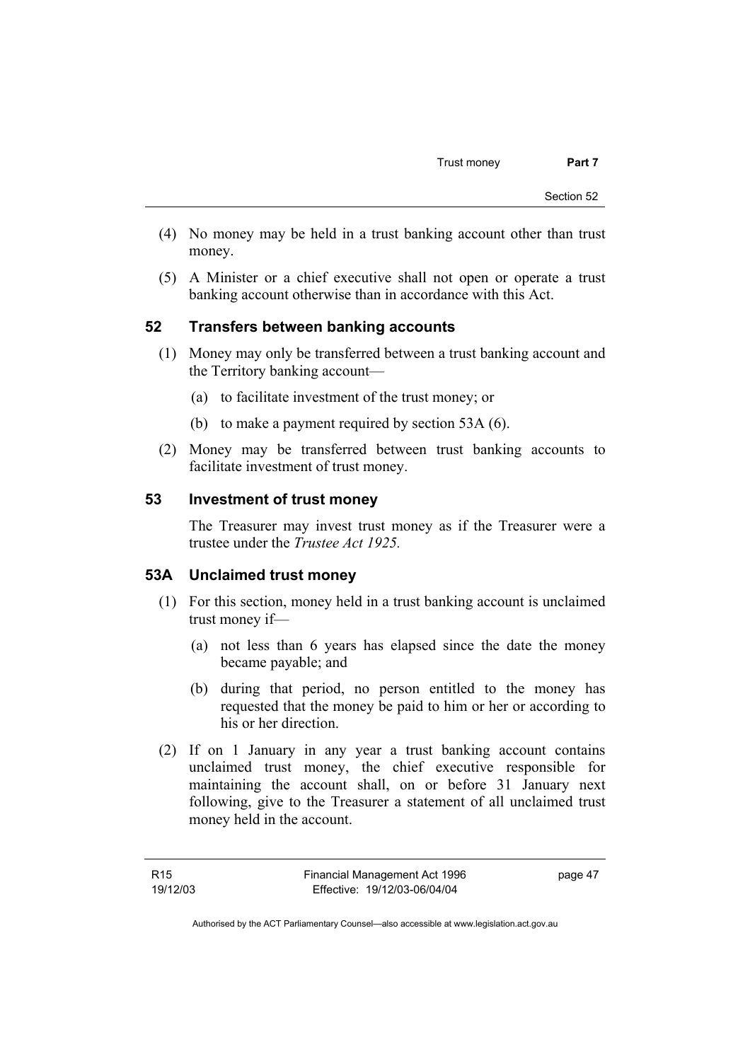(4) No money may be held in a trust banking account other than trust money.

(5) A Minister or a chief executive shall not open or operate a trust banking account otherwise than in accordance with this Act.

## 52 Transfers between banking accounts

(1) Money may only be transferred between a trust banking account and the Territory banking account—

(a) to facilitate investment of the trust money; or

(b) to make a payment required by section 53A (6).

(2) Money may be transferred between trust banking accounts to facilitate investment of trust money.

## 53 Investment of trust money

The Treasurer may invest trust money as if the Treasurer were a trustee under the *Trustee Act 1925.*

## 53A Unclaimed trust money

(1) For this section, money held in a trust banking account is unclaimed trust money if—

(a) not less than 6 years has elapsed since the date the money became payable; and

(b) during that period, no person entitled to the money has requested that the money be paid to him or her or according to his or her direction.

(2) If on 1 January in any year a trust banking account contains unclaimed trust money, the chief executive responsible for maintaining the account shall, on or before 31 January next following, give to the Treasurer a statement of all unclaimed trust money held in the account.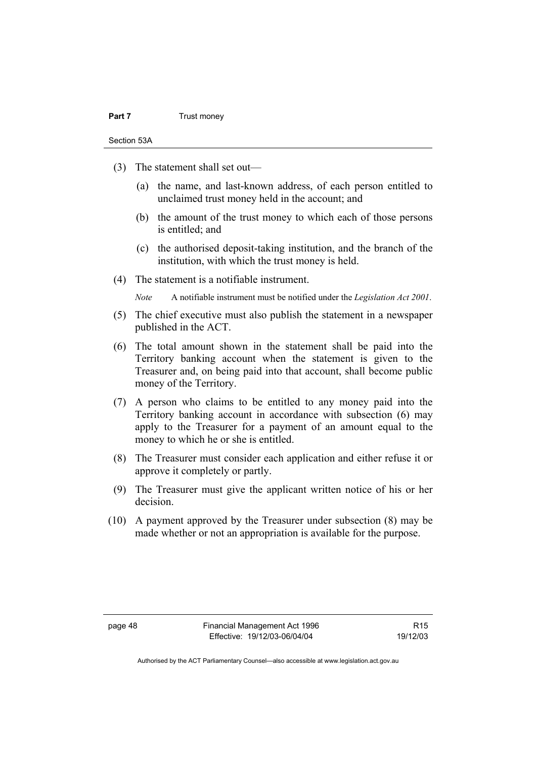(3) The statement shall set out—

(a) the name, and last-known address, of each person entitled to unclaimed trust money held in the account; and

(b) the amount of the trust money to which each of those persons is entitled; and

(c) the authorised deposit-taking institution, and the branch of the institution, with which the trust money is held.

(4) The statement is a notifiable instrument.

*Note* A notifiable instrument must be notified under the *Legislation Act 2001*.

(5) The chief executive must also publish the statement in a newspaper published in the ACT.

(6) The total amount shown in the statement shall be paid into the Territory banking account when the statement is given to the Treasurer and, on being paid into that account, shall become public money of the Territory.

(7) A person who claims to be entitled to any money paid into the Territory banking account in accordance with subsection (6) may apply to the Treasurer for a payment of an amount equal to the money to which he or she is entitled.

(8) The Treasurer must consider each application and either refuse it or approve it completely or partly.

(9) The Treasurer must give the applicant written notice of his or her decision.

(10) A payment approved by the Treasurer under subsection (8) may be made whether or not an appropriation is available for the purpose.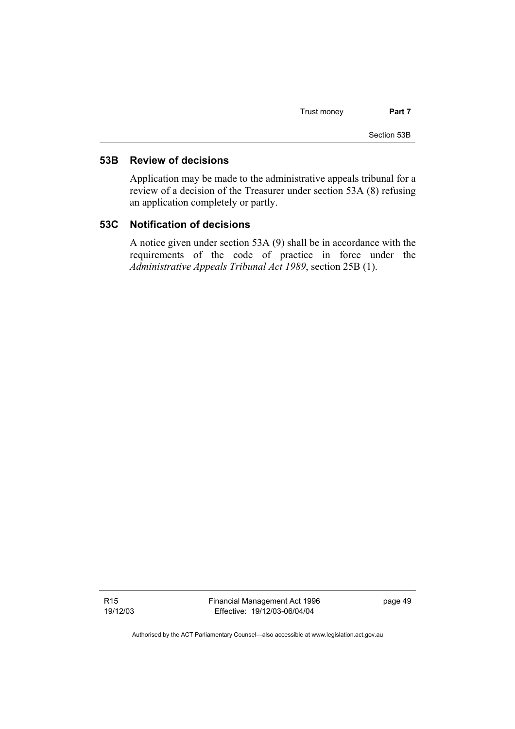### 53B Review of decisions

Application may be made to the administrative appeals tribunal for a review of a decision of the Treasurer under section 53A (8) refusing an application completely or partly.

### 53C Notification of decisions

A notice given under section 53A (9) shall be in accordance with the requirements of the code of practice in force under the *Administrative Appeals Tribunal Act 1989*, section 25B (1).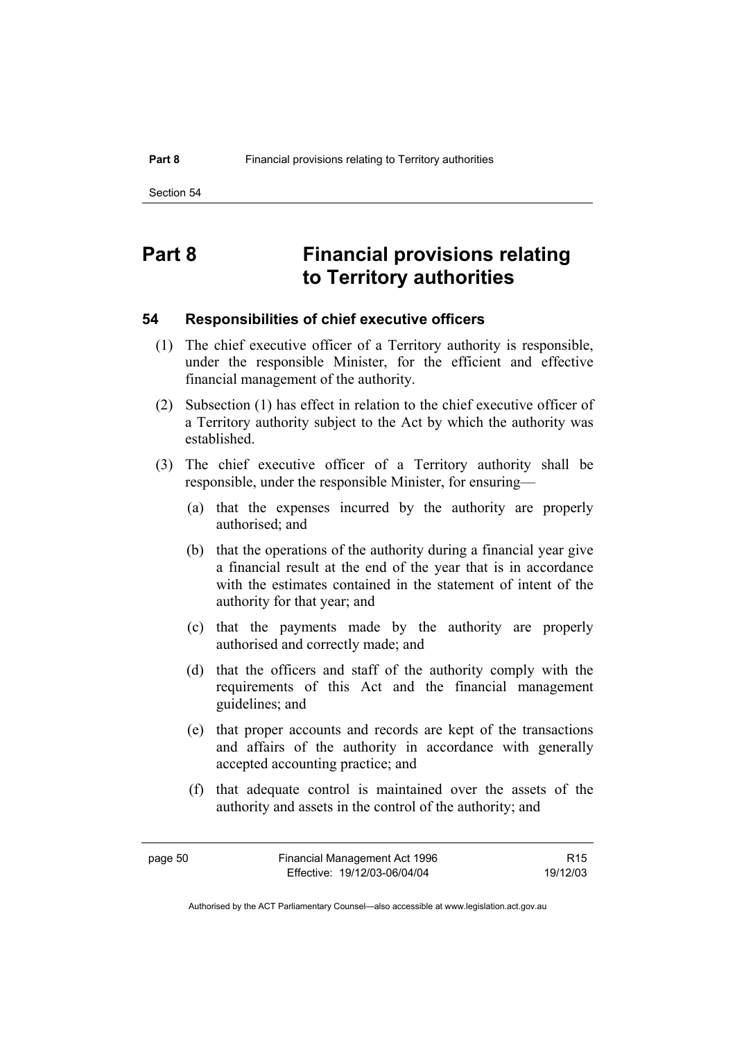# Part 8 Financial provisions relating to Territory authorities

## 54 Responsibilities of chief executive officers

(1) The chief executive officer of a Territory authority is responsible, under the responsible Minister, for the efficient and effective financial management of the authority.

(2) Subsection (1) has effect in relation to the chief executive officer of a Territory authority subject to the Act by which the authority was established.

(3) The chief executive officer of a Territory authority shall be responsible, under the responsible Minister, for ensuring—

(a) that the expenses incurred by the authority are properly authorised; and

(b) that the operations of the authority during a financial year give a financial result at the end of the year that is in accordance with the estimates contained in the statement of intent of the authority for that year; and

(c) that the payments made by the authority are properly authorised and correctly made; and

(d) that the officers and staff of the authority comply with the requirements of this Act and the financial management guidelines; and

(e) that proper accounts and records are kept of the transactions and affairs of the authority in accordance with generally accepted accounting practice; and

(f) that adequate control is maintained over the assets of the authority and assets in the control of the authority; and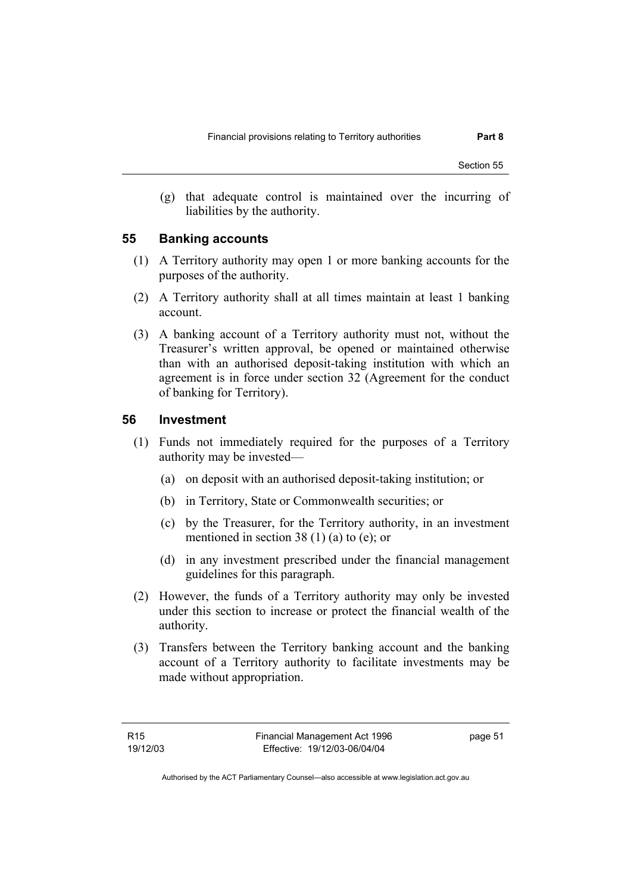(g) that adequate control is maintained over the incurring of liabilities by the authority.

## 55 Banking accounts

(1) A Territory authority may open 1 or more banking accounts for the purposes of the authority.

(2) A Territory authority shall at all times maintain at least 1 banking account.

(3) A banking account of a Territory authority must not, without the Treasurer's written approval, be opened or maintained otherwise than with an authorised deposit-taking institution with which an agreement is in force under section 32 (Agreement for the conduct of banking for Territory).

## 56 Investment

(1) Funds not immediately required for the purposes of a Territory authority may be invested—

(a) on deposit with an authorised deposit-taking institution; or

(b) in Territory, State or Commonwealth securities; or

(c) by the Treasurer, for the Territory authority, in an investment mentioned in section 38 (1) (a) to (e); or

(d) in any investment prescribed under the financial management guidelines for this paragraph.

(2) However, the funds of a Territory authority may only be invested under this section to increase or protect the financial wealth of the authority.

(3) Transfers between the Territory banking account and the banking account of a Territory authority to facilitate investments may be made without appropriation.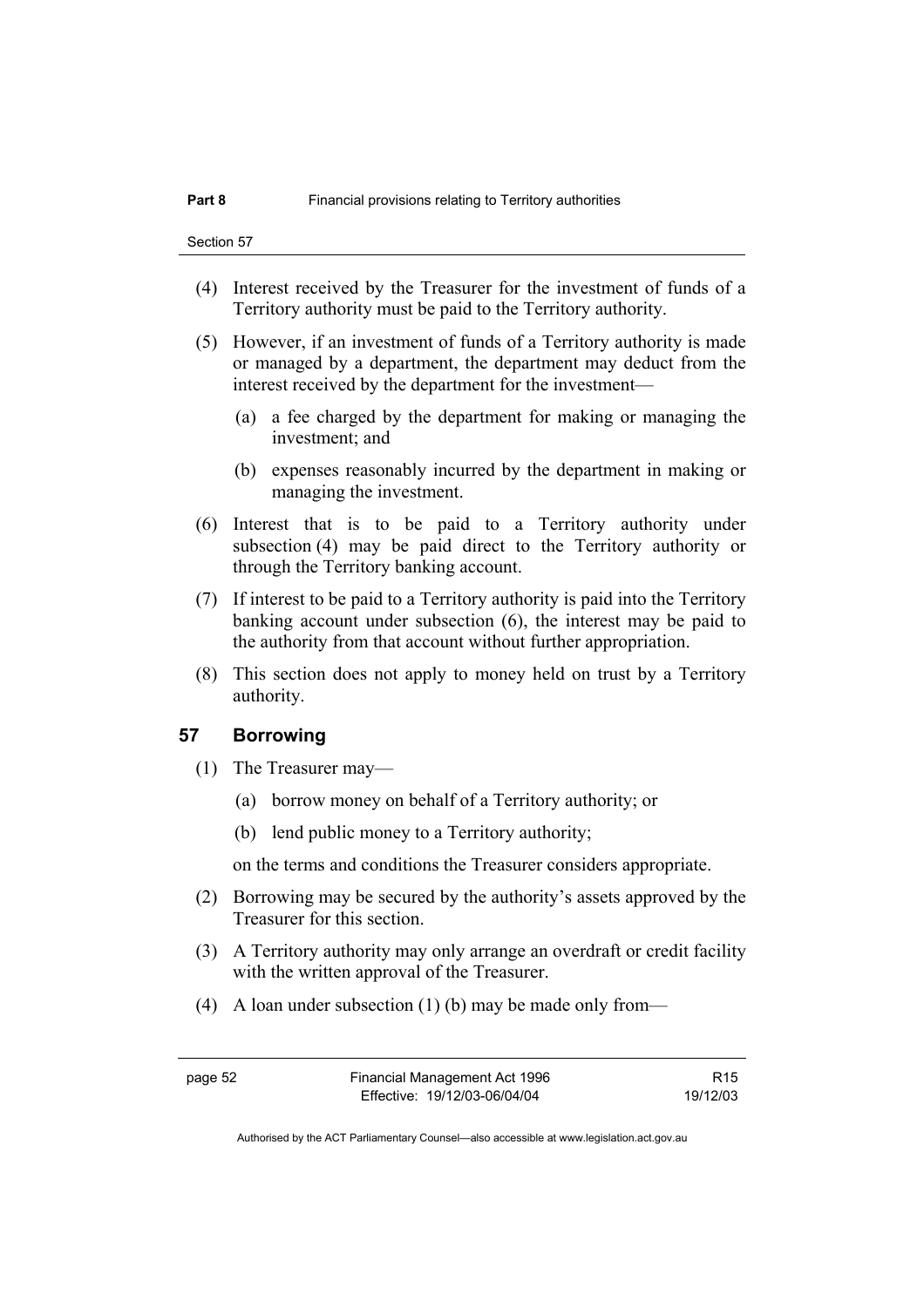(4) Interest received by the Treasurer for the investment of funds of a Territory authority must be paid to the Territory authority.

(5) However, if an investment of funds of a Territory authority is made or managed by a department, the department may deduct from the interest received by the department for the investment—

  (a) a fee charged by the department for making or managing the investment; and

  (b) expenses reasonably incurred by the department in making or managing the investment.

(6) Interest that is to be paid to a Territory authority under subsection (4) may be paid direct to the Territory authority or through the Territory banking account.

(7) If interest to be paid to a Territory authority is paid into the Territory banking account under subsection (6), the interest may be paid to the authority from that account without further appropriation.

(8) This section does not apply to money held on trust by a Territory authority.

## 57 Borrowing

(1) The Treasurer may—

  (a) borrow money on behalf of a Territory authority; or

  (b) lend public money to a Territory authority;

  on the terms and conditions the Treasurer considers appropriate.

(2) Borrowing may be secured by the authority's assets approved by the Treasurer for this section.

(3) A Territory authority may only arrange an overdraft or credit facility with the written approval of the Treasurer.

(4) A loan under subsection (1) (b) may be made only from—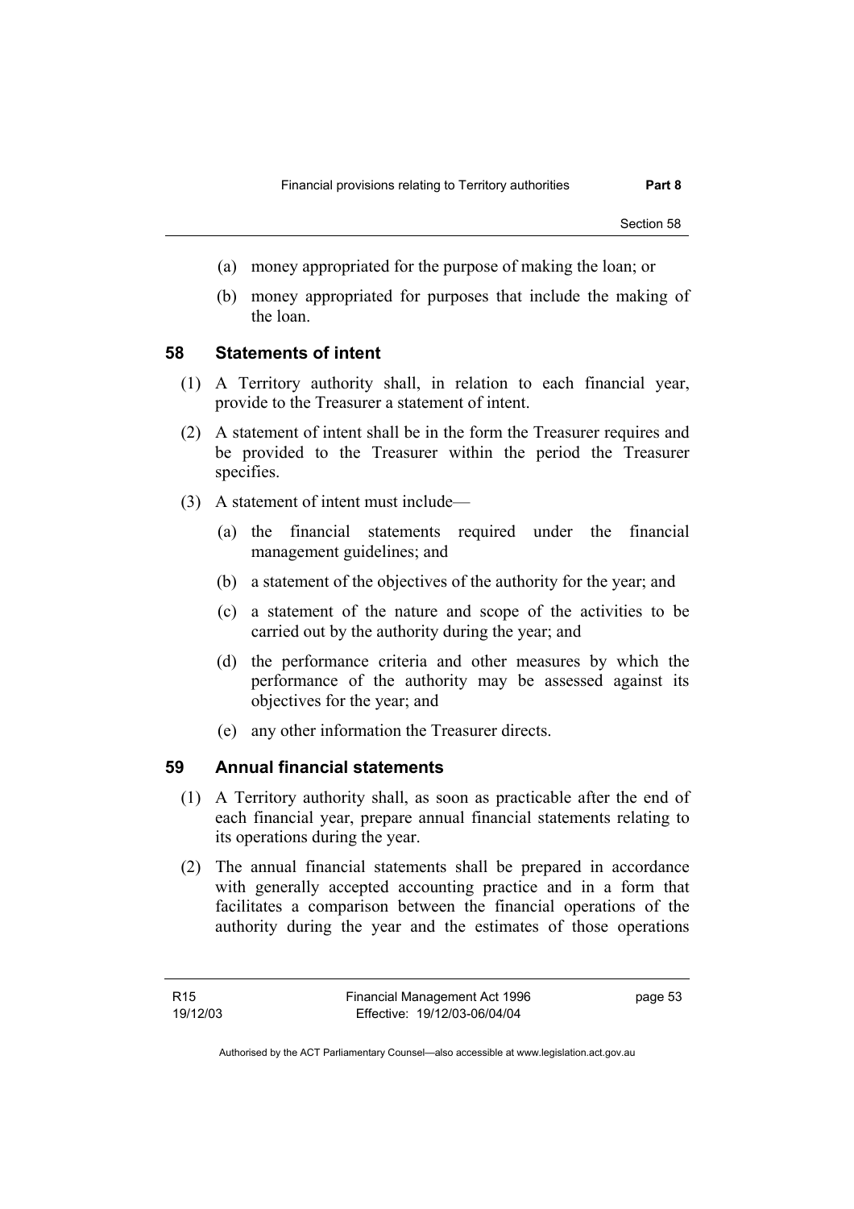(a) money appropriated for the purpose of making the loan; or

(b) money appropriated for purposes that include the making of the loan.

## 58 Statements of intent

(1) A Territory authority shall, in relation to each financial year, provide to the Treasurer a statement of intent.

(2) A statement of intent shall be in the form the Treasurer requires and be provided to the Treasurer within the period the Treasurer specifies.

(3) A statement of intent must include—

(a) the financial statements required under the financial management guidelines; and

(b) a statement of the objectives of the authority for the year; and

(c) a statement of the nature and scope of the activities to be carried out by the authority during the year; and

(d) the performance criteria and other measures by which the performance of the authority may be assessed against its objectives for the year; and

(e) any other information the Treasurer directs.

## 59 Annual financial statements

(1) A Territory authority shall, as soon as practicable after the end of each financial year, prepare annual financial statements relating to its operations during the year.

(2) The annual financial statements shall be prepared in accordance with generally accepted accounting practice and in a form that facilitates a comparison between the financial operations of the authority during the year and the estimates of those operations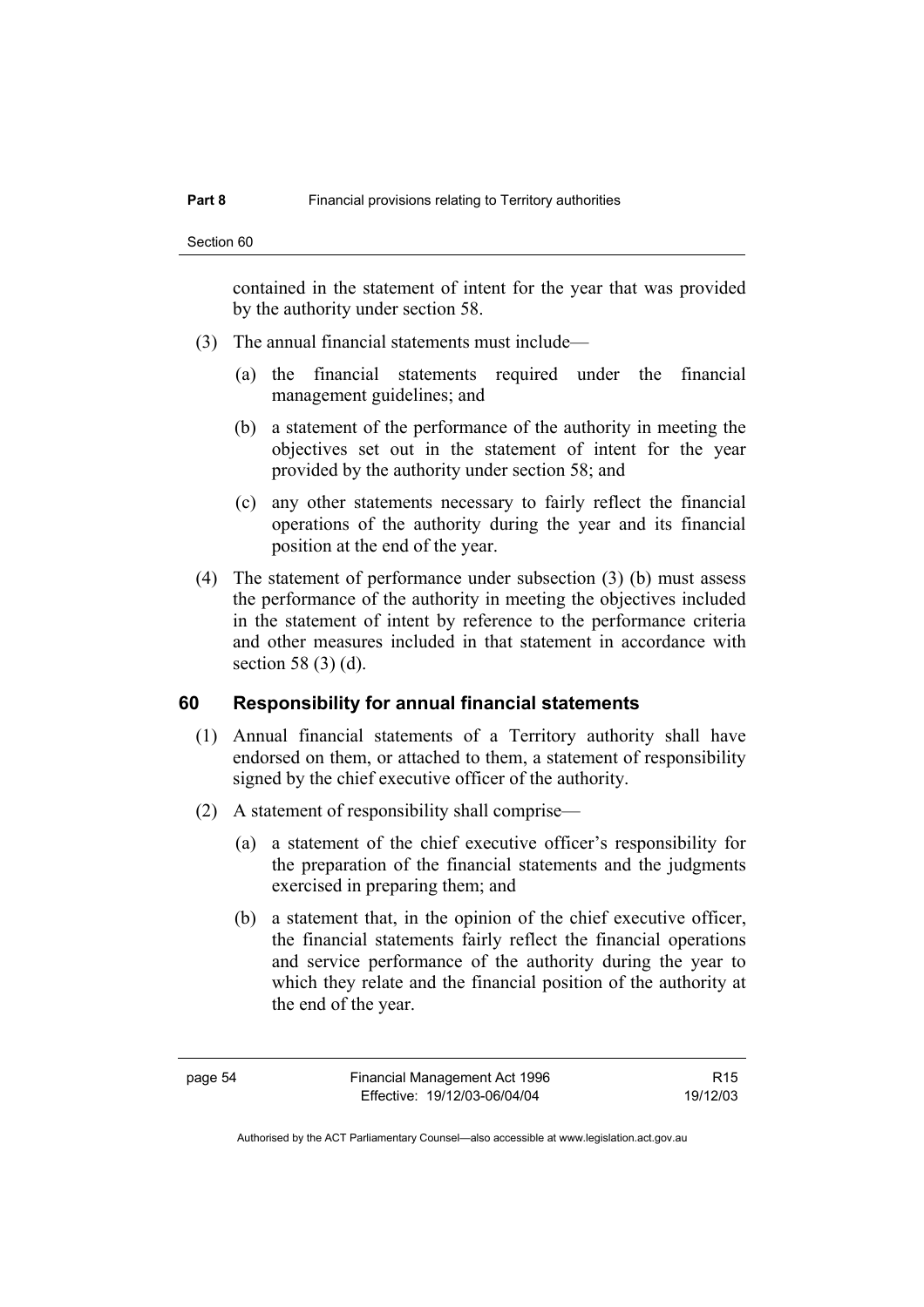contained in the statement of intent for the year that was provided by the authority under section 58.

(3) The annual financial statements must include—

(a) the financial statements required under the financial management guidelines; and

(b) a statement of the performance of the authority in meeting the objectives set out in the statement of intent for the year provided by the authority under section 58; and

(c) any other statements necessary to fairly reflect the financial operations of the authority during the year and its financial position at the end of the year.

(4) The statement of performance under subsection (3) (b) must assess the performance of the authority in meeting the objectives included in the statement of intent by reference to the performance criteria and other measures included in that statement in accordance with section 58 (3) (d).

## 60 Responsibility for annual financial statements

(1) Annual financial statements of a Territory authority shall have endorsed on them, or attached to them, a statement of responsibility signed by the chief executive officer of the authority.

(2) A statement of responsibility shall comprise—

(a) a statement of the chief executive officer's responsibility for the preparation of the financial statements and the judgments exercised in preparing them; and

(b) a statement that, in the opinion of the chief executive officer, the financial statements fairly reflect the financial operations and service performance of the authority during the year to which they relate and the financial position of the authority at the end of the year.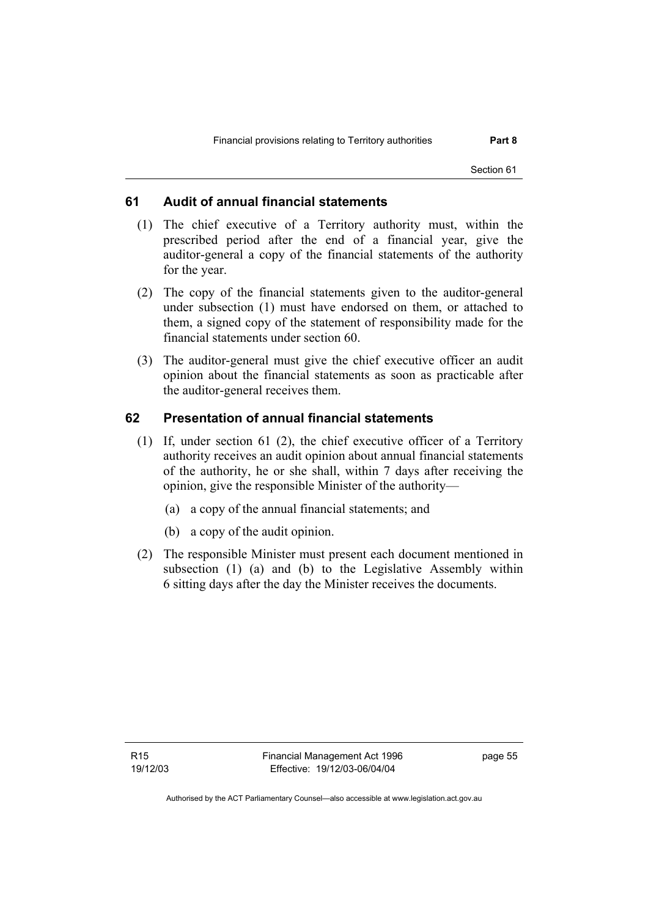## 61 Audit of annual financial statements

(1) The chief executive of a Territory authority must, within the prescribed period after the end of a financial year, give the auditor-general a copy of the financial statements of the authority for the year.

(2) The copy of the financial statements given to the auditor-general under subsection (1) must have endorsed on them, or attached to them, a signed copy of the statement of responsibility made for the financial statements under section 60.

(3) The auditor-general must give the chief executive officer an audit opinion about the financial statements as soon as practicable after the auditor-general receives them.

## 62 Presentation of annual financial statements

(1) If, under section 61 (2), the chief executive officer of a Territory authority receives an audit opinion about annual financial statements of the authority, he or she shall, within 7 days after receiving the opinion, give the responsible Minister of the authority—

(a) a copy of the annual financial statements; and

(b) a copy of the audit opinion.

(2) The responsible Minister must present each document mentioned in subsection (1) (a) and (b) to the Legislative Assembly within 6 sitting days after the day the Minister receives the documents.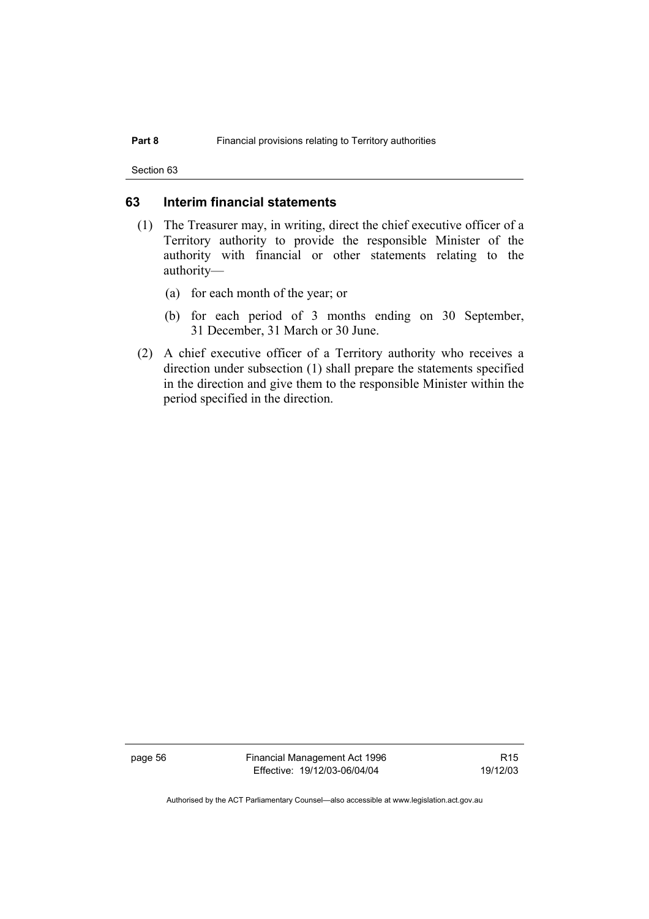## 63 Interim financial statements

(1) The Treasurer may, in writing, direct the chief executive officer of a Territory authority to provide the responsible Minister of the authority with financial or other statements relating to the authority—

(a) for each month of the year; or

(b) for each period of 3 months ending on 30 September, 31 December, 31 March or 30 June.

(2) A chief executive officer of a Territory authority who receives a direction under subsection (1) shall prepare the statements specified in the direction and give them to the responsible Minister within the period specified in the direction.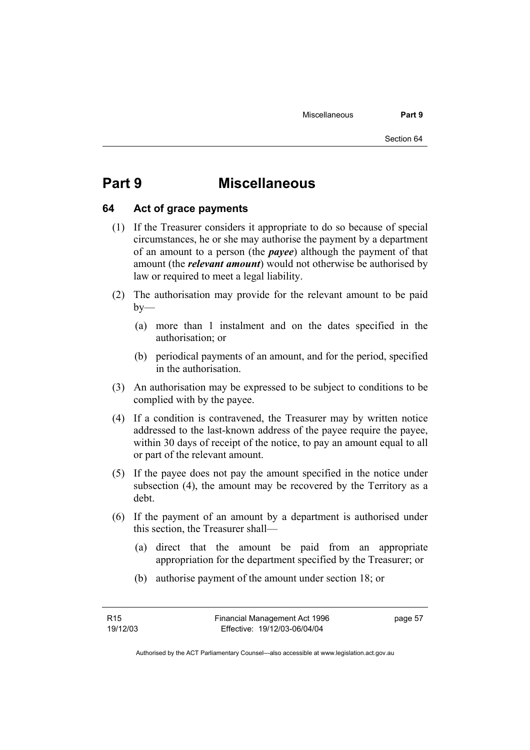# Part 9 Miscellaneous

## 64 Act of grace payments

(1) If the Treasurer considers it appropriate to do so because of special circumstances, he or she may authorise the payment by a department of an amount to a person (the ***payee***) although the payment of that amount (the ***relevant amount***) would not otherwise be authorised by law or required to meet a legal liability.

(2) The authorisation may provide for the relevant amount to be paid by—

(a) more than 1 instalment and on the dates specified in the authorisation; or

(b) periodical payments of an amount, and for the period, specified in the authorisation.

(3) An authorisation may be expressed to be subject to conditions to be complied with by the payee.

(4) If a condition is contravened, the Treasurer may by written notice addressed to the last-known address of the payee require the payee, within 30 days of receipt of the notice, to pay an amount equal to all or part of the relevant amount.

(5) If the payee does not pay the amount specified in the notice under subsection (4), the amount may be recovered by the Territory as a debt.

(6) If the payment of an amount by a department is authorised under this section, the Treasurer shall—

(a) direct that the amount be paid from an appropriate appropriation for the department specified by the Treasurer; or

(b) authorise payment of the amount under section 18; or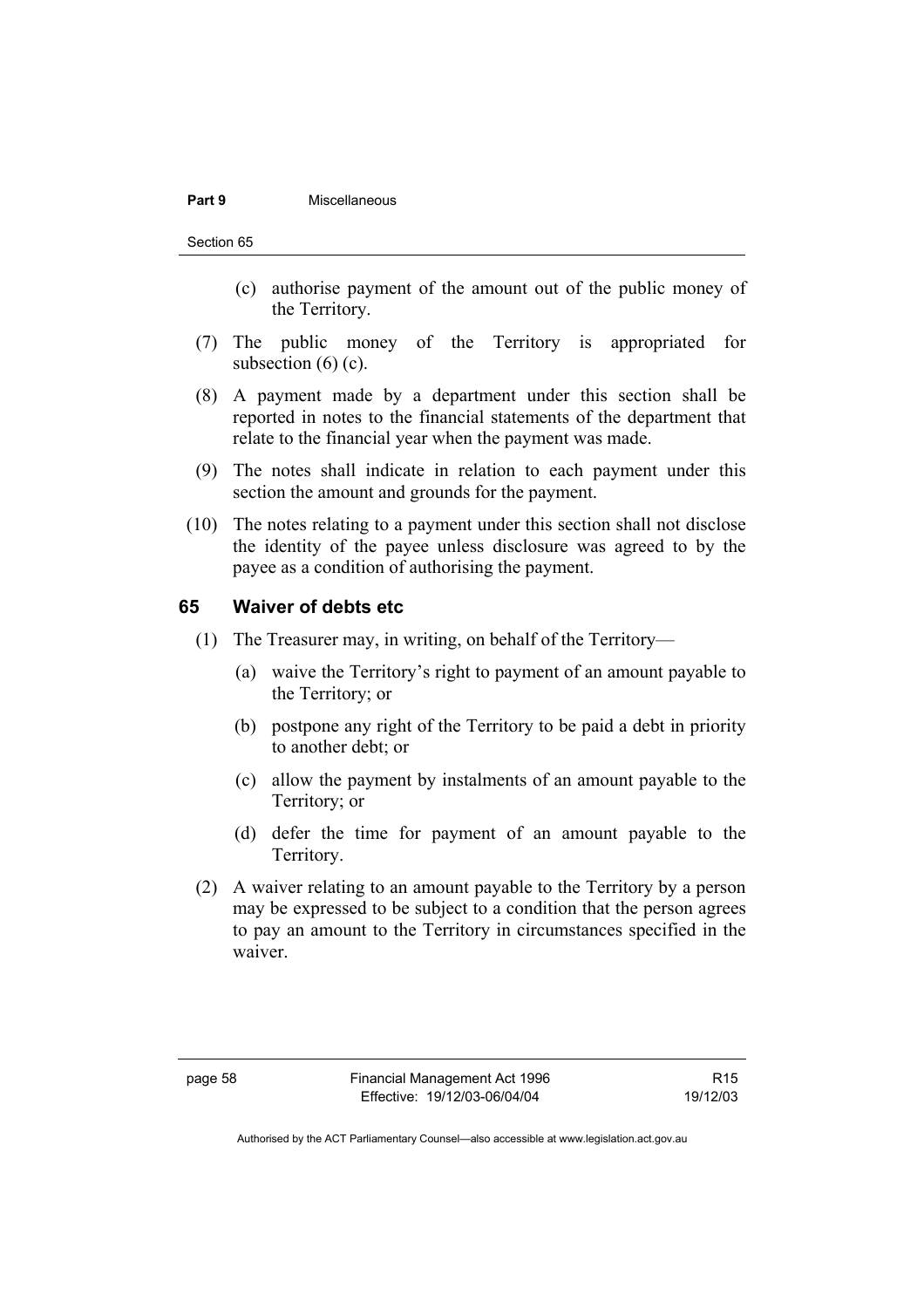(c) authorise payment of the amount out of the public money of the Territory.

(7) The public money of the Territory is appropriated for subsection (6) (c).

(8) A payment made by a department under this section shall be reported in notes to the financial statements of the department that relate to the financial year when the payment was made.

(9) The notes shall indicate in relation to each payment under this section the amount and grounds for the payment.

(10) The notes relating to a payment under this section shall not disclose the identity of the payee unless disclosure was agreed to by the payee as a condition of authorising the payment.

### 65 Waiver of debts etc

(1) The Treasurer may, in writing, on behalf of the Territory—

(a) waive the Territory's right to payment of an amount payable to the Territory; or

(b) postpone any right of the Territory to be paid a debt in priority to another debt; or

(c) allow the payment by instalments of an amount payable to the Territory; or

(d) defer the time for payment of an amount payable to the Territory.

(2) A waiver relating to an amount payable to the Territory by a person may be expressed to be subject to a condition that the person agrees to pay an amount to the Territory in circumstances specified in the waiver.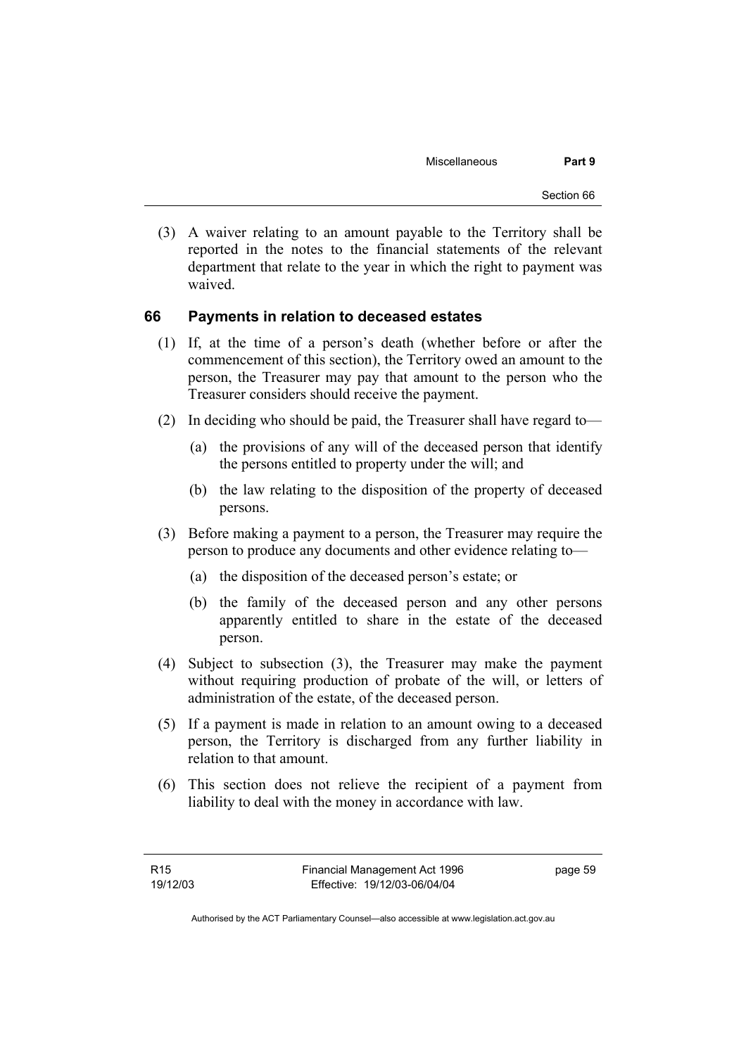(3) A waiver relating to an amount payable to the Territory shall be reported in the notes to the financial statements of the relevant department that relate to the year in which the right to payment was waived.

## 66 Payments in relation to deceased estates

(1) If, at the time of a person's death (whether before or after the commencement of this section), the Territory owed an amount to the person, the Treasurer may pay that amount to the person who the Treasurer considers should receive the payment.

(2) In deciding who should be paid, the Treasurer shall have regard to—

(a) the provisions of any will of the deceased person that identify the persons entitled to property under the will; and

(b) the law relating to the disposition of the property of deceased persons.

(3) Before making a payment to a person, the Treasurer may require the person to produce any documents and other evidence relating to—

(a) the disposition of the deceased person's estate; or

(b) the family of the deceased person and any other persons apparently entitled to share in the estate of the deceased person.

(4) Subject to subsection (3), the Treasurer may make the payment without requiring production of probate of the will, or letters of administration of the estate, of the deceased person.

(5) If a payment is made in relation to an amount owing to a deceased person, the Territory is discharged from any further liability in relation to that amount.

(6) This section does not relieve the recipient of a payment from liability to deal with the money in accordance with law.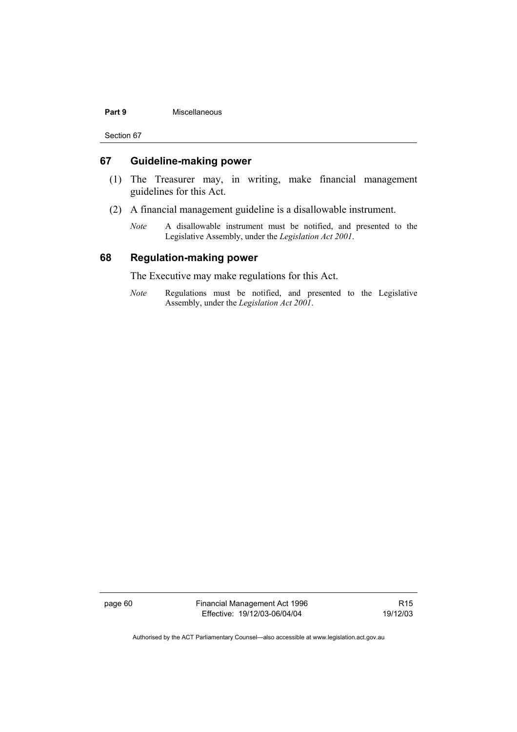## 67 Guideline-making power

(1) The Treasurer may, in writing, make financial management guidelines for this Act.

(2) A financial management guideline is a disallowable instrument.

*Note* A disallowable instrument must be notified, and presented to the Legislative Assembly, under the *Legislation Act 2001*.

## 68 Regulation-making power

The Executive may make regulations for this Act.

*Note* Regulations must be notified, and presented to the Legislative Assembly, under the *Legislation Act 2001*.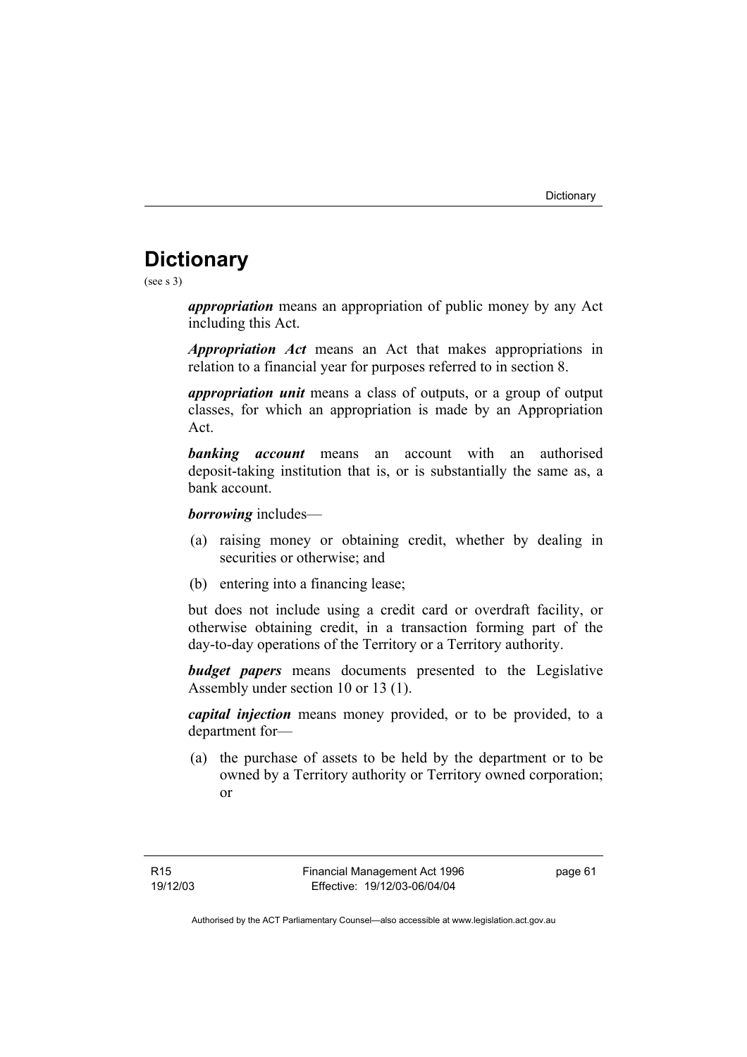# Dictionary

(see s 3)

***appropriation*** means an appropriation of public money by any Act including this Act.

***Appropriation Act*** means an Act that makes appropriations in relation to a financial year for purposes referred to in section 8.

***appropriation unit*** means a class of outputs, or a group of output classes, for which an appropriation is made by an Appropriation Act.

***banking account*** means an account with an authorised deposit-taking institution that is, or is substantially the same as, a bank account.

***borrowing*** includes—

(a) raising money or obtaining credit, whether by dealing in securities or otherwise; and

(b) entering into a financing lease;

but does not include using a credit card or overdraft facility, or otherwise obtaining credit, in a transaction forming part of the day-to-day operations of the Territory or a Territory authority.

***budget papers*** means documents presented to the Legislative Assembly under section 10 or 13 (1).

***capital injection*** means money provided, or to be provided, to a department for—

(a) the purchase of assets to be held by the department or to be owned by a Territory authority or Territory owned corporation; or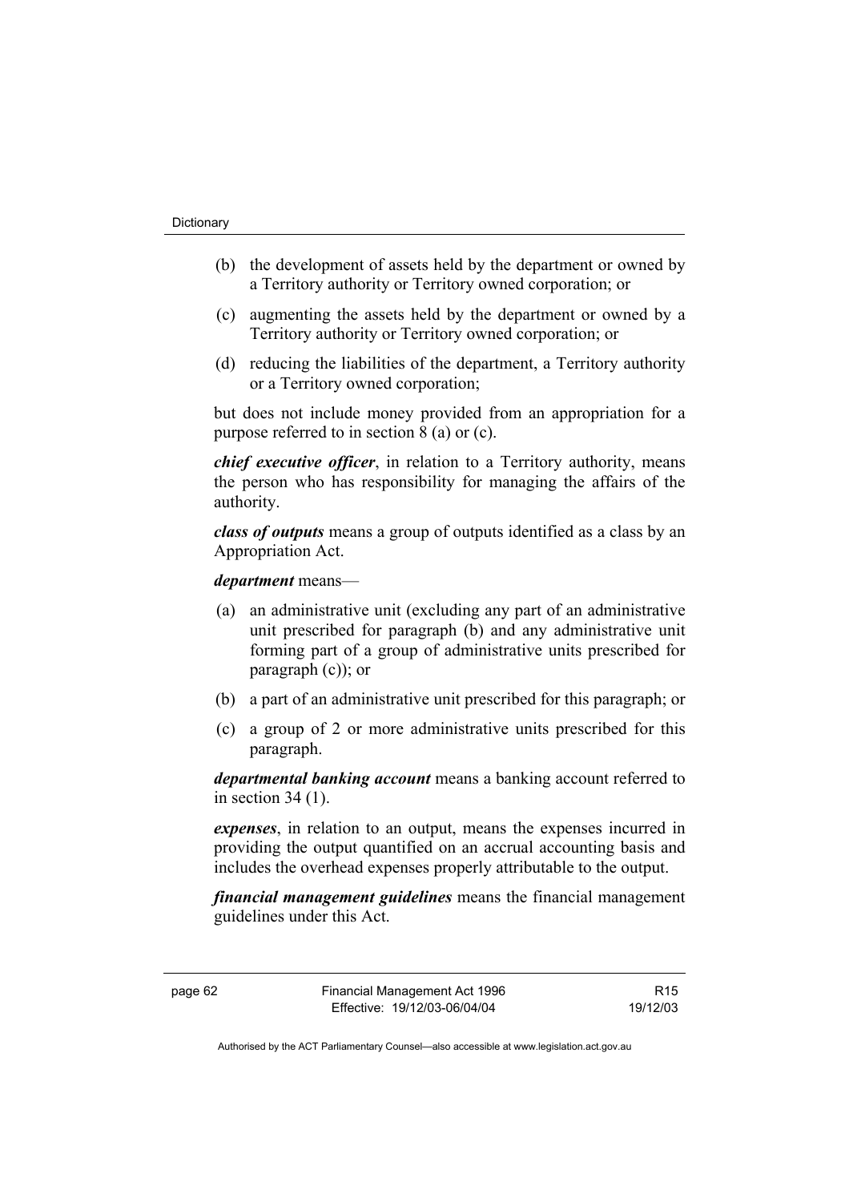(b) the development of assets held by the department or owned by a Territory authority or Territory owned corporation; or

(c) augmenting the assets held by the department or owned by a Territory authority or Territory owned corporation; or

(d) reducing the liabilities of the department, a Territory authority or a Territory owned corporation;

but does not include money provided from an appropriation for a purpose referred to in section 8 (a) or (c).

***chief executive officer***, in relation to a Territory authority, means the person who has responsibility for managing the affairs of the authority.

***class of outputs*** means a group of outputs identified as a class by an Appropriation Act.

***department*** means—

(a) an administrative unit (excluding any part of an administrative unit prescribed for paragraph (b) and any administrative unit forming part of a group of administrative units prescribed for paragraph (c)); or

(b) a part of an administrative unit prescribed for this paragraph; or

(c) a group of 2 or more administrative units prescribed for this paragraph.

***departmental banking account*** means a banking account referred to in section 34 (1).

***expenses***, in relation to an output, means the expenses incurred in providing the output quantified on an accrual accounting basis and includes the overhead expenses properly attributable to the output.

***financial management guidelines*** means the financial management guidelines under this Act.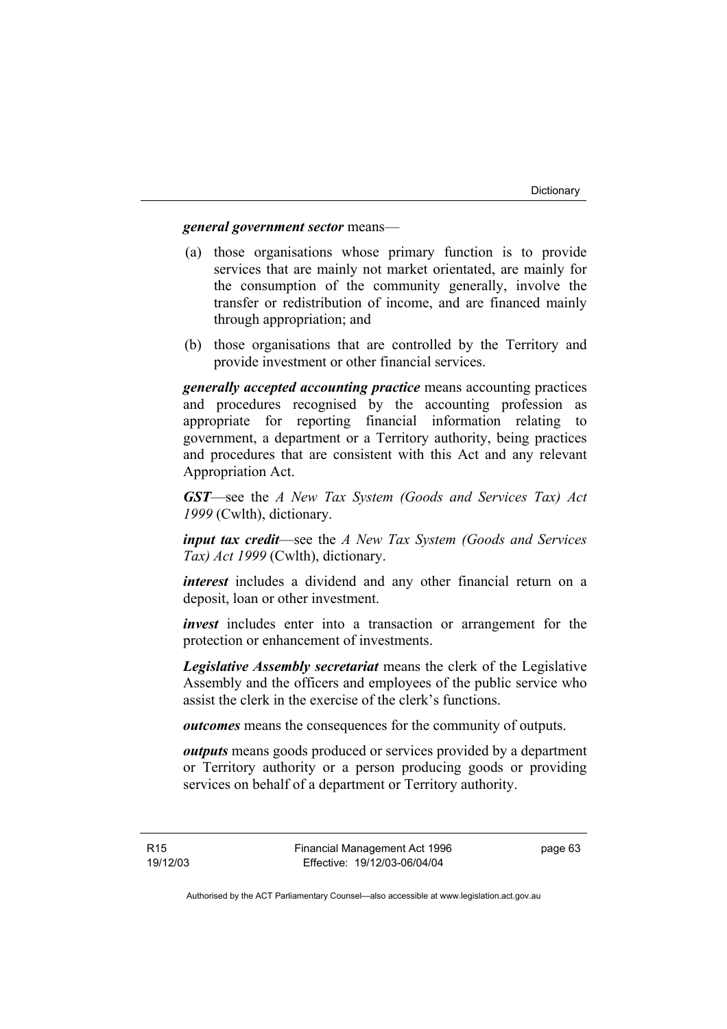***general government sector*** means—

(a) those organisations whose primary function is to provide services that are mainly not market orientated, are mainly for the consumption of the community generally, involve the transfer or redistribution of income, and are financed mainly through appropriation; and

(b) those organisations that are controlled by the Territory and provide investment or other financial services.

***generally accepted accounting practice*** means accounting practices and procedures recognised by the accounting profession as appropriate for reporting financial information relating to government, a department or a Territory authority, being practices and procedures that are consistent with this Act and any relevant Appropriation Act.

***GST***—see the *A New Tax System (Goods and Services Tax) Act 1999* (Cwlth), dictionary.

***input tax credit***—see the *A New Tax System (Goods and Services Tax) Act 1999* (Cwlth), dictionary.

***interest*** includes a dividend and any other financial return on a deposit, loan or other investment.

***invest*** includes enter into a transaction or arrangement for the protection or enhancement of investments.

***Legislative Assembly secretariat*** means the clerk of the Legislative Assembly and the officers and employees of the public service who assist the clerk in the exercise of the clerk's functions.

***outcomes*** means the consequences for the community of outputs.

***outputs*** means goods produced or services provided by a department or Territory authority or a person producing goods or providing services on behalf of a department or Territory authority.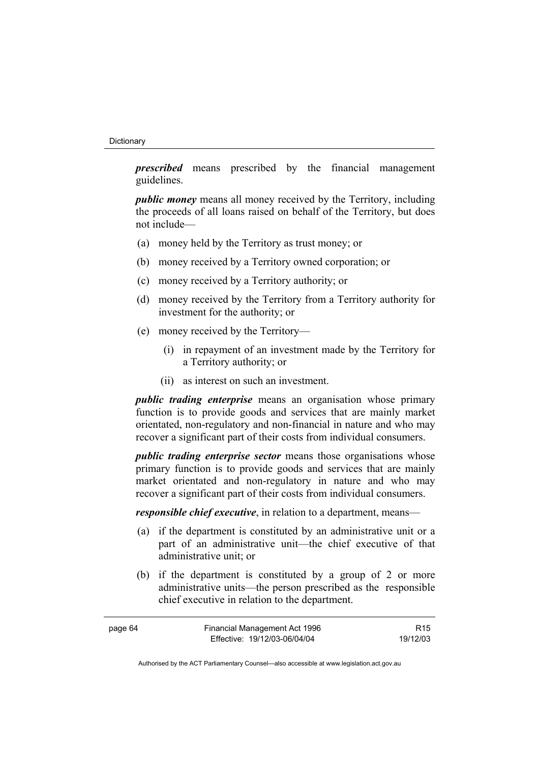***prescribed*** means prescribed by the financial management guidelines.

***public money*** means all money received by the Territory, including the proceeds of all loans raised on behalf of the Territory, but does not include—

(a) money held by the Territory as trust money; or

(b) money received by a Territory owned corporation; or

(c) money received by a Territory authority; or

(d) money received by the Territory from a Territory authority for investment for the authority; or

(e) money received by the Territory—

   (i) in repayment of an investment made by the Territory for a Territory authority; or

   (ii) as interest on such an investment.

***public trading enterprise*** means an organisation whose primary function is to provide goods and services that are mainly market orientated, non-regulatory and non-financial in nature and who may recover a significant part of their costs from individual consumers.

***public trading enterprise sector*** means those organisations whose primary function is to provide goods and services that are mainly market orientated and non-regulatory in nature and who may recover a significant part of their costs from individual consumers.

***responsible chief executive***, in relation to a department, means—

(a) if the department is constituted by an administrative unit or a part of an administrative unit—the chief executive of that administrative unit; or

(b) if the department is constituted by a group of 2 or more administrative units—the person prescribed as the responsible chief executive in relation to the department.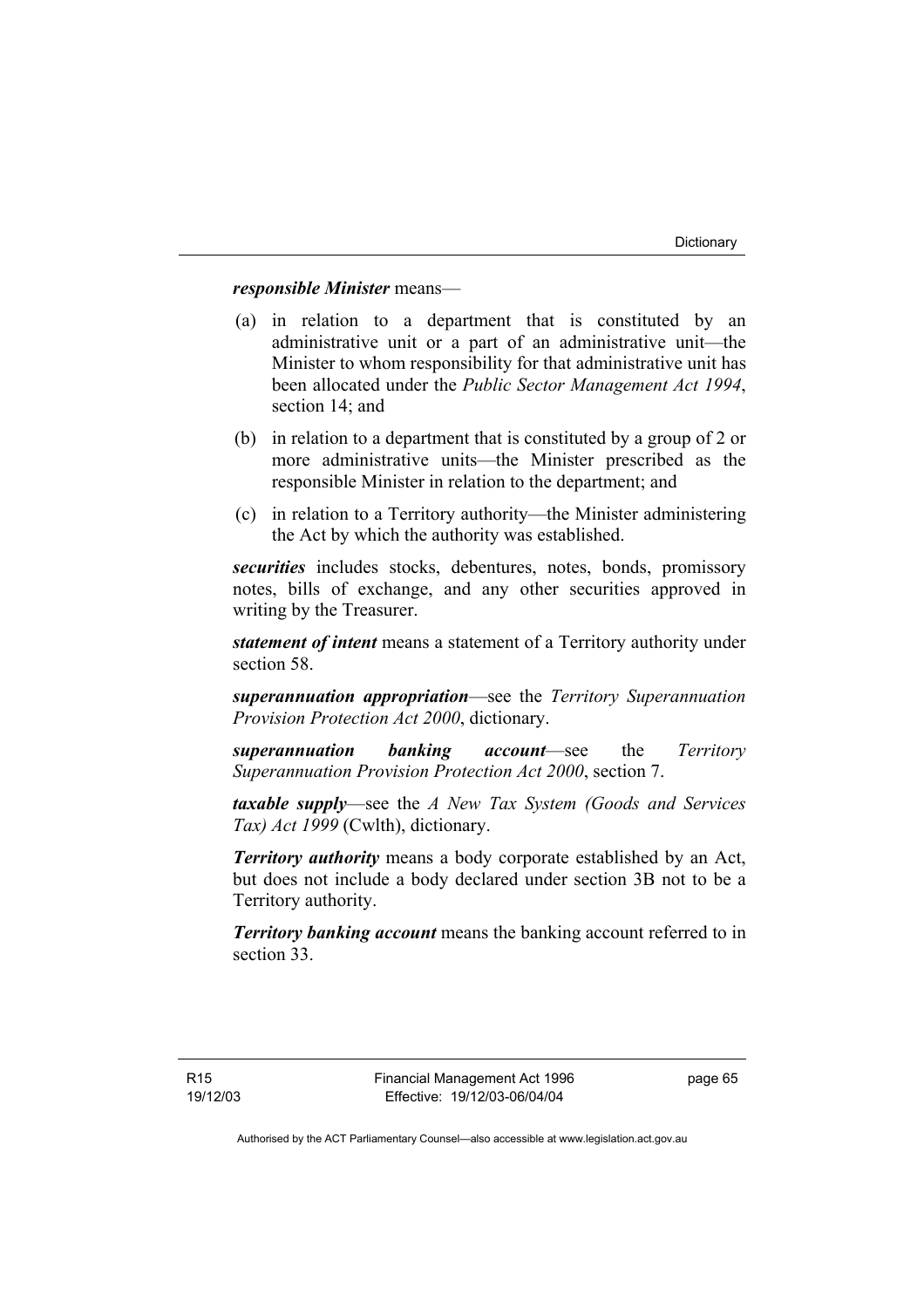***responsible Minister*** means—

(a) in relation to a department that is constituted by an administrative unit or a part of an administrative unit—the Minister to whom responsibility for that administrative unit has been allocated under the *Public Sector Management Act 1994*, section 14; and

(b) in relation to a department that is constituted by a group of 2 or more administrative units—the Minister prescribed as the responsible Minister in relation to the department; and

(c) in relation to a Territory authority—the Minister administering the Act by which the authority was established.

***securities*** includes stocks, debentures, notes, bonds, promissory notes, bills of exchange, and any other securities approved in writing by the Treasurer.

***statement of intent*** means a statement of a Territory authority under section 58.

***superannuation appropriation***—see the *Territory Superannuation Provision Protection Act 2000*, dictionary.

***superannuation banking account***—see the *Territory Superannuation Provision Protection Act 2000*, section 7.

***taxable supply***—see the *A New Tax System (Goods and Services Tax) Act 1999* (Cwlth), dictionary.

***Territory authority*** means a body corporate established by an Act, but does not include a body declared under section 3B not to be a Territory authority.

***Territory banking account*** means the banking account referred to in section 33.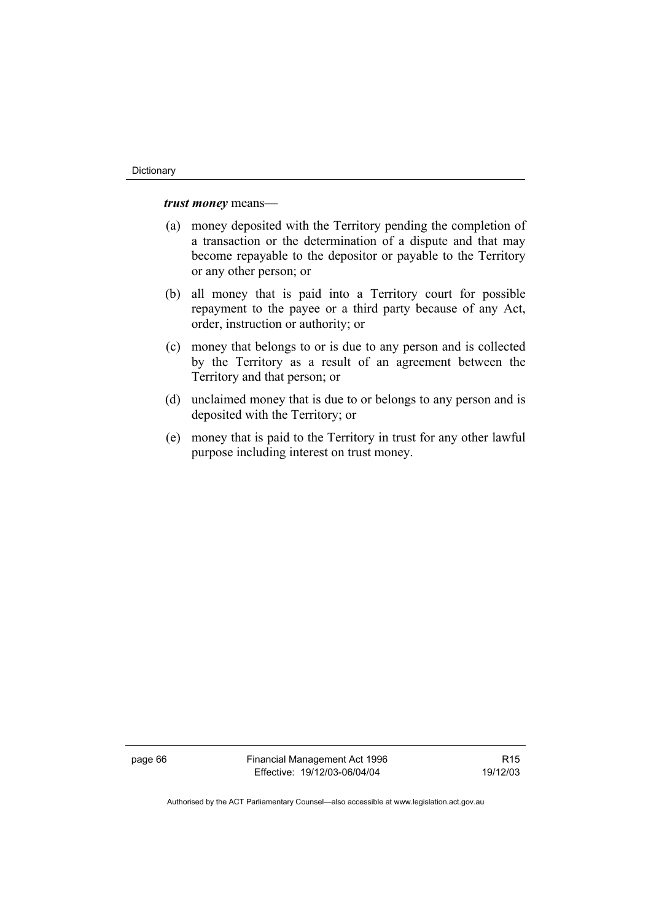***trust money*** means—

(a) money deposited with the Territory pending the completion of a transaction or the determination of a dispute and that may become repayable to the depositor or payable to the Territory or any other person; or

(b) all money that is paid into a Territory court for possible repayment to the payee or a third party because of any Act, order, instruction or authority; or

(c) money that belongs to or is due to any person and is collected by the Territory as a result of an agreement between the Territory and that person; or

(d) unclaimed money that is due to or belongs to any person and is deposited with the Territory; or

(e) money that is paid to the Territory in trust for any other lawful purpose including interest on trust money.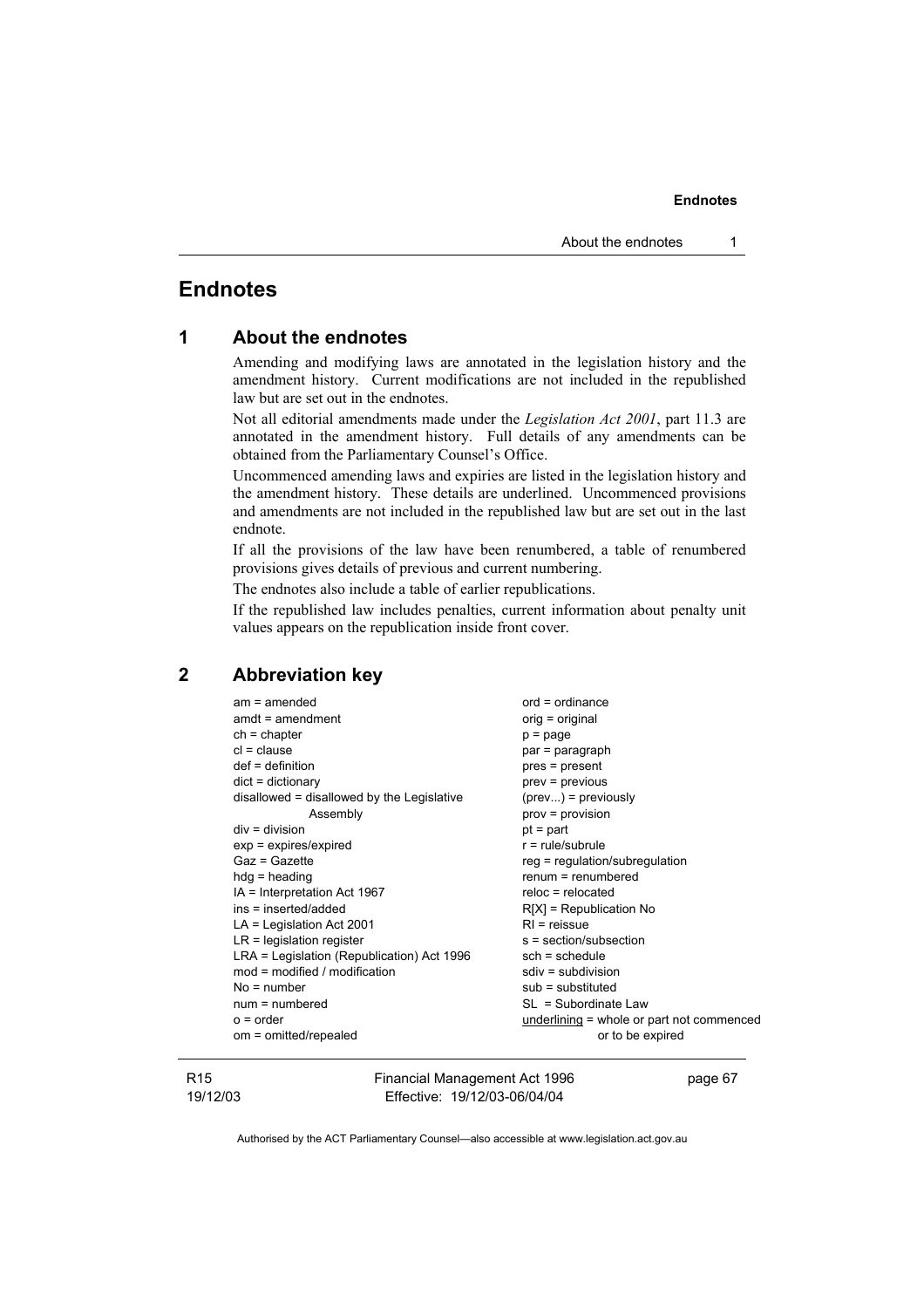# Endnotes

## 1 About the endnotes

Amending and modifying laws are annotated in the legislation history and the amendment history. Current modifications are not included in the republished law but are set out in the endnotes.

Not all editorial amendments made under the *Legislation Act 2001*, part 11.3 are annotated in the amendment history. Full details of any amendments can be obtained from the Parliamentary Counsel's Office.

Uncommenced amending laws and expiries are listed in the legislation history and the amendment history. These details are underlined. Uncommenced provisions and amendments are not included in the republished law but are set out in the last endnote.

If all the provisions of the law have been renumbered, a table of renumbered provisions gives details of previous and current numbering.

The endnotes also include a table of earlier republications.

If the republished law includes penalties, current information about penalty unit values appears on the republication inside front cover.

## 2 Abbreviation key

| | |
|---|---|
| am = amended | ord = ordinance |
| amdt = amendment | orig = original |
| ch = chapter | p = page |
| cl = clause | par = paragraph |
| def = definition | pres = present |
| dict = dictionary | prev = previous |
| disallowed = disallowed by the Legislative Assembly | (prev...) = previously |
| | prov = provision |
| div = division | pt = part |
| exp = expires/expired | r = rule/subrule |
| Gaz = Gazette | reg = regulation/subregulation |
| hdg = heading | renum = renumbered |
| IA = Interpretation Act 1967 | reloc = relocated |
| ins = inserted/added | R[X] = Republication No |
| LA = Legislation Act 2001 | RI = reissue |
| LR = legislation register | s = section/subsection |
| LRA = Legislation (Republication) Act 1996 | sch = schedule |
| mod = modified / modification | sdiv = subdivision |
| No = number | sub = substituted |
| num = numbered | SL = Subordinate Law |
| o = order | underlining = whole or part not commenced or to be expired |
| om = omitted/repealed | |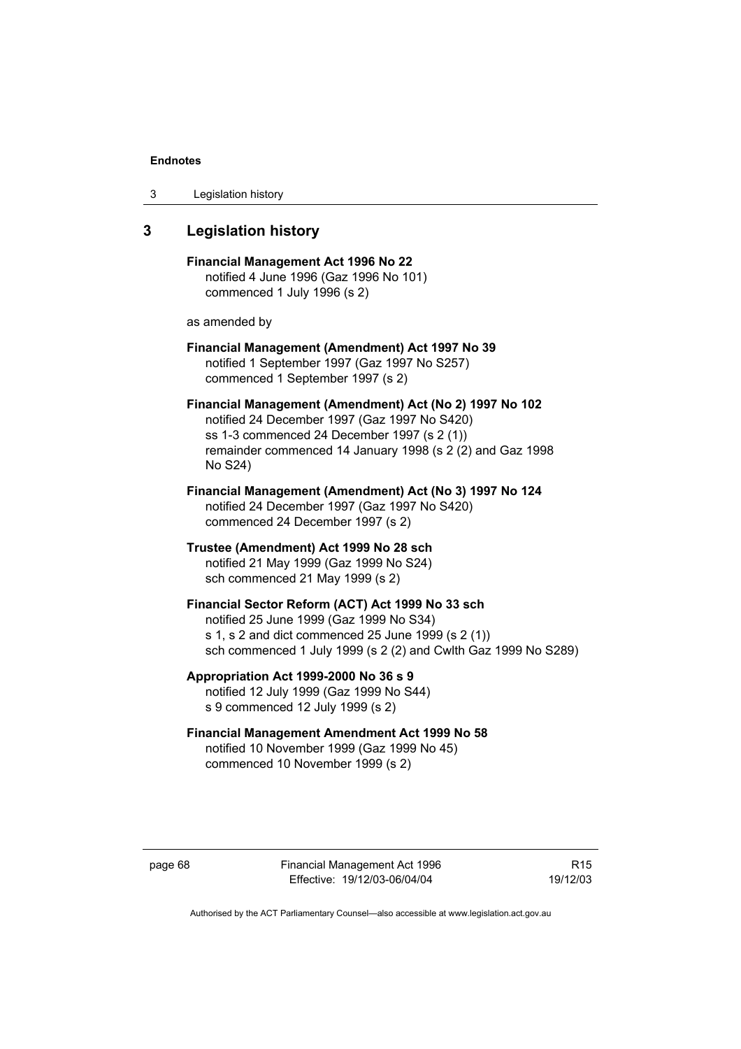## 3 Legislation history

**Financial Management Act 1996 No 22**
notified 4 June 1996 (Gaz 1996 No 101)
commenced 1 July 1996 (s 2)

as amended by

**Financial Management (Amendment) Act 1997 No 39**
notified 1 September 1997 (Gaz 1997 No S257)
commenced 1 September 1997 (s 2)

**Financial Management (Amendment) Act (No 2) 1997 No 102**
notified 24 December 1997 (Gaz 1997 No S420)
ss 1-3 commenced 24 December 1997 (s 2 (1))
remainder commenced 14 January 1998 (s 2 (2) and Gaz 1998 No S24)

**Financial Management (Amendment) Act (No 3) 1997 No 124**
notified 24 December 1997 (Gaz 1997 No S420)
commenced 24 December 1997 (s 2)

**Trustee (Amendment) Act 1999 No 28 sch**
notified 21 May 1999 (Gaz 1999 No S24)
sch commenced 21 May 1999 (s 2)

**Financial Sector Reform (ACT) Act 1999 No 33 sch**
notified 25 June 1999 (Gaz 1999 No S34)
s 1, s 2 and dict commenced 25 June 1999 (s 2 (1))
sch commenced 1 July 1999 (s 2 (2) and Cwlth Gaz 1999 No S289)

**Appropriation Act 1999-2000 No 36 s 9**
notified 12 July 1999 (Gaz 1999 No S44)
s 9 commenced 12 July 1999 (s 2)

**Financial Management Amendment Act 1999 No 58**
notified 10 November 1999 (Gaz 1999 No 45)
commenced 10 November 1999 (s 2)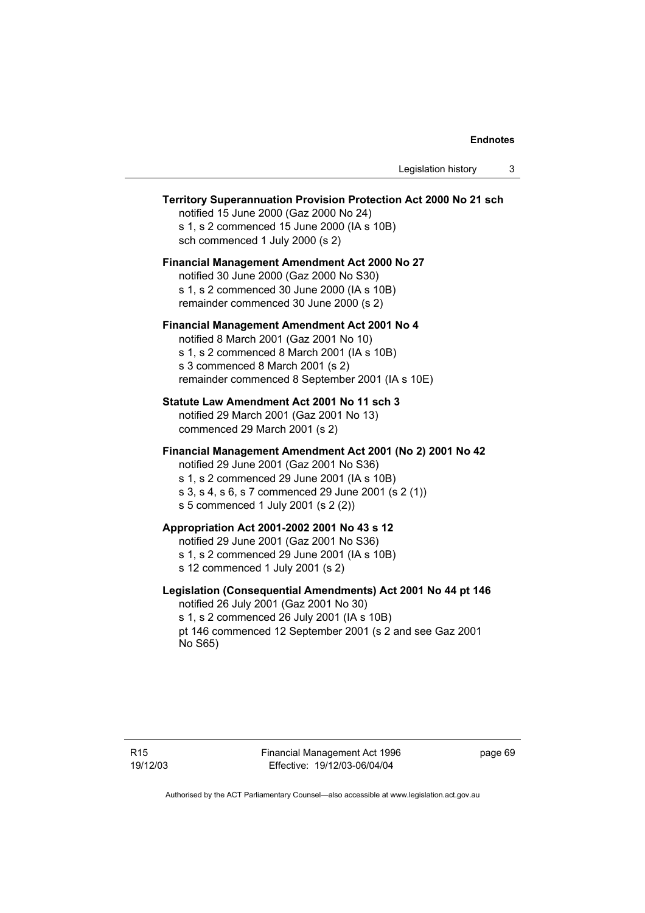**Territory Superannuation Provision Protection Act 2000 No 21 sch**

notified 15 June 2000 (Gaz 2000 No 24)
s 1, s 2 commenced 15 June 2000 (IA s 10B)
sch commenced 1 July 2000 (s 2)

**Financial Management Amendment Act 2000 No 27**

notified 30 June 2000 (Gaz 2000 No S30)
s 1, s 2 commenced 30 June 2000 (IA s 10B)
remainder commenced 30 June 2000 (s 2)

**Financial Management Amendment Act 2001 No 4**

notified 8 March 2001 (Gaz 2001 No 10)
s 1, s 2 commenced 8 March 2001 (IA s 10B)
s 3 commenced 8 March 2001 (s 2)
remainder commenced 8 September 2001 (IA s 10E)

**Statute Law Amendment Act 2001 No 11 sch 3**

notified 29 March 2001 (Gaz 2001 No 13)
commenced 29 March 2001 (s 2)

**Financial Management Amendment Act 2001 (No 2) 2001 No 42**

notified 29 June 2001 (Gaz 2001 No S36)
s 1, s 2 commenced 29 June 2001 (IA s 10B)
s 3, s 4, s 6, s 7 commenced 29 June 2001 (s 2 (1))
s 5 commenced 1 July 2001 (s 2 (2))

**Appropriation Act 2001-2002 2001 No 43 s 12**

notified 29 June 2001 (Gaz 2001 No S36)
s 1, s 2 commenced 29 June 2001 (IA s 10B)
s 12 commenced 1 July 2001 (s 2)

**Legislation (Consequential Amendments) Act 2001 No 44 pt 146**

notified 26 July 2001 (Gaz 2001 No 30)
s 1, s 2 commenced 26 July 2001 (IA s 10B)
pt 146 commenced 12 September 2001 (s 2 and see Gaz 2001 No S65)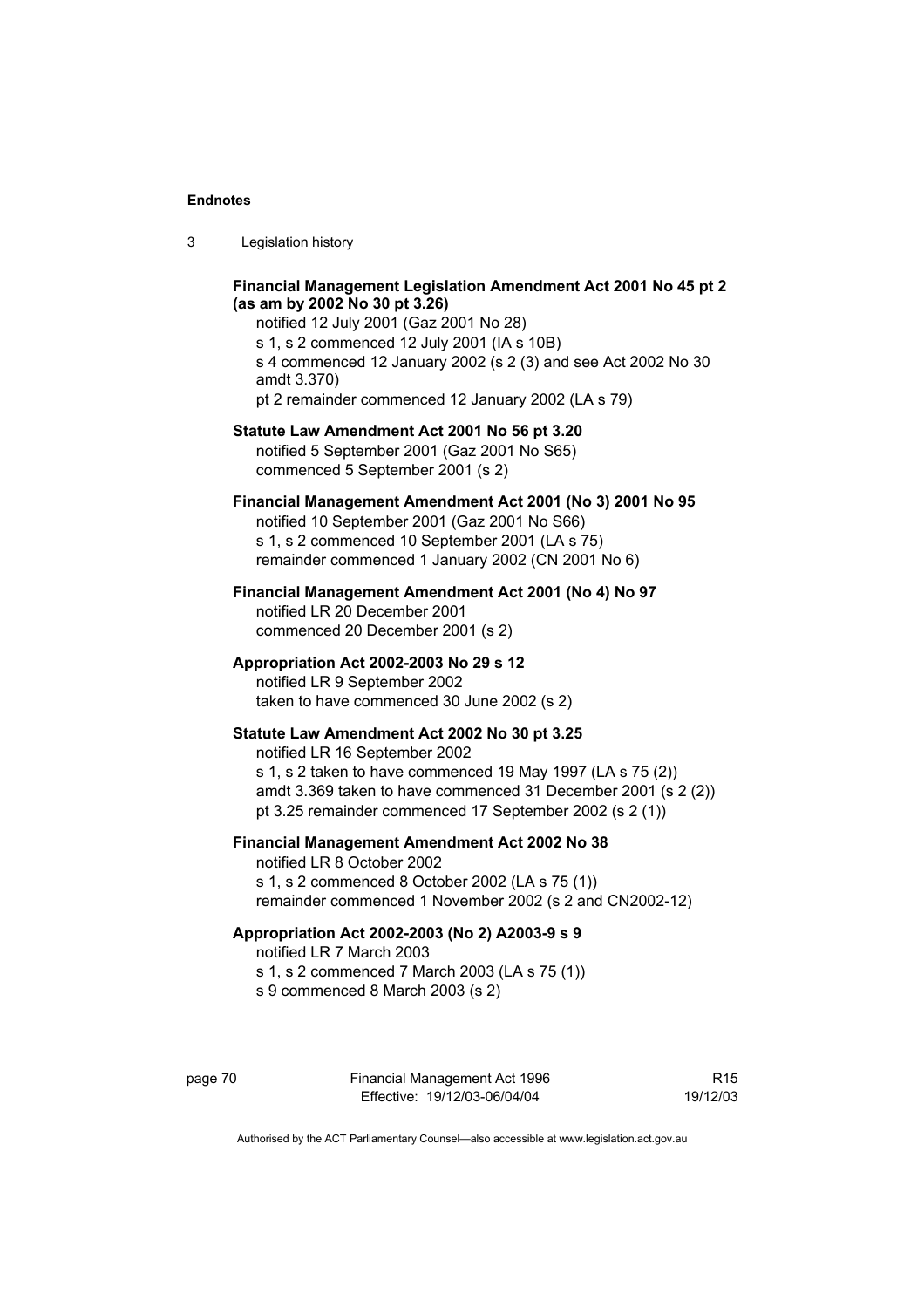**Financial Management Legislation Amendment Act 2001 No 45 pt 2 (as am by 2002 No 30 pt 3.26)**

notified 12 July 2001 (Gaz 2001 No 28)

s 1, s 2 commenced 12 July 2001 (IA s 10B)

s 4 commenced 12 January 2002 (s 2 (3) and see Act 2002 No 30 amdt 3.370)

pt 2 remainder commenced 12 January 2002 (LA s 79)

**Statute Law Amendment Act 2001 No 56 pt 3.20**

notified 5 September 2001 (Gaz 2001 No S65)

commenced 5 September 2001 (s 2)

**Financial Management Amendment Act 2001 (No 3) 2001 No 95**

notified 10 September 2001 (Gaz 2001 No S66)

s 1, s 2 commenced 10 September 2001 (LA s 75)

remainder commenced 1 January 2002 (CN 2001 No 6)

**Financial Management Amendment Act 2001 (No 4) No 97**

notified LR 20 December 2001

commenced 20 December 2001 (s 2)

**Appropriation Act 2002-2003 No 29 s 12**

notified LR 9 September 2002

taken to have commenced 30 June 2002 (s 2)

**Statute Law Amendment Act 2002 No 30 pt 3.25**

notified LR 16 September 2002

s 1, s 2 taken to have commenced 19 May 1997 (LA s 75 (2))

amdt 3.369 taken to have commenced 31 December 2001 (s 2 (2))

pt 3.25 remainder commenced 17 September 2002 (s 2 (1))

**Financial Management Amendment Act 2002 No 38**

notified LR 8 October 2002

s 1, s 2 commenced 8 October 2002 (LA s 75 (1))

remainder commenced 1 November 2002 (s 2 and CN2002-12)

**Appropriation Act 2002-2003 (No 2) A2003-9 s 9**

notified LR 7 March 2003

s 1, s 2 commenced 7 March 2003 (LA s 75 (1))

s 9 commenced 8 March 2003 (s 2)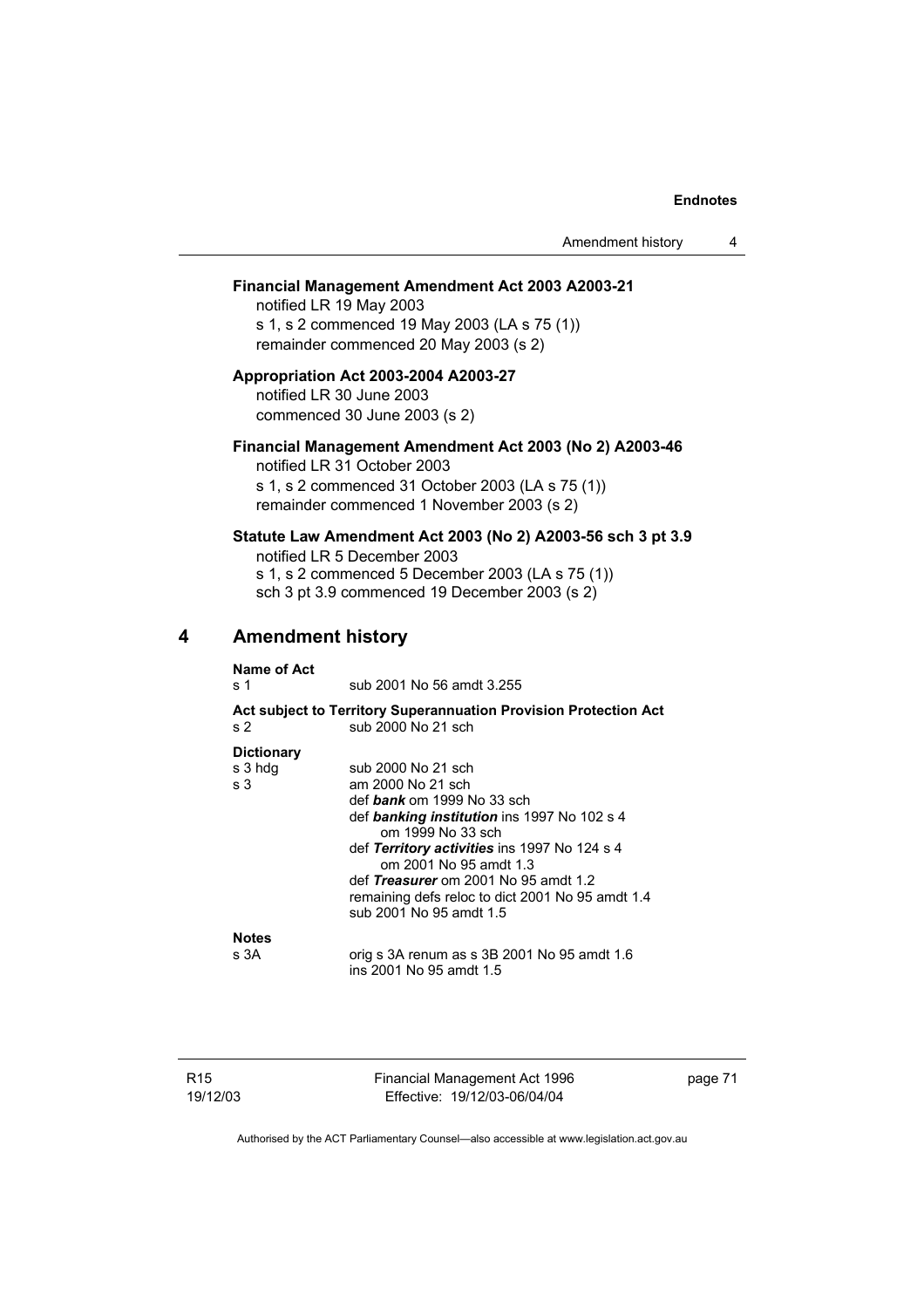**Financial Management Amendment Act 2003 A2003-21**

notified LR 19 May 2003

s 1, s 2 commenced 19 May 2003 (LA s 75 (1))

remainder commenced 20 May 2003 (s 2)

**Appropriation Act 2003-2004 A2003-27**

notified LR 30 June 2003

commenced 30 June 2003 (s 2)

**Financial Management Amendment Act 2003 (No 2) A2003-46**

notified LR 31 October 2003

s 1, s 2 commenced 31 October 2003 (LA s 75 (1))

remainder commenced 1 November 2003 (s 2)

**Statute Law Amendment Act 2003 (No 2) A2003-56 sch 3 pt 3.9**

notified LR 5 December 2003

s 1, s 2 commenced 5 December 2003 (LA s 75 (1))

sch 3 pt 3.9 commenced 19 December 2003 (s 2)

## 4 Amendment history

**Name of Act**

| | |
|---|---|
| s 1 | sub 2001 No 56 amdt 3.255 |

**Act subject to Territory Superannuation Provision Protection Act**

| | |
|---|---|
| s 2 | sub 2000 No 21 sch |

**Dictionary**

| | |
|---|---|
| s 3 hdg | sub 2000 No 21 sch |
| s 3 | am 2000 No 21 sch |
| | def ***bank*** om 1999 No 33 sch |
| | def ***banking institution*** ins 1997 No 102 s 4<br>om 1999 No 33 sch |
| | def ***Territory activities*** ins 1997 No 124 s 4<br>om 2001 No 95 amdt 1.3 |
| | def ***Treasurer*** om 2001 No 95 amdt 1.2 |
| | remaining defs reloc to dict 2001 No 95 amdt 1.4 |
| | sub 2001 No 95 amdt 1.5 |

**Notes**

| | |
|---|---|
| s 3A | orig s 3A renum as s 3B 2001 No 95 amdt 1.6 |
| | ins 2001 No 95 amdt 1.5 |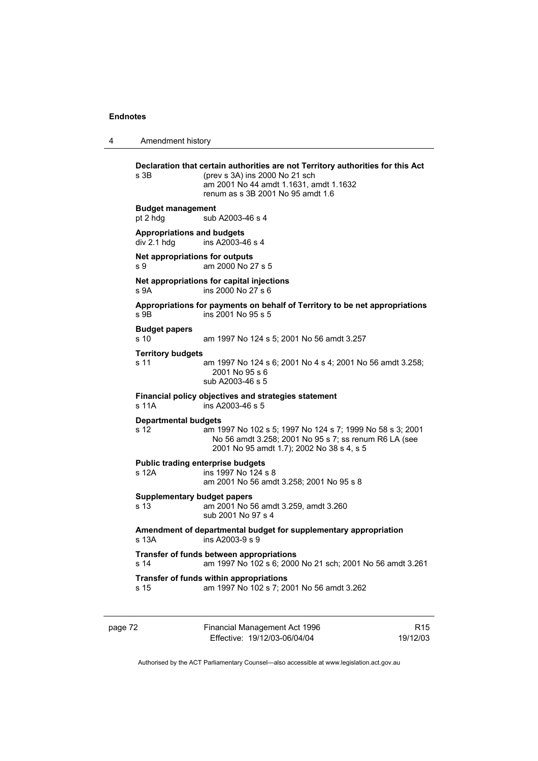**Declaration that certain authorities are not Territory authorities for this Act**
s 3B (prev s 3A) ins 2000 No 21 sch
am 2001 No 44 amdt 1.1631, amdt 1.1632
renum as s 3B 2001 No 95 amdt 1.6

**Budget management**
pt 2 hdg sub A2003-46 s 4

**Appropriations and budgets**
div 2.1 hdg ins A2003-46 s 4

**Net appropriations for outputs**
s 9 am 2000 No 27 s 5

**Net appropriations for capital injections**
s 9A ins 2000 No 27 s 6

**Appropriations for payments on behalf of Territory to be net appropriations**
s 9B ins 2001 No 95 s 5

**Budget papers**
s 10 am 1997 No 124 s 5; 2001 No 56 amdt 3.257

**Territory budgets**
s 11 am 1997 No 124 s 6; 2001 No 4 s 4; 2001 No 56 amdt 3.258; 2001 No 95 s 6
sub A2003-46 s 5

**Financial policy objectives and strategies statement**
s 11A ins A2003-46 s 5

**Departmental budgets**
s 12 am 1997 No 102 s 5; 1997 No 124 s 7; 1999 No 58 s 3; 2001 No 56 amdt 3.258; 2001 No 95 s 7; ss renum R6 LA (see 2001 No 95 amdt 1.7); 2002 No 38 s 4, s 5

**Public trading enterprise budgets**
s 12A ins 1997 No 124 s 8
am 2001 No 56 amdt 3.258; 2001 No 95 s 8

**Supplementary budget papers**
s 13 am 2001 No 56 amdt 3.259, amdt 3.260
sub 2001 No 97 s 4

**Amendment of departmental budget for supplementary appropriation**
s 13A ins A2003-9 s 9

**Transfer of funds between appropriations**
s 14 am 1997 No 102 s 6; 2000 No 21 sch; 2001 No 56 amdt 3.261

**Transfer of funds within appropriations**
s 15 am 1997 No 102 s 7; 2001 No 56 amdt 3.262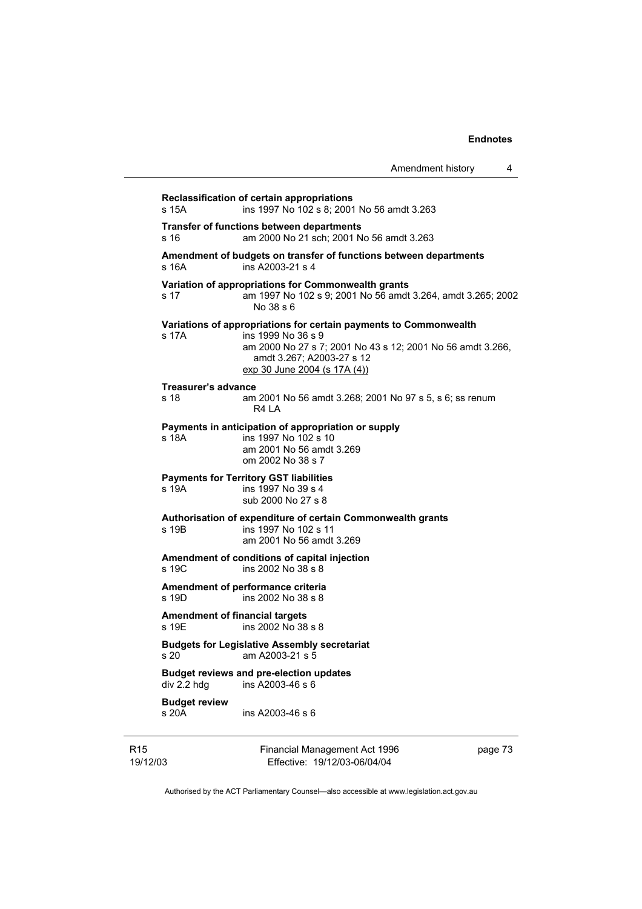**Reclassification of certain appropriations**

s 15A ins 1997 No 102 s 8; 2001 No 56 amdt 3.263

**Transfer of functions between departments**

s 16 am 2000 No 21 sch; 2001 No 56 amdt 3.263

**Amendment of budgets on transfer of functions between departments**

s 16A ins A2003-21 s 4

**Variation of appropriations for Commonwealth grants**

s 17 am 1997 No 102 s 9; 2001 No 56 amdt 3.264, amdt 3.265; 2002 No 38 s 6

**Variations of appropriations for certain payments to Commonwealth**

s 17A ins 1999 No 36 s 9
am 2000 No 27 s 7; 2001 No 43 s 12; 2001 No 56 amdt 3.266, amdt 3.267; A2003-27 s 12
exp 30 June 2004 (s 17A (4))

**Treasurer's advance**

s 18 am 2001 No 56 amdt 3.268; 2001 No 97 s 5, s 6; ss renum R4 LA

**Payments in anticipation of appropriation or supply**

s 18A ins 1997 No 102 s 10
am 2001 No 56 amdt 3.269
om 2002 No 38 s 7

**Payments for Territory GST liabilities**

s 19A ins 1997 No 39 s 4
sub 2000 No 27 s 8

**Authorisation of expenditure of certain Commonwealth grants**

s 19B ins 1997 No 102 s 11
am 2001 No 56 amdt 3.269

**Amendment of conditions of capital injection**

s 19C ins 2002 No 38 s 8

**Amendment of performance criteria**

s 19D ins 2002 No 38 s 8

**Amendment of financial targets**

s 19E ins 2002 No 38 s 8

**Budgets for Legislative Assembly secretariat**

s 20 am A2003-21 s 5

**Budget reviews and pre-election updates**

div 2.2 hdg ins A2003-46 s 6

**Budget review**

s 20A ins A2003-46 s 6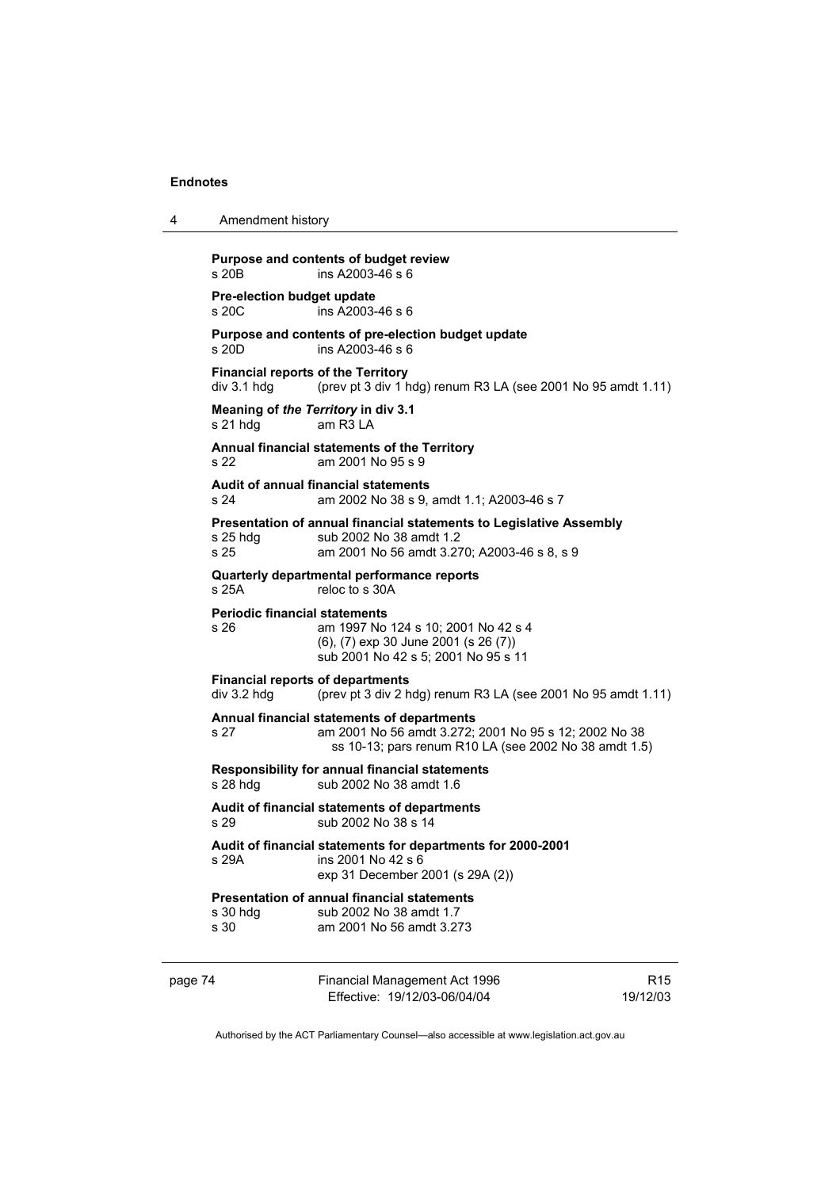**Purpose and contents of budget review**
s 20B ins A2003-46 s 6

**Pre-election budget update**
s 20C ins A2003-46 s 6

**Purpose and contents of pre-election budget update**
s 20D ins A2003-46 s 6

**Financial reports of the Territory**
div 3.1 hdg (prev pt 3 div 1 hdg) renum R3 LA (see 2001 No 95 amdt 1.11)

**Meaning of *the Territory* in div 3.1**
s 21 hdg am R3 LA

**Annual financial statements of the Territory**
s 22 am 2001 No 95 s 9

**Audit of annual financial statements**
s 24 am 2002 No 38 s 9, amdt 1.1; A2003-46 s 7

**Presentation of annual financial statements to Legislative Assembly**
s 25 hdg sub 2002 No 38 amdt 1.2
s 25 am 2001 No 56 amdt 3.270; A2003-46 s 8, s 9

**Quarterly departmental performance reports**
s 25A reloc to s 30A

**Periodic financial statements**
s 26 am 1997 No 124 s 10; 2001 No 42 s 4
(6), (7) exp 30 June 2001 (s 26 (7))
sub 2001 No 42 s 5; 2001 No 95 s 11

**Financial reports of departments**
div 3.2 hdg (prev pt 3 div 2 hdg) renum R3 LA (see 2001 No 95 amdt 1.11)

**Annual financial statements of departments**
s 27 am 2001 No 56 amdt 3.272; 2001 No 95 s 12; 2002 No 38 ss 10-13; pars renum R10 LA (see 2002 No 38 amdt 1.5)

**Responsibility for annual financial statements**
s 28 hdg sub 2002 No 38 amdt 1.6

**Audit of financial statements of departments**
s 29 sub 2002 No 38 s 14

**Audit of financial statements for departments for 2000-2001**
s 29A ins 2001 No 42 s 6
exp 31 December 2001 (s 29A (2))

**Presentation of annual financial statements**
s 30 hdg sub 2002 No 38 amdt 1.7
s 30 am 2001 No 56 amdt 3.273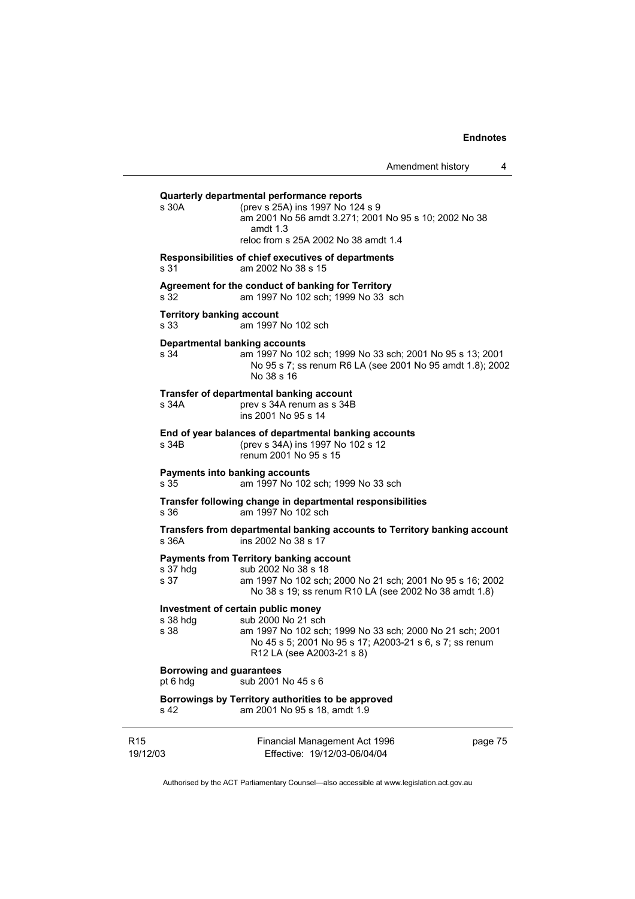**Quarterly departmental performance reports**

s 30A (prev s 25A) ins 1997 No 124 s 9
am 2001 No 56 amdt 3.271; 2001 No 95 s 10; 2002 No 38 amdt 1.3
reloc from s 25A 2002 No 38 amdt 1.4

**Responsibilities of chief executives of departments**

s 31 am 2002 No 38 s 15

**Agreement for the conduct of banking for Territory**

s 32 am 1997 No 102 sch; 1999 No 33 sch

**Territory banking account**

s 33 am 1997 No 102 sch

**Departmental banking accounts**

s 34 am 1997 No 102 sch; 1999 No 33 sch; 2001 No 95 s 13; 2001 No 95 s 7; ss renum R6 LA (see 2001 No 95 amdt 1.8); 2002 No 38 s 16

**Transfer of departmental banking account**

s 34A prev s 34A renum as s 34B
ins 2001 No 95 s 14

**End of year balances of departmental banking accounts**

s 34B (prev s 34A) ins 1997 No 102 s 12
renum 2001 No 95 s 15

**Payments into banking accounts**

s 35 am 1997 No 102 sch; 1999 No 33 sch

**Transfer following change in departmental responsibilities**

s 36 am 1997 No 102 sch

**Transfers from departmental banking accounts to Territory banking account**

s 36A ins 2002 No 38 s 17

**Payments from Territory banking account**

s 37 hdg sub 2002 No 38 s 18
s 37 am 1997 No 102 sch; 2000 No 21 sch; 2001 No 95 s 16; 2002 No 38 s 19; ss renum R10 LA (see 2002 No 38 amdt 1.8)

**Investment of certain public money**

s 38 hdg sub 2000 No 21 sch
s 38 am 1997 No 102 sch; 1999 No 33 sch; 2000 No 21 sch; 2001 No 45 s 5; 2001 No 95 s 17; A2003-21 s 6, s 7; ss renum R12 LA (see A2003-21 s 8)

**Borrowing and guarantees**

pt 6 hdg sub 2001 No 45 s 6

**Borrowings by Territory authorities to be approved**

s 42 am 2001 No 95 s 18, amdt 1.9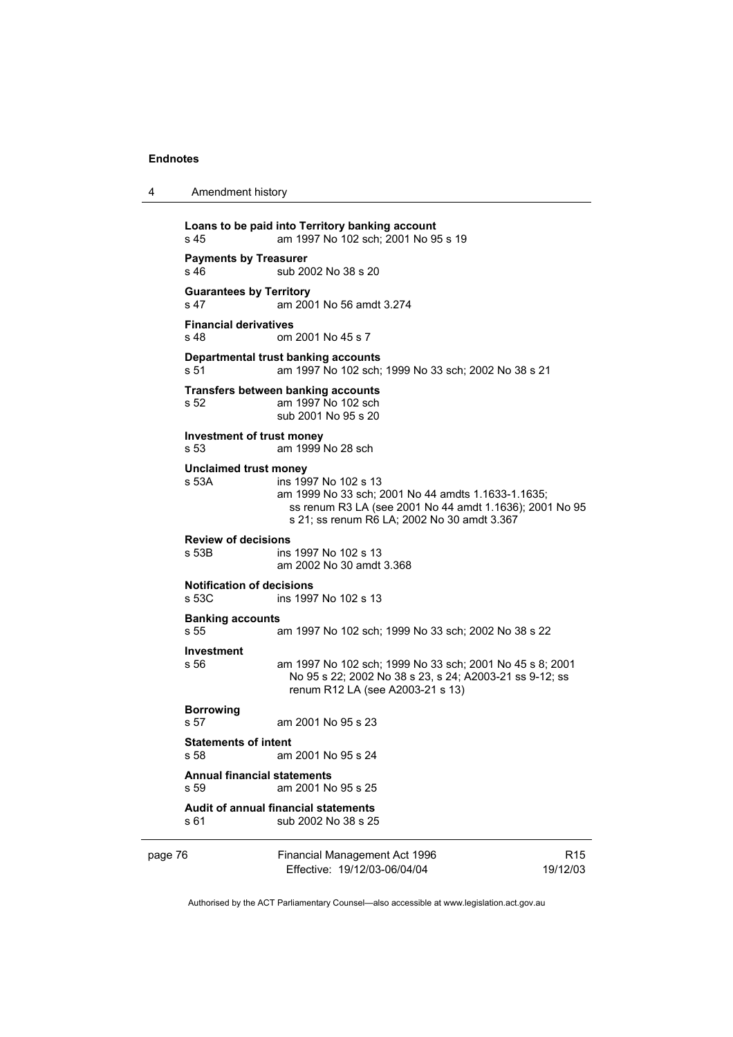**Loans to be paid into Territory banking account**
s 45 am 1997 No 102 sch; 2001 No 95 s 19

**Payments by Treasurer**
s 46 sub 2002 No 38 s 20

**Guarantees by Territory**
s 47 am 2001 No 56 amdt 3.274

**Financial derivatives**
s 48 om 2001 No 45 s 7

**Departmental trust banking accounts**
s 51 am 1997 No 102 sch; 1999 No 33 sch; 2002 No 38 s 21

**Transfers between banking accounts**
s 52 am 1997 No 102 sch
sub 2001 No 95 s 20

**Investment of trust money**
s 53 am 1999 No 28 sch

**Unclaimed trust money**
s 53A ins 1997 No 102 s 13
am 1999 No 33 sch; 2001 No 44 amdts 1.1633-1.1635; ss renum R3 LA (see 2001 No 44 amdt 1.1636); 2001 No 95 s 21; ss renum R6 LA; 2002 No 30 amdt 3.367

**Review of decisions**
s 53B ins 1997 No 102 s 13
am 2002 No 30 amdt 3.368

**Notification of decisions**
s 53C ins 1997 No 102 s 13

**Banking accounts**
s 55 am 1997 No 102 sch; 1999 No 33 sch; 2002 No 38 s 22

**Investment**
s 56 am 1997 No 102 sch; 1999 No 33 sch; 2001 No 45 s 8; 2001 No 95 s 22; 2002 No 38 s 23, s 24; A2003-21 ss 9-12; ss renum R12 LA (see A2003-21 s 13)

**Borrowing**
s 57 am 2001 No 95 s 23

**Statements of intent**
s 58 am 2001 No 95 s 24

**Annual financial statements**
s 59 am 2001 No 95 s 25

**Audit of annual financial statements**
s 61 sub 2002 No 38 s 25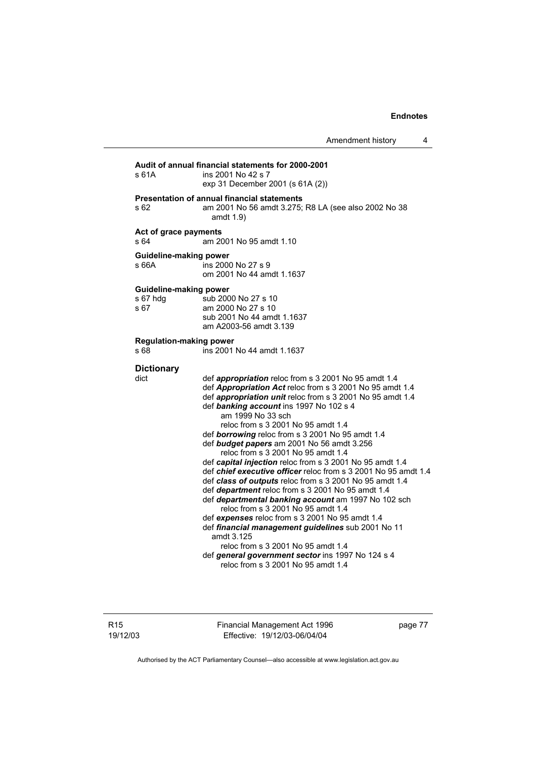**Audit of annual financial statements for 2000-2001**

s 61A ins 2001 No 42 s 7
exp 31 December 2001 (s 61A (2))

**Presentation of annual financial statements**

s 62 am 2001 No 56 amdt 3.275; R8 LA (see also 2002 No 38 amdt 1.9)

**Act of grace payments**

s 64 am 2001 No 95 amdt 1.10

**Guideline-making power**

s 66A ins 2000 No 27 s 9
om 2001 No 44 amdt 1.1637

**Guideline-making power**

s 67 hdg sub 2000 No 27 s 10
s 67 am 2000 No 27 s 10
sub 2001 No 44 amdt 1.1637
am A2003-56 amdt 3.139

**Regulation-making power**

s 68 ins 2001 No 44 amdt 1.1637

**Dictionary**

dict def ***appropriation*** reloc from s 3 2001 No 95 amdt 1.4
def ***Appropriation Act*** reloc from s 3 2001 No 95 amdt 1.4
def ***appropriation unit*** reloc from s 3 2001 No 95 amdt 1.4
def ***banking account*** ins 1997 No 102 s 4
am 1999 No 33 sch
reloc from s 3 2001 No 95 amdt 1.4
def ***borrowing*** reloc from s 3 2001 No 95 amdt 1.4
def ***budget papers*** am 2001 No 56 amdt 3.256
reloc from s 3 2001 No 95 amdt 1.4
def ***capital injection*** reloc from s 3 2001 No 95 amdt 1.4
def ***chief executive officer*** reloc from s 3 2001 No 95 amdt 1.4
def ***class of outputs*** reloc from s 3 2001 No 95 amdt 1.4
def ***department*** reloc from s 3 2001 No 95 amdt 1.4
def ***departmental banking account*** am 1997 No 102 sch
reloc from s 3 2001 No 95 amdt 1.4
def ***expenses*** reloc from s 3 2001 No 95 amdt 1.4
def ***financial management guidelines*** sub 2001 No 11 amdt 3.125
reloc from s 3 2001 No 95 amdt 1.4
def ***general government sector*** ins 1997 No 124 s 4
reloc from s 3 2001 No 95 amdt 1.4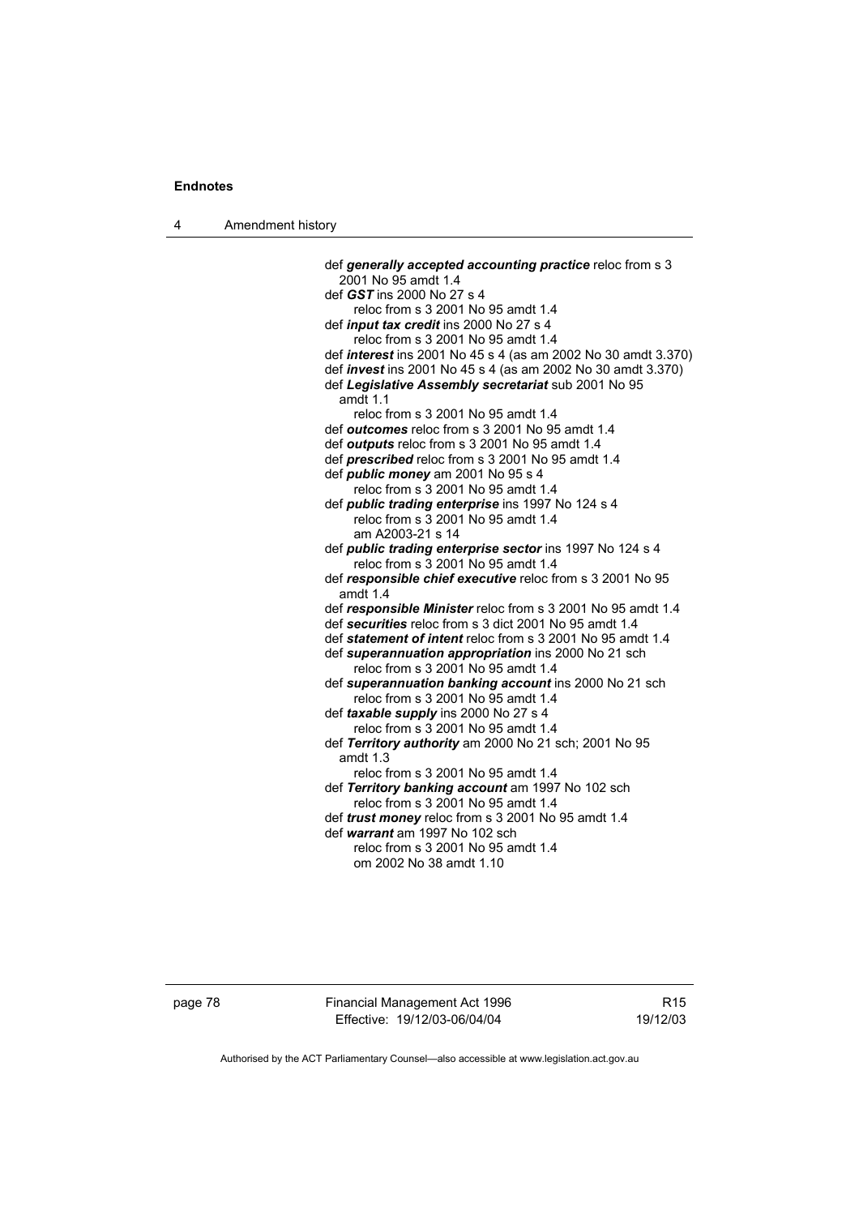def ***generally accepted accounting practice*** reloc from s 3 2001 No 95 amdt 1.4

def ***GST*** ins 2000 No 27 s 4
reloc from s 3 2001 No 95 amdt 1.4

def ***input tax credit*** ins 2000 No 27 s 4
reloc from s 3 2001 No 95 amdt 1.4

def ***interest*** ins 2001 No 45 s 4 (as am 2002 No 30 amdt 3.370)

def ***invest*** ins 2001 No 45 s 4 (as am 2002 No 30 amdt 3.370)

def ***Legislative Assembly secretariat*** sub 2001 No 95 amdt 1.1
reloc from s 3 2001 No 95 amdt 1.4

def ***outcomes*** reloc from s 3 2001 No 95 amdt 1.4

def ***outputs*** reloc from s 3 2001 No 95 amdt 1.4

def ***prescribed*** reloc from s 3 2001 No 95 amdt 1.4

def ***public money*** am 2001 No 95 s 4
reloc from s 3 2001 No 95 amdt 1.4

def ***public trading enterprise*** ins 1997 No 124 s 4
reloc from s 3 2001 No 95 amdt 1.4
am A2003-21 s 14

def ***public trading enterprise sector*** ins 1997 No 124 s 4
reloc from s 3 2001 No 95 amdt 1.4

def ***responsible chief executive*** reloc from s 3 2001 No 95 amdt 1.4

def ***responsible Minister*** reloc from s 3 2001 No 95 amdt 1.4

def ***securities*** reloc from s 3 dict 2001 No 95 amdt 1.4

def ***statement of intent*** reloc from s 3 2001 No 95 amdt 1.4

def ***superannuation appropriation*** ins 2000 No 21 sch
reloc from s 3 2001 No 95 amdt 1.4

def ***superannuation banking account*** ins 2000 No 21 sch
reloc from s 3 2001 No 95 amdt 1.4

def ***taxable supply*** ins 2000 No 27 s 4
reloc from s 3 2001 No 95 amdt 1.4

def ***Territory authority*** am 2000 No 21 sch; 2001 No 95 amdt 1.3
reloc from s 3 2001 No 95 amdt 1.4

def ***Territory banking account*** am 1997 No 102 sch
reloc from s 3 2001 No 95 amdt 1.4

def ***trust money*** reloc from s 3 2001 No 95 amdt 1.4

def ***warrant*** am 1997 No 102 sch
reloc from s 3 2001 No 95 amdt 1.4
om 2002 No 38 amdt 1.10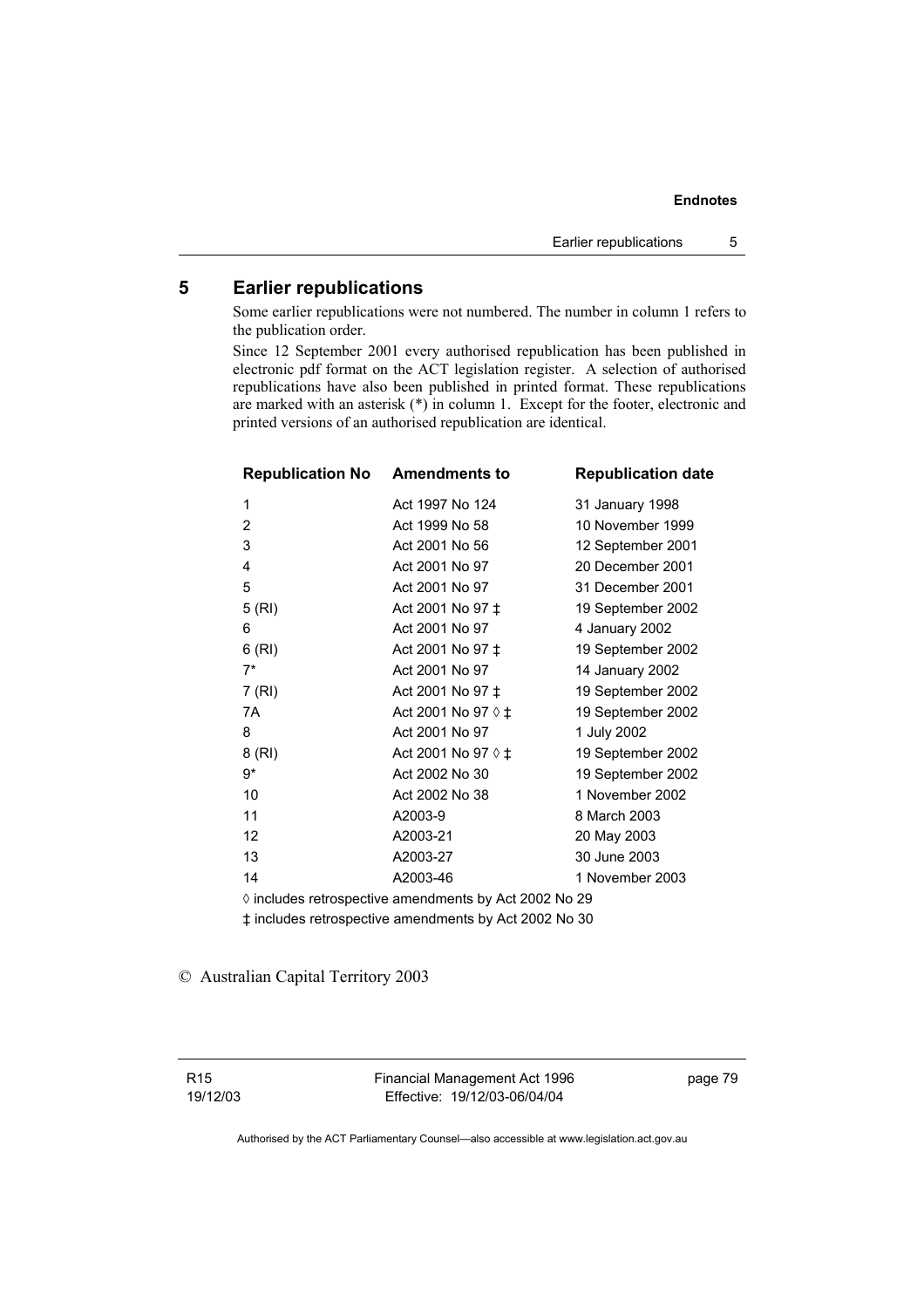## 5 Earlier republications

Some earlier republications were not numbered. The number in column 1 refers to the publication order.

Since 12 September 2001 every authorised republication has been published in electronic pdf format on the ACT legislation register. A selection of authorised republications have also been published in printed format. These republications are marked with an asterisk (*) in column 1. Except for the footer, electronic and printed versions of an authorised republication are identical.

| Republication No | Amendments to | Republication date |
|---|---|---|
| 1 | Act 1997 No 124 | 31 January 1998 |
| 2 | Act 1999 No 58 | 10 November 1999 |
| 3 | Act 2001 No 56 | 12 September 2001 |
| 4 | Act 2001 No 97 | 20 December 2001 |
| 5 | Act 2001 No 97 | 31 December 2001 |
| 5 (RI) | Act 2001 No 97 ‡ | 19 September 2002 |
| 6 | Act 2001 No 97 | 4 January 2002 |
| 6 (RI) | Act 2001 No 97 ‡ | 19 September 2002 |
| 7* | Act 2001 No 97 | 14 January 2002 |
| 7 (RI) | Act 2001 No 97 ‡ | 19 September 2002 |
| 7A | Act 2001 No 97 ◊ ‡ | 19 September 2002 |
| 8 | Act 2001 No 97 | 1 July 2002 |
| 8 (RI) | Act 2001 No 97 ◊ ‡ | 19 September 2002 |
| 9* | Act 2002 No 30 | 19 September 2002 |
| 10 | Act 2002 No 38 | 1 November 2002 |
| 11 | A2003-9 | 8 March 2003 |
| 12 | A2003-21 | 20 May 2003 |
| 13 | A2003-27 | 30 June 2003 |
| 14 | A2003-46 | 1 November 2003 |

◊ includes retrospective amendments by Act 2002 No 29

‡ includes retrospective amendments by Act 2002 No 30

© Australian Capital Territory 2003